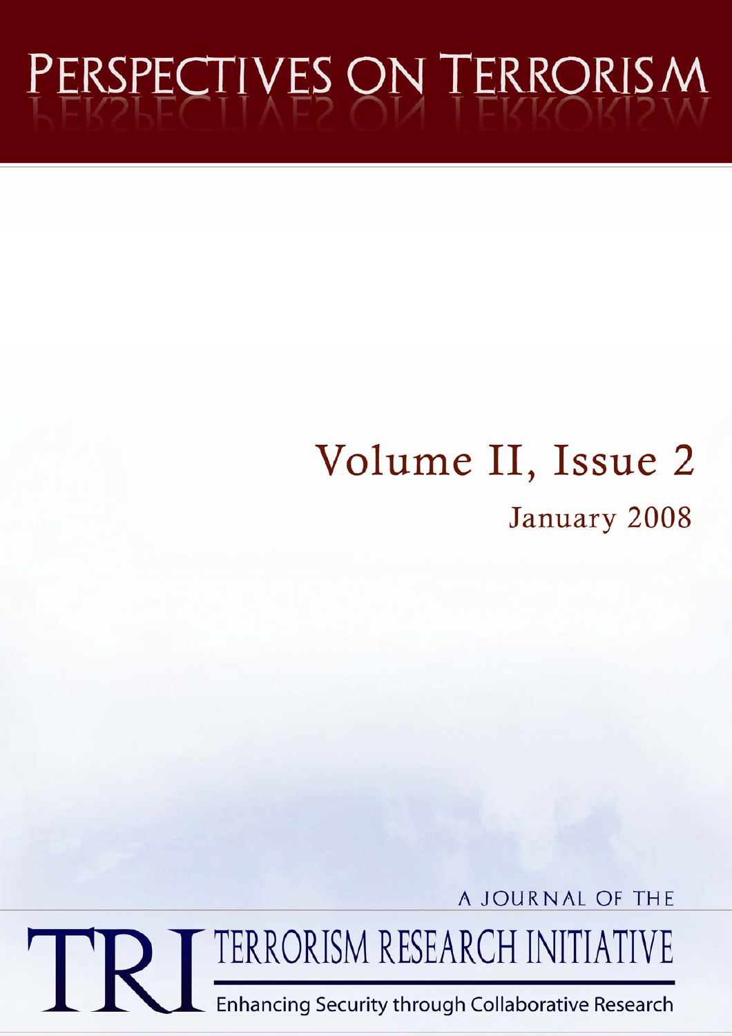# PERSPECTIVES ON TERRORISM

## Volume II, Issue 2

### January 2008

A JOURNAL OF THE

TRI TERRORISM RESEARCH INITIATIVE

Enhancing Security through Collaborative Research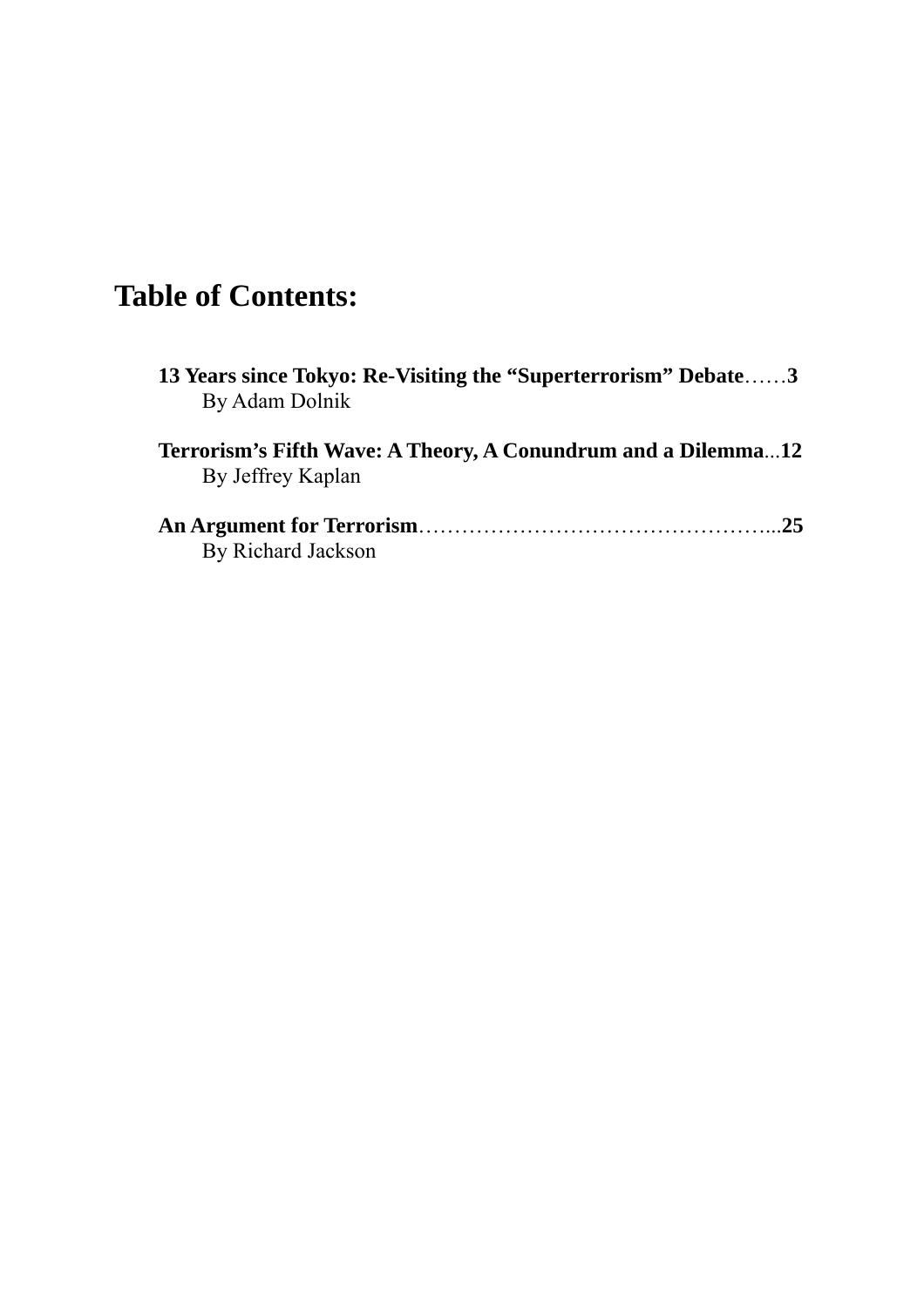# Table of Contents:

**13 Years since Tokyo: Re-Visiting the "Superterrorism" Debate**……**3**
By Adam Dolnik

**Terrorism's Fifth Wave: A Theory, A Conundrum and a Dilemma**...**12**
By Jeffrey Kaplan

**An Argument for Terrorism**…………………………………………...**25**
By Richard Jackson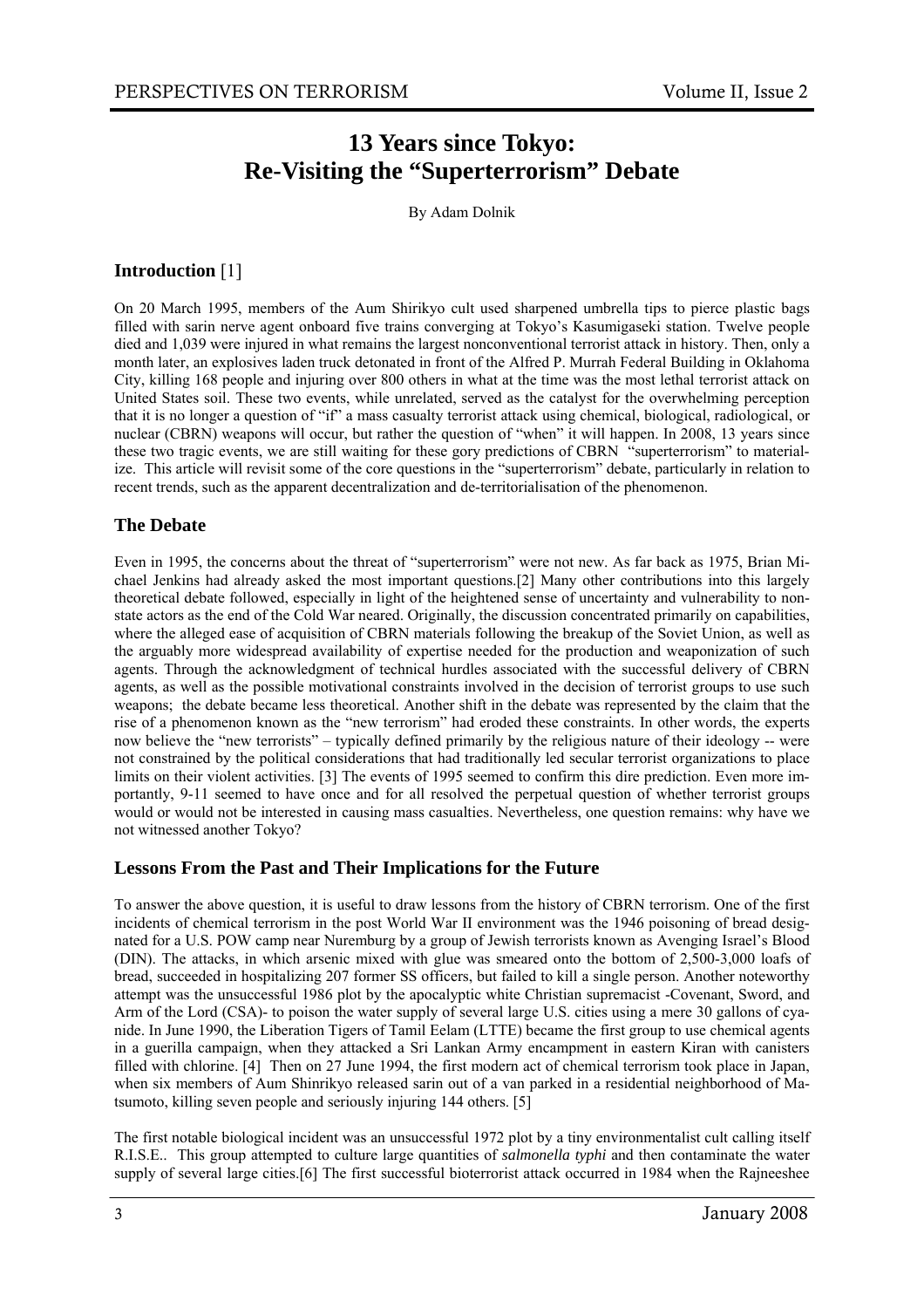# 13 Years since Tokyo: Re-Visiting the "Superterrorism" Debate

By Adam Dolnik

## Introduction [1]

On 20 March 1995, members of the Aum Shirikyo cult used sharpened umbrella tips to pierce plastic bags filled with sarin nerve agent onboard five trains converging at Tokyo's Kasumigaseki station. Twelve people died and 1,039 were injured in what remains the largest nonconventional terrorist attack in history. Then, only a month later, an explosives laden truck detonated in front of the Alfred P. Murrah Federal Building in Oklahoma City, killing 168 people and injuring over 800 others in what at the time was the most lethal terrorist attack on United States soil. These two events, while unrelated, served as the catalyst for the overwhelming perception that it is no longer a question of "if" a mass casualty terrorist attack using chemical, biological, radiological, or nuclear (CBRN) weapons will occur, but rather the question of "when" it will happen. In 2008, 13 years since these two tragic events, we are still waiting for these gory predictions of CBRN "superterrorism" to materialize. This article will revisit some of the core questions in the "superterrorism" debate, particularly in relation to recent trends, such as the apparent decentralization and de-territorialisation of the phenomenon.

## The Debate

Even in 1995, the concerns about the threat of "superterrorism" were not new. As far back as 1975, Brian Michael Jenkins had already asked the most important questions.[2] Many other contributions into this largely theoretical debate followed, especially in light of the heightened sense of uncertainty and vulnerability to non-state actors as the end of the Cold War neared. Originally, the discussion concentrated primarily on capabilities, where the alleged ease of acquisition of CBRN materials following the breakup of the Soviet Union, as well as the arguably more widespread availability of expertise needed for the production and weaponization of such agents. Through the acknowledgment of technical hurdles associated with the successful delivery of CBRN agents, as well as the possible motivational constraints involved in the decision of terrorist groups to use such weapons; the debate became less theoretical. Another shift in the debate was represented by the claim that the rise of a phenomenon known as the "new terrorism" had eroded these constraints. In other words, the experts now believe the "new terrorists" – typically defined primarily by the religious nature of their ideology -- were not constrained by the political considerations that had traditionally led secular terrorist organizations to place limits on their violent activities. [3] The events of 1995 seemed to confirm this dire prediction. Even more importantly, 9-11 seemed to have once and for all resolved the perpetual question of whether terrorist groups would or would not be interested in causing mass casualties. Nevertheless, one question remains: why have we not witnessed another Tokyo?

## Lessons From the Past and Their Implications for the Future

To answer the above question, it is useful to draw lessons from the history of CBRN terrorism. One of the first incidents of chemical terrorism in the post World War II environment was the 1946 poisoning of bread designated for a U.S. POW camp near Nuremburg by a group of Jewish terrorists known as Avenging Israel's Blood (DIN). The attacks, in which arsenic mixed with glue was smeared onto the bottom of 2,500-3,000 loafs of bread, succeeded in hospitalizing 207 former SS officers, but failed to kill a single person. Another noteworthy attempt was the unsuccessful 1986 plot by the apocalyptic white Christian supremacist -Covenant, Sword, and Arm of the Lord (CSA)- to poison the water supply of several large U.S. cities using a mere 30 gallons of cyanide. In June 1990, the Liberation Tigers of Tamil Eelam (LTTE) became the first group to use chemical agents in a guerilla campaign, when they attacked a Sri Lankan Army encampment in eastern Kiran with canisters filled with chlorine. [4] Then on 27 June 1994, the first modern act of chemical terrorism took place in Japan, when six members of Aum Shinrikyo released sarin out of a van parked in a residential neighborhood of Matsumoto, killing seven people and seriously injuring 144 others. [5]

The first notable biological incident was an unsuccessful 1972 plot by a tiny environmentalist cult calling itself R.I.S.E.. This group attempted to culture large quantities of *salmonella typhi* and then contaminate the water supply of several large cities.[6] The first successful bioterrorist attack occurred in 1984 when the Rajneeshee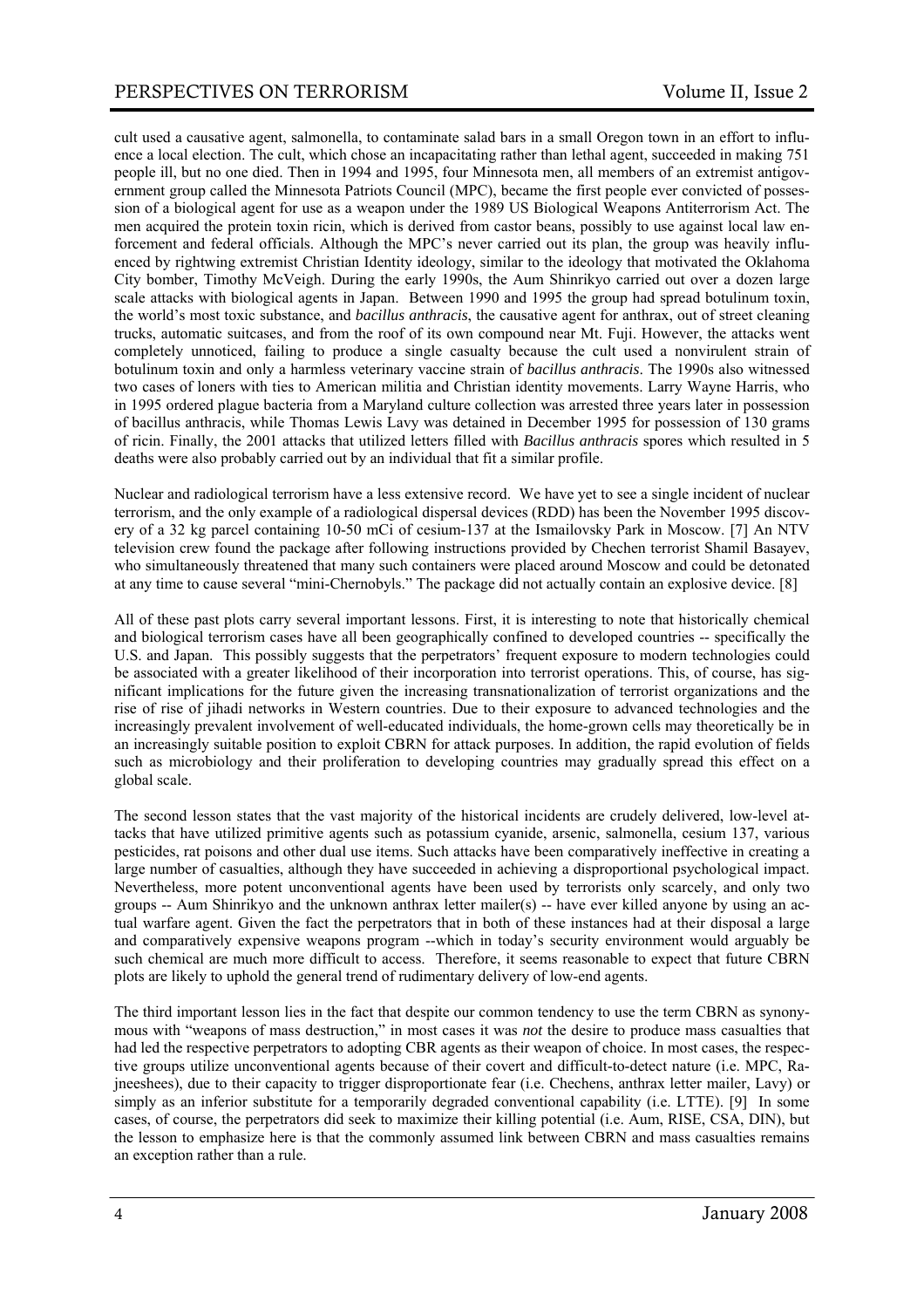cult used a causative agent, salmonella, to contaminate salad bars in a small Oregon town in an effort to influence a local election. The cult, which chose an incapacitating rather than lethal agent, succeeded in making 751 people ill, but no one died. Then in 1994 and 1995, four Minnesota men, all members of an extremist antigovernment group called the Minnesota Patriots Council (MPC), became the first people ever convicted of possession of a biological agent for use as a weapon under the 1989 US Biological Weapons Antiterrorism Act. The men acquired the protein toxin ricin, which is derived from castor beans, possibly to use against local law enforcement and federal officials. Although the MPC's never carried out its plan, the group was heavily influenced by rightwing extremist Christian Identity ideology, similar to the ideology that motivated the Oklahoma City bomber, Timothy McVeigh. During the early 1990s, the Aum Shinrikyo carried out over a dozen large scale attacks with biological agents in Japan. Between 1990 and 1995 the group had spread botulinum toxin, the world's most toxic substance, and *bacillus anthracis*, the causative agent for anthrax, out of street cleaning trucks, automatic suitcases, and from the roof of its own compound near Mt. Fuji. However, the attacks went completely unnoticed, failing to produce a single casualty because the cult used a nonvirulent strain of botulinum toxin and only a harmless veterinary vaccine strain of *bacillus anthracis*. The 1990s also witnessed two cases of loners with ties to American militia and Christian identity movements. Larry Wayne Harris, who in 1995 ordered plague bacteria from a Maryland culture collection was arrested three years later in possession of bacillus anthracis, while Thomas Lewis Lavy was detained in December 1995 for possession of 130 grams of ricin. Finally, the 2001 attacks that utilized letters filled with *Bacillus anthracis* spores which resulted in 5 deaths were also probably carried out by an individual that fit a similar profile.

Nuclear and radiological terrorism have a less extensive record. We have yet to see a single incident of nuclear terrorism, and the only example of a radiological dispersal devices (RDD) has been the November 1995 discovery of a 32 kg parcel containing 10-50 mCi of cesium-137 at the Ismailovsky Park in Moscow. [7] An NTV television crew found the package after following instructions provided by Chechen terrorist Shamil Basayev, who simultaneously threatened that many such containers were placed around Moscow and could be detonated at any time to cause several "mini-Chernobyls." The package did not actually contain an explosive device. [8]

All of these past plots carry several important lessons. First, it is interesting to note that historically chemical and biological terrorism cases have all been geographically confined to developed countries -- specifically the U.S. and Japan. This possibly suggests that the perpetrators' frequent exposure to modern technologies could be associated with a greater likelihood of their incorporation into terrorist operations. This, of course, has significant implications for the future given the increasing transnationalization of terrorist organizations and the rise of rise of jihadi networks in Western countries. Due to their exposure to advanced technologies and the increasingly prevalent involvement of well-educated individuals, the home-grown cells may theoretically be in an increasingly suitable position to exploit CBRN for attack purposes. In addition, the rapid evolution of fields such as microbiology and their proliferation to developing countries may gradually spread this effect on a global scale.

The second lesson states that the vast majority of the historical incidents are crudely delivered, low-level attacks that have utilized primitive agents such as potassium cyanide, arsenic, salmonella, cesium 137, various pesticides, rat poisons and other dual use items. Such attacks have been comparatively ineffective in creating a large number of casualties, although they have succeeded in achieving a disproportional psychological impact. Nevertheless, more potent unconventional agents have been used by terrorists only scarcely, and only two groups -- Aum Shinrikyo and the unknown anthrax letter mailer(s) -- have ever killed anyone by using an actual warfare agent. Given the fact the perpetrators that in both of these instances had at their disposal a large and comparatively expensive weapons program --which in today's security environment would arguably be such chemical are much more difficult to access. Therefore, it seems reasonable to expect that future CBRN plots are likely to uphold the general trend of rudimentary delivery of low-end agents.

The third important lesson lies in the fact that despite our common tendency to use the term CBRN as synonymous with "weapons of mass destruction," in most cases it was *not* the desire to produce mass casualties that had led the respective perpetrators to adopting CBR agents as their weapon of choice. In most cases, the respective groups utilize unconventional agents because of their covert and difficult-to-detect nature (i.e. MPC, Rajneeshees), due to their capacity to trigger disproportionate fear (i.e. Chechens, anthrax letter mailer, Lavy) or simply as an inferior substitute for a temporarily degraded conventional capability (i.e. LTTE). [9] In some cases, of course, the perpetrators did seek to maximize their killing potential (i.e. Aum, RISE, CSA, DIN), but the lesson to emphasize here is that the commonly assumed link between CBRN and mass casualties remains an exception rather than a rule.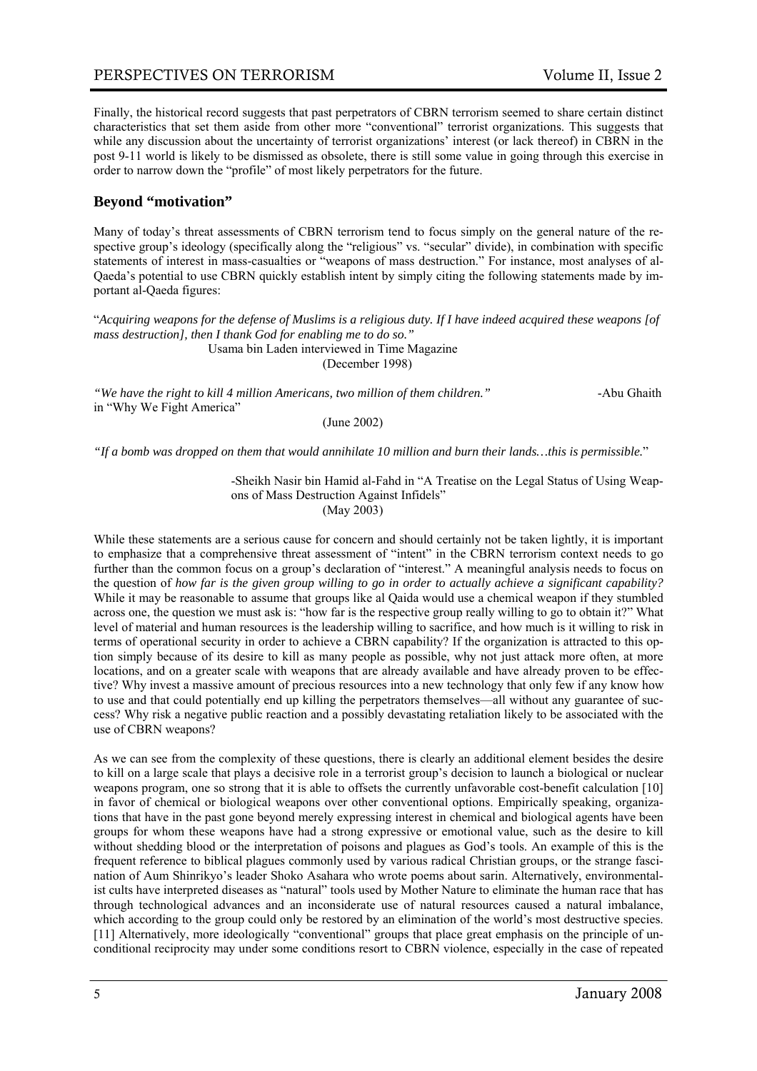Finally, the historical record suggests that past perpetrators of CBRN terrorism seemed to share certain distinct characteristics that set them aside from other more "conventional" terrorist organizations. This suggests that while any discussion about the uncertainty of terrorist organizations' interest (or lack thereof) in CBRN in the post 9-11 world is likely to be dismissed as obsolete, there is still some value in going through this exercise in order to narrow down the "profile" of most likely perpetrators for the future.

## Beyond "motivation"

Many of today's threat assessments of CBRN terrorism tend to focus simply on the general nature of the respective group's ideology (specifically along the "religious" vs. "secular" divide), in combination with specific statements of interest in mass-casualties or "weapons of mass destruction." For instance, most analyses of al-Qaeda's potential to use CBRN quickly establish intent by simply citing the following statements made by important al-Qaeda figures:

"*Acquiring weapons for the defense of Muslims is a religious duty. If I have indeed acquired these weapons [of mass destruction], then I thank God for enabling me to do so."*

Usama bin Laden interviewed in Time Magazine
(December 1998)

*"We have the right to kill 4 million Americans, two million of them children."* -Abu Ghaith in "Why We Fight America"

(June 2002)

*"If a bomb was dropped on them that would annihilate 10 million and burn their lands…this is permissible.*"

-Sheikh Nasir bin Hamid al-Fahd in "A Treatise on the Legal Status of Using Weapons of Mass Destruction Against Infidels"
(May 2003)

While these statements are a serious cause for concern and should certainly not be taken lightly, it is important to emphasize that a comprehensive threat assessment of "intent" in the CBRN terrorism context needs to go further than the common focus on a group's declaration of "interest." A meaningful analysis needs to focus on the question of *how far is the given group willing to go in order to actually achieve a significant capability?* While it may be reasonable to assume that groups like al Qaida would use a chemical weapon if they stumbled across one, the question we must ask is: "how far is the respective group really willing to go to obtain it?" What level of material and human resources is the leadership willing to sacrifice, and how much is it willing to risk in terms of operational security in order to achieve a CBRN capability? If the organization is attracted to this option simply because of its desire to kill as many people as possible, why not just attack more often, at more locations, and on a greater scale with weapons that are already available and have already proven to be effective? Why invest a massive amount of precious resources into a new technology that only few if any know how to use and that could potentially end up killing the perpetrators themselves—all without any guarantee of success? Why risk a negative public reaction and a possibly devastating retaliation likely to be associated with the use of CBRN weapons?

As we can see from the complexity of these questions, there is clearly an additional element besides the desire to kill on a large scale that plays a decisive role in a terrorist group's decision to launch a biological or nuclear weapons program, one so strong that it is able to offsets the currently unfavorable cost-benefit calculation [10] in favor of chemical or biological weapons over other conventional options. Empirically speaking, organizations that have in the past gone beyond merely expressing interest in chemical and biological agents have been groups for whom these weapons have had a strong expressive or emotional value, such as the desire to kill without shedding blood or the interpretation of poisons and plagues as God's tools. An example of this is the frequent reference to biblical plagues commonly used by various radical Christian groups, or the strange fascination of Aum Shinrikyo's leader Shoko Asahara who wrote poems about sarin. Alternatively, environmentalist cults have interpreted diseases as "natural" tools used by Mother Nature to eliminate the human race that has through technological advances and an inconsiderate use of natural resources caused a natural imbalance, which according to the group could only be restored by an elimination of the world's most destructive species. [11] Alternatively, more ideologically "conventional" groups that place great emphasis on the principle of unconditional reciprocity may under some conditions resort to CBRN violence, especially in the case of repeated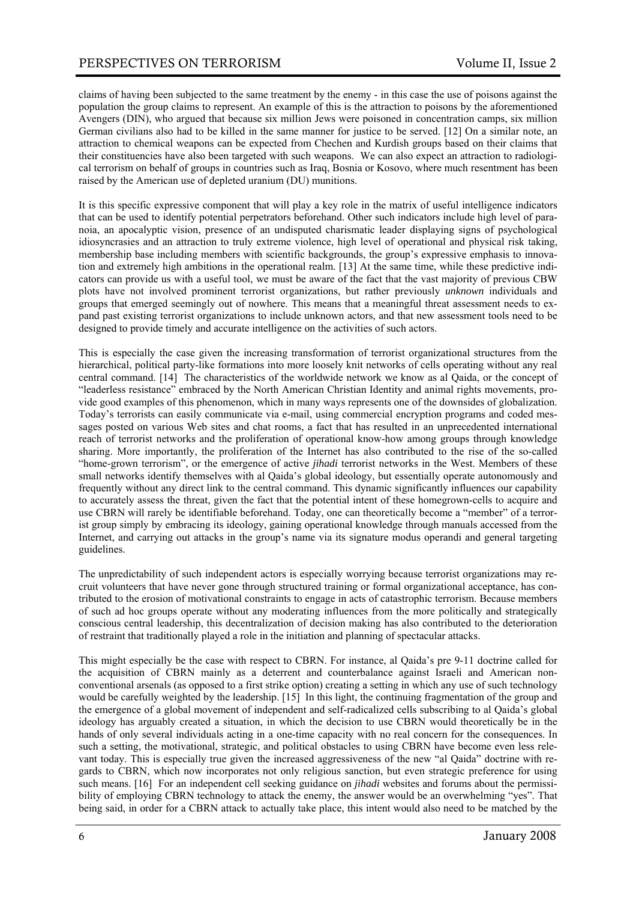claims of having been subjected to the same treatment by the enemy - in this case the use of poisons against the population the group claims to represent. An example of this is the attraction to poisons by the aforementioned Avengers (DIN), who argued that because six million Jews were poisoned in concentration camps, six million German civilians also had to be killed in the same manner for justice to be served. [12] On a similar note, an attraction to chemical weapons can be expected from Chechen and Kurdish groups based on their claims that their constituencies have also been targeted with such weapons. We can also expect an attraction to radiological terrorism on behalf of groups in countries such as Iraq, Bosnia or Kosovo, where much resentment has been raised by the American use of depleted uranium (DU) munitions.

It is this specific expressive component that will play a key role in the matrix of useful intelligence indicators that can be used to identify potential perpetrators beforehand. Other such indicators include high level of paranoia, an apocalyptic vision, presence of an undisputed charismatic leader displaying signs of psychological idiosyncrasies and an attraction to truly extreme violence, high level of operational and physical risk taking, membership base including members with scientific backgrounds, the group's expressive emphasis to innovation and extremely high ambitions in the operational realm. [13] At the same time, while these predictive indicators can provide us with a useful tool, we must be aware of the fact that the vast majority of previous CBW plots have not involved prominent terrorist organizations, but rather previously *unknown* individuals and groups that emerged seemingly out of nowhere. This means that a meaningful threat assessment needs to expand past existing terrorist organizations to include unknown actors, and that new assessment tools need to be designed to provide timely and accurate intelligence on the activities of such actors.

This is especially the case given the increasing transformation of terrorist organizational structures from the hierarchical, political party-like formations into more loosely knit networks of cells operating without any real central command. [14] The characteristics of the worldwide network we know as al Qaida, or the concept of "leaderless resistance" embraced by the North American Christian Identity and animal rights movements, provide good examples of this phenomenon, which in many ways represents one of the downsides of globalization. Today's terrorists can easily communicate via e-mail, using commercial encryption programs and coded messages posted on various Web sites and chat rooms, a fact that has resulted in an unprecedented international reach of terrorist networks and the proliferation of operational know-how among groups through knowledge sharing. More importantly, the proliferation of the Internet has also contributed to the rise of the so-called "home-grown terrorism", or the emergence of active *jihadi* terrorist networks in the West. Members of these small networks identify themselves with al Qaida's global ideology, but essentially operate autonomously and frequently without any direct link to the central command. This dynamic significantly influences our capability to accurately assess the threat, given the fact that the potential intent of these homegrown-cells to acquire and use CBRN will rarely be identifiable beforehand. Today, one can theoretically become a "member" of a terrorist group simply by embracing its ideology, gaining operational knowledge through manuals accessed from the Internet, and carrying out attacks in the group's name via its signature modus operandi and general targeting guidelines.

The unpredictability of such independent actors is especially worrying because terrorist organizations may recruit volunteers that have never gone through structured training or formal organizational acceptance, has contributed to the erosion of motivational constraints to engage in acts of catastrophic terrorism. Because members of such ad hoc groups operate without any moderating influences from the more politically and strategically conscious central leadership, this decentralization of decision making has also contributed to the deterioration of restraint that traditionally played a role in the initiation and planning of spectacular attacks.

This might especially be the case with respect to CBRN. For instance, al Qaida's pre 9-11 doctrine called for the acquisition of CBRN mainly as a deterrent and counterbalance against Israeli and American nonconventional arsenals (as opposed to a first strike option) creating a setting in which any use of such technology would be carefully weighted by the leadership. [15] In this light, the continuing fragmentation of the group and the emergence of a global movement of independent and self-radicalized cells subscribing to al Qaida's global ideology has arguably created a situation, in which the decision to use CBRN would theoretically be in the hands of only several individuals acting in a one-time capacity with no real concern for the consequences. In such a setting, the motivational, strategic, and political obstacles to using CBRN have become even less relevant today. This is especially true given the increased aggressiveness of the new "al Qaida" doctrine with regards to CBRN, which now incorporates not only religious sanction, but even strategic preference for using such means. [16] For an independent cell seeking guidance on *jihadi* websites and forums about the permissibility of employing CBRN technology to attack the enemy, the answer would be an overwhelming "yes". That being said, in order for a CBRN attack to actually take place, this intent would also need to be matched by the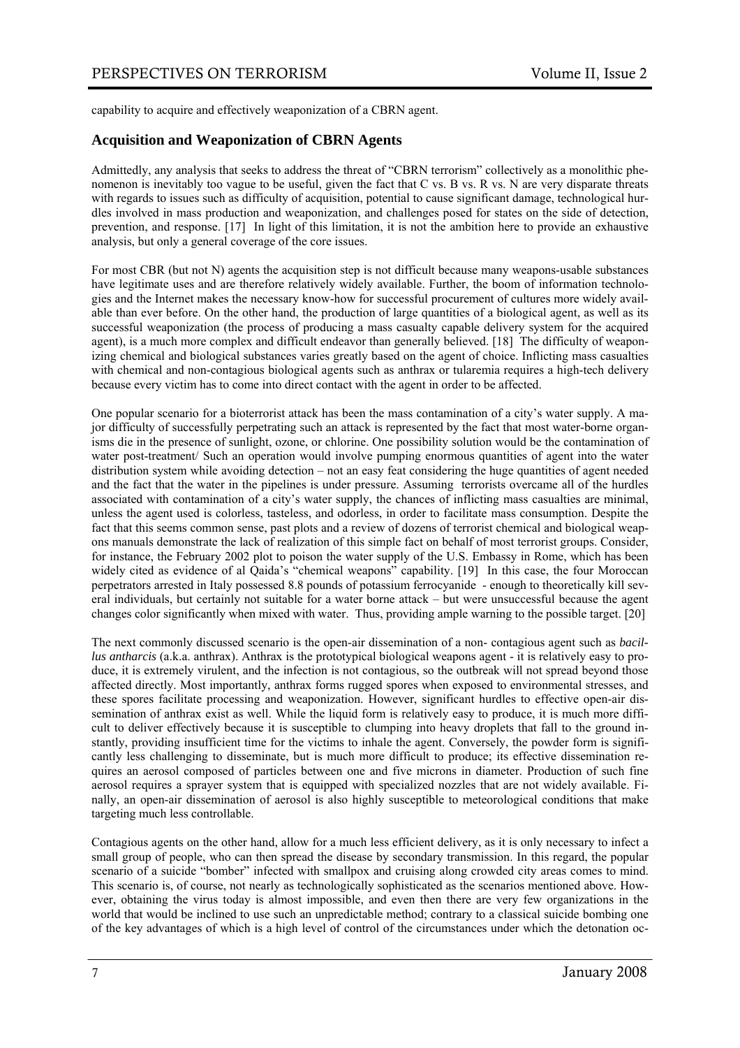capability to acquire and effectively weaponization of a CBRN agent.

## Acquisition and Weaponization of CBRN Agents

Admittedly, any analysis that seeks to address the threat of "CBRN terrorism" collectively as a monolithic phenomenon is inevitably too vague to be useful, given the fact that C vs. B vs. R vs. N are very disparate threats with regards to issues such as difficulty of acquisition, potential to cause significant damage, technological hurdles involved in mass production and weaponization, and challenges posed for states on the side of detection, prevention, and response. [17] In light of this limitation, it is not the ambition here to provide an exhaustive analysis, but only a general coverage of the core issues.

For most CBR (but not N) agents the acquisition step is not difficult because many weapons-usable substances have legitimate uses and are therefore relatively widely available. Further, the boom of information technologies and the Internet makes the necessary know-how for successful procurement of cultures more widely available than ever before. On the other hand, the production of large quantities of a biological agent, as well as its successful weaponization (the process of producing a mass casualty capable delivery system for the acquired agent), is a much more complex and difficult endeavor than generally believed. [18] The difficulty of weaponizing chemical and biological substances varies greatly based on the agent of choice. Inflicting mass casualties with chemical and non-contagious biological agents such as anthrax or tularemia requires a high-tech delivery because every victim has to come into direct contact with the agent in order to be affected.

One popular scenario for a bioterrorist attack has been the mass contamination of a city's water supply. A major difficulty of successfully perpetrating such an attack is represented by the fact that most water-borne organisms die in the presence of sunlight, ozone, or chlorine. One possibility solution would be the contamination of water post-treatment/ Such an operation would involve pumping enormous quantities of agent into the water distribution system while avoiding detection – not an easy feat considering the huge quantities of agent needed and the fact that the water in the pipelines is under pressure. Assuming terrorists overcame all of the hurdles associated with contamination of a city's water supply, the chances of inflicting mass casualties are minimal, unless the agent used is colorless, tasteless, and odorless, in order to facilitate mass consumption. Despite the fact that this seems common sense, past plots and a review of dozens of terrorist chemical and biological weapons manuals demonstrate the lack of realization of this simple fact on behalf of most terrorist groups. Consider, for instance, the February 2002 plot to poison the water supply of the U.S. Embassy in Rome, which has been widely cited as evidence of al Qaida's "chemical weapons" capability. [19] In this case, the four Moroccan perpetrators arrested in Italy possessed 8.8 pounds of potassium ferrocyanide - enough to theoretically kill several individuals, but certainly not suitable for a water borne attack – but were unsuccessful because the agent changes color significantly when mixed with water. Thus, providing ample warning to the possible target. [20]

The next commonly discussed scenario is the open-air dissemination of a non- contagious agent such as *bacillus antharcis* (a.k.a. anthrax). Anthrax is the prototypical biological weapons agent - it is relatively easy to produce, it is extremely virulent, and the infection is not contagious, so the outbreak will not spread beyond those affected directly. Most importantly, anthrax forms rugged spores when exposed to environmental stresses, and these spores facilitate processing and weaponization. However, significant hurdles to effective open-air dissemination of anthrax exist as well. While the liquid form is relatively easy to produce, it is much more difficult to deliver effectively because it is susceptible to clumping into heavy droplets that fall to the ground instantly, providing insufficient time for the victims to inhale the agent. Conversely, the powder form is significantly less challenging to disseminate, but is much more difficult to produce; its effective dissemination requires an aerosol composed of particles between one and five microns in diameter. Production of such fine aerosol requires a sprayer system that is equipped with specialized nozzles that are not widely available. Finally, an open-air dissemination of aerosol is also highly susceptible to meteorological conditions that make targeting much less controllable.

Contagious agents on the other hand, allow for a much less efficient delivery, as it is only necessary to infect a small group of people, who can then spread the disease by secondary transmission. In this regard, the popular scenario of a suicide "bomber" infected with smallpox and cruising along crowded city areas comes to mind. This scenario is, of course, not nearly as technologically sophisticated as the scenarios mentioned above. However, obtaining the virus today is almost impossible, and even then there are very few organizations in the world that would be inclined to use such an unpredictable method; contrary to a classical suicide bombing one of the key advantages of which is a high level of control of the circumstances under which the detonation oc-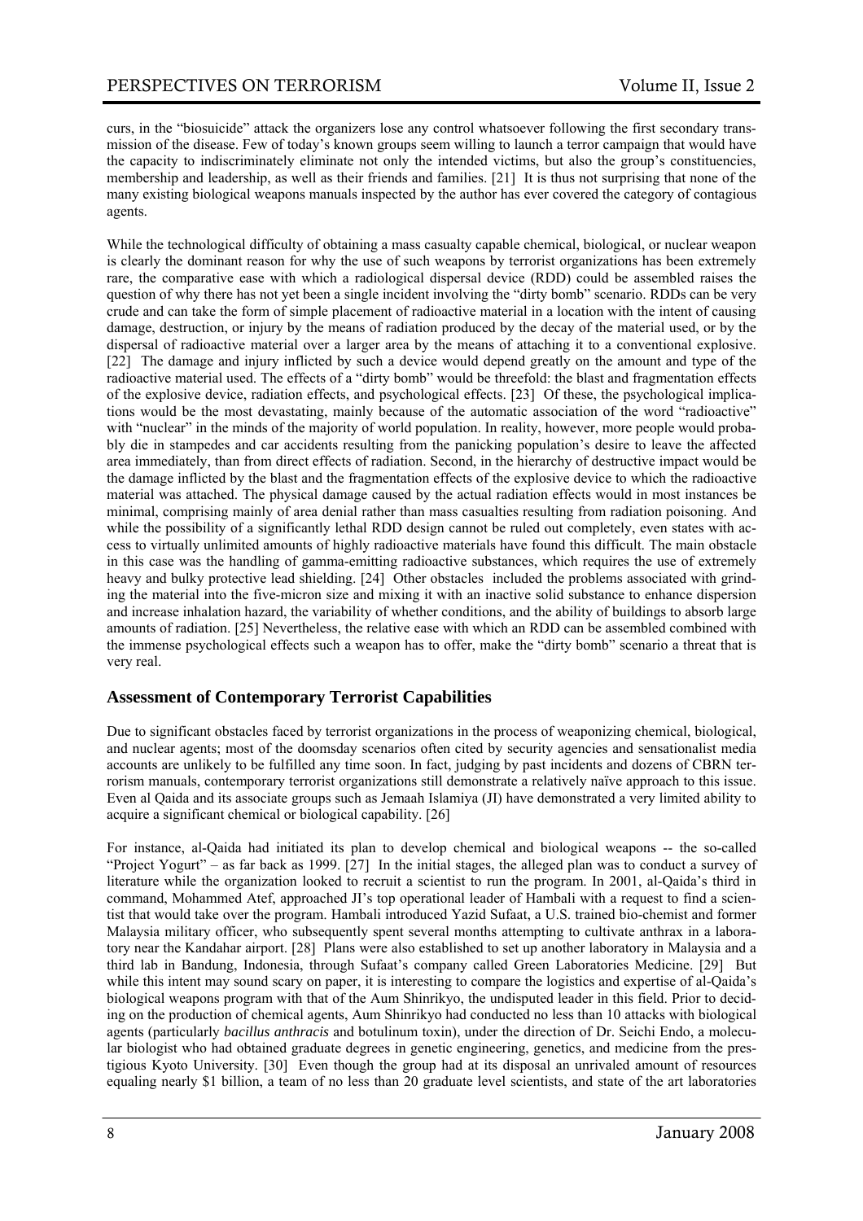curs, in the "biosuicide" attack the organizers lose any control whatsoever following the first secondary transmission of the disease. Few of today's known groups seem willing to launch a terror campaign that would have the capacity to indiscriminately eliminate not only the intended victims, but also the group's constituencies, membership and leadership, as well as their friends and families. [21] It is thus not surprising that none of the many existing biological weapons manuals inspected by the author has ever covered the category of contagious agents.

While the technological difficulty of obtaining a mass casualty capable chemical, biological, or nuclear weapon is clearly the dominant reason for why the use of such weapons by terrorist organizations has been extremely rare, the comparative ease with which a radiological dispersal device (RDD) could be assembled raises the question of why there has not yet been a single incident involving the "dirty bomb" scenario. RDDs can be very crude and can take the form of simple placement of radioactive material in a location with the intent of causing damage, destruction, or injury by the means of radiation produced by the decay of the material used, or by the dispersal of radioactive material over a larger area by the means of attaching it to a conventional explosive. [22] The damage and injury inflicted by such a device would depend greatly on the amount and type of the radioactive material used. The effects of a "dirty bomb" would be threefold: the blast and fragmentation effects of the explosive device, radiation effects, and psychological effects. [23] Of these, the psychological implications would be the most devastating, mainly because of the automatic association of the word "radioactive" with "nuclear" in the minds of the majority of world population. In reality, however, more people would probably die in stampedes and car accidents resulting from the panicking population's desire to leave the affected area immediately, than from direct effects of radiation. Second, in the hierarchy of destructive impact would be the damage inflicted by the blast and the fragmentation effects of the explosive device to which the radioactive material was attached. The physical damage caused by the actual radiation effects would in most instances be minimal, comprising mainly of area denial rather than mass casualties resulting from radiation poisoning. And while the possibility of a significantly lethal RDD design cannot be ruled out completely, even states with access to virtually unlimited amounts of highly radioactive materials have found this difficult. The main obstacle in this case was the handling of gamma-emitting radioactive substances, which requires the use of extremely heavy and bulky protective lead shielding. [24] Other obstacles included the problems associated with grinding the material into the five-micron size and mixing it with an inactive solid substance to enhance dispersion and increase inhalation hazard, the variability of whether conditions, and the ability of buildings to absorb large amounts of radiation. [25] Nevertheless, the relative ease with which an RDD can be assembled combined with the immense psychological effects such a weapon has to offer, make the "dirty bomb" scenario a threat that is very real.

## Assessment of Contemporary Terrorist Capabilities

Due to significant obstacles faced by terrorist organizations in the process of weaponizing chemical, biological, and nuclear agents; most of the doomsday scenarios often cited by security agencies and sensationalist media accounts are unlikely to be fulfilled any time soon. In fact, judging by past incidents and dozens of CBRN terrorism manuals, contemporary terrorist organizations still demonstrate a relatively naïve approach to this issue. Even al Qaida and its associate groups such as Jemaah Islamiya (JI) have demonstrated a very limited ability to acquire a significant chemical or biological capability. [26]

For instance, al-Qaida had initiated its plan to develop chemical and biological weapons -- the so-called "Project Yogurt" – as far back as 1999. [27] In the initial stages, the alleged plan was to conduct a survey of literature while the organization looked to recruit a scientist to run the program. In 2001, al-Qaida's third in command, Mohammed Atef, approached JI's top operational leader of Hambali with a request to find a scientist that would take over the program. Hambali introduced Yazid Sufaat, a U.S. trained bio-chemist and former Malaysia military officer, who subsequently spent several months attempting to cultivate anthrax in a laboratory near the Kandahar airport. [28] Plans were also established to set up another laboratory in Malaysia and a third lab in Bandung, Indonesia, through Sufaat's company called Green Laboratories Medicine. [29] But while this intent may sound scary on paper, it is interesting to compare the logistics and expertise of al-Qaida's biological weapons program with that of the Aum Shinrikyo, the undisputed leader in this field. Prior to deciding on the production of chemical agents, Aum Shinrikyo had conducted no less than 10 attacks with biological agents (particularly *bacillus anthracis* and botulinum toxin), under the direction of Dr. Seichi Endo, a molecular biologist who had obtained graduate degrees in genetic engineering, genetics, and medicine from the prestigious Kyoto University. [30] Even though the group had at its disposal an unrivaled amount of resources equaling nearly $1 billion, a team of no less than 20 graduate level scientists, and state of the art laboratories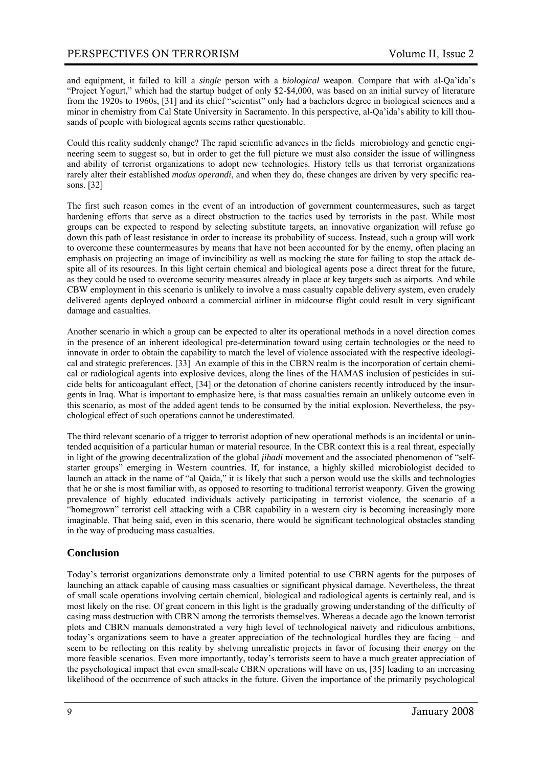and equipment, it failed to kill a *single* person with a *biological* weapon. Compare that with al-Qa'ida's "Project Yogurt," which had the startup budget of only $2-$4,000, was based on an initial survey of literature from the 1920s to 1960s, [31] and its chief "scientist" only had a bachelors degree in biological sciences and a minor in chemistry from Cal State University in Sacramento. In this perspective, al-Qa'ida's ability to kill thousands of people with biological agents seems rather questionable.

Could this reality suddenly change? The rapid scientific advances in the fields microbiology and genetic engineering seem to suggest so, but in order to get the full picture we must also consider the issue of willingness and ability of terrorist organizations to adopt new technologies. History tells us that terrorist organizations rarely alter their established *modus operandi*, and when they do, these changes are driven by very specific reasons. [32]

The first such reason comes in the event of an introduction of government countermeasures, such as target hardening efforts that serve as a direct obstruction to the tactics used by terrorists in the past. While most groups can be expected to respond by selecting substitute targets, an innovative organization will refuse go down this path of least resistance in order to increase its probability of success. Instead, such a group will work to overcome these countermeasures by means that have not been accounted for by the enemy, often placing an emphasis on projecting an image of invincibility as well as mocking the state for failing to stop the attack despite all of its resources. In this light certain chemical and biological agents pose a direct threat for the future, as they could be used to overcome security measures already in place at key targets such as airports. And while CBW employment in this scenario is unlikely to involve a mass casualty capable delivery system, even crudely delivered agents deployed onboard a commercial airliner in midcourse flight could result in very significant damage and casualties.

Another scenario in which a group can be expected to alter its operational methods in a novel direction comes in the presence of an inherent ideological pre-determination toward using certain technologies or the need to innovate in order to obtain the capability to match the level of violence associated with the respective ideological and strategic preferences. [33] An example of this in the CBRN realm is the incorporation of certain chemical or radiological agents into explosive devices, along the lines of the HAMAS inclusion of pesticides in suicide belts for anticoagulant effect, [34] or the detonation of chorine canisters recently introduced by the insurgents in Iraq. What is important to emphasize here, is that mass casualties remain an unlikely outcome even in this scenario, as most of the added agent tends to be consumed by the initial explosion. Nevertheless, the psychological effect of such operations cannot be underestimated.

The third relevant scenario of a trigger to terrorist adoption of new operational methods is an incidental or unintended acquisition of a particular human or material resource. In the CBR context this is a real threat, especially in light of the growing decentralization of the global *jihadi* movement and the associated phenomenon of "self-starter groups" emerging in Western countries. If, for instance, a highly skilled microbiologist decided to launch an attack in the name of "al Qaida," it is likely that such a person would use the skills and technologies that he or she is most familiar with, as opposed to resorting to traditional terrorist weaponry. Given the growing prevalence of highly educated individuals actively participating in terrorist violence, the scenario of a "homegrown" terrorist cell attacking with a CBR capability in a western city is becoming increasingly more imaginable. That being said, even in this scenario, there would be significant technological obstacles standing in the way of producing mass casualties.

## Conclusion

Today's terrorist organizations demonstrate only a limited potential to use CBRN agents for the purposes of launching an attack capable of causing mass casualties or significant physical damage. Nevertheless, the threat of small scale operations involving certain chemical, biological and radiological agents is certainly real, and is most likely on the rise. Of great concern in this light is the gradually growing understanding of the difficulty of casing mass destruction with CBRN among the terrorists themselves. Whereas a decade ago the known terrorist plots and CBRN manuals demonstrated a very high level of technological naivety and ridiculous ambitions, today's organizations seem to have a greater appreciation of the technological hurdles they are facing – and seem to be reflecting on this reality by shelving unrealistic projects in favor of focusing their energy on the more feasible scenarios. Even more importantly, today's terrorists seem to have a much greater appreciation of the psychological impact that even small-scale CBRN operations will have on us, [35] leading to an increasing likelihood of the occurrence of such attacks in the future. Given the importance of the primarily psychological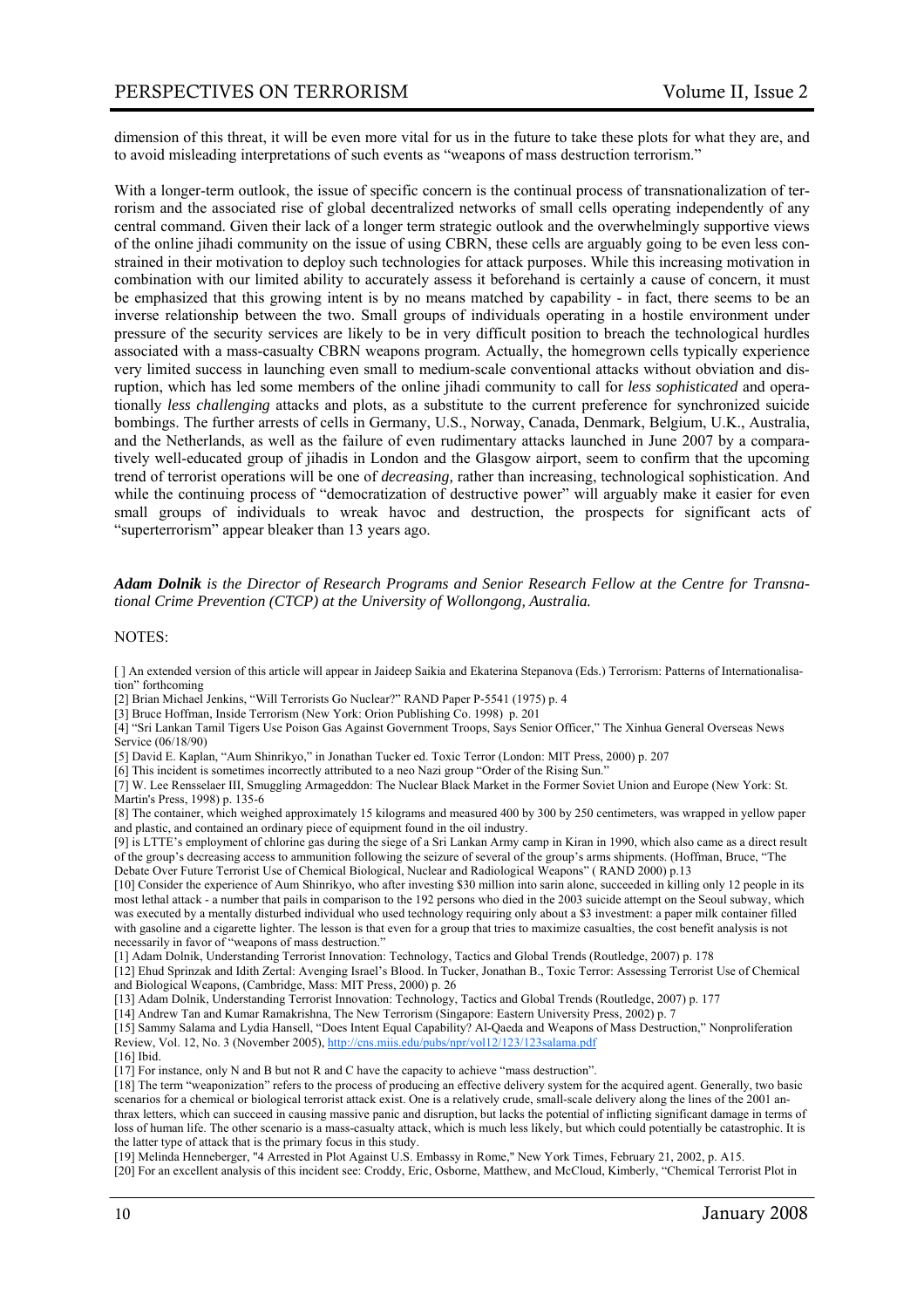dimension of this threat, it will be even more vital for us in the future to take these plots for what they are, and to avoid misleading interpretations of such events as "weapons of mass destruction terrorism."

With a longer-term outlook, the issue of specific concern is the continual process of transnationalization of terrorism and the associated rise of global decentralized networks of small cells operating independently of any central command. Given their lack of a longer term strategic outlook and the overwhelmingly supportive views of the online jihadi community on the issue of using CBRN, these cells are arguably going to be even less constrained in their motivation to deploy such technologies for attack purposes. While this increasing motivation in combination with our limited ability to accurately assess it beforehand is certainly a cause of concern, it must be emphasized that this growing intent is by no means matched by capability - in fact, there seems to be an inverse relationship between the two. Small groups of individuals operating in a hostile environment under pressure of the security services are likely to be in very difficult position to breach the technological hurdles associated with a mass-casualty CBRN weapons program. Actually, the homegrown cells typically experience very limited success in launching even small to medium-scale conventional attacks without obviation and disruption, which has led some members of the online jihadi community to call for *less sophisticated* and operationally *less challenging* attacks and plots, as a substitute to the current preference for synchronized suicide bombings. The further arrests of cells in Germany, U.S., Norway, Canada, Denmark, Belgium, U.K., Australia, and the Netherlands, as well as the failure of even rudimentary attacks launched in June 2007 by a comparatively well-educated group of jihadis in London and the Glasgow airport, seem to confirm that the upcoming trend of terrorist operations will be one of *decreasing,* rather than increasing, technological sophistication. And while the continuing process of "democratization of destructive power" will arguably make it easier for even small groups of individuals to wreak havoc and destruction, the prospects for significant acts of "superterrorism" appear bleaker than 13 years ago.

***Adam Dolnik** is the Director of Research Programs and Senior Research Fellow at the Centre for Transnational Crime Prevention (CTCP) at the University of Wollongong, Australia.*

NOTES:

[ ] An extended version of this article will appear in Jaideep Saikia and Ekaterina Stepanova (Eds.) Terrorism: Patterns of Internationalisation" forthcoming

[2] Brian Michael Jenkins, "Will Terrorists Go Nuclear?" RAND Paper P-5541 (1975) p. 4

[3] Bruce Hoffman, Inside Terrorism (New York: Orion Publishing Co. 1998) p. 201

[4] "Sri Lankan Tamil Tigers Use Poison Gas Against Government Troops, Says Senior Officer," The Xinhua General Overseas News Service (06/18/90)

[5] David E. Kaplan, "Aum Shinrikyo," in Jonathan Tucker ed. Toxic Terror (London: MIT Press, 2000) p. 207

[6] This incident is sometimes incorrectly attributed to a neo Nazi group "Order of the Rising Sun."

[7] W. Lee Rensselaer III, Smuggling Armageddon: The Nuclear Black Market in the Former Soviet Union and Europe (New York: St. Martin's Press, 1998) p. 135-6

[8] The container, which weighed approximately 15 kilograms and measured 400 by 300 by 250 centimeters, was wrapped in yellow paper and plastic, and contained an ordinary piece of equipment found in the oil industry.

[9] is LTTE's employment of chlorine gas during the siege of a Sri Lankan Army camp in Kiran in 1990, which also came as a direct result of the group's decreasing access to ammunition following the seizure of several of the group's arms shipments. (Hoffman, Bruce, "The Debate Over Future Terrorist Use of Chemical Biological, Nuclear and Radiological Weapons" ( RAND 2000) p.13

[10] Consider the experience of Aum Shinrikyo, who after investing $30 million into sarin alone, succeeded in killing only 12 people in its most lethal attack - a number that pails in comparison to the 192 persons who died in the 2003 suicide attempt on the Seoul subway, which was executed by a mentally disturbed individual who used technology requiring only about a $3 investment: a paper milk container filled with gasoline and a cigarette lighter. The lesson is that even for a group that tries to maximize casualties, the cost benefit analysis is not necessarily in favor of "weapons of mass destruction."

[1] Adam Dolnik, Understanding Terrorist Innovation: Technology, Tactics and Global Trends (Routledge, 2007) p. 178

[12] Ehud Sprinzak and Idith Zertal: Avenging Israel's Blood. In Tucker, Jonathan B., Toxic Terror: Assessing Terrorist Use of Chemical and Biological Weapons, (Cambridge, Mass: MIT Press, 2000) p. 26

[13] Adam Dolnik, Understanding Terrorist Innovation: Technology, Tactics and Global Trends (Routledge, 2007) p. 177

[14] Andrew Tan and Kumar Ramakrishna, The New Terrorism (Singapore: Eastern University Press, 2002) p. 7

[15] Sammy Salama and Lydia Hansell, "Does Intent Equal Capability? Al-Qaeda and Weapons of Mass Destruction," Nonproliferation Review, Vol. 12, No. 3 (November 2005), http://cns.miis.edu/pubs/npr/vol12/123/123salama.pdf

[16] Ibid.

[17] For instance, only N and B but not R and C have the capacity to achieve "mass destruction".

[18] The term "weaponization" refers to the process of producing an effective delivery system for the acquired agent. Generally, two basic scenarios for a chemical or biological terrorist attack exist. One is a relatively crude, small-scale delivery along the lines of the 2001 anthrax letters, which can succeed in causing massive panic and disruption, but lacks the potential of inflicting significant damage in terms of loss of human life. The other scenario is a mass-casualty attack, which is much less likely, but which could potentially be catastrophic. It is the latter type of attack that is the primary focus in this study.

[19] Melinda Henneberger, "4 Arrested in Plot Against U.S. Embassy in Rome," New York Times, February 21, 2002, p. A15.

[20] For an excellent analysis of this incident see: Croddy, Eric, Osborne, Matthew, and McCloud, Kimberly, "Chemical Terrorist Plot in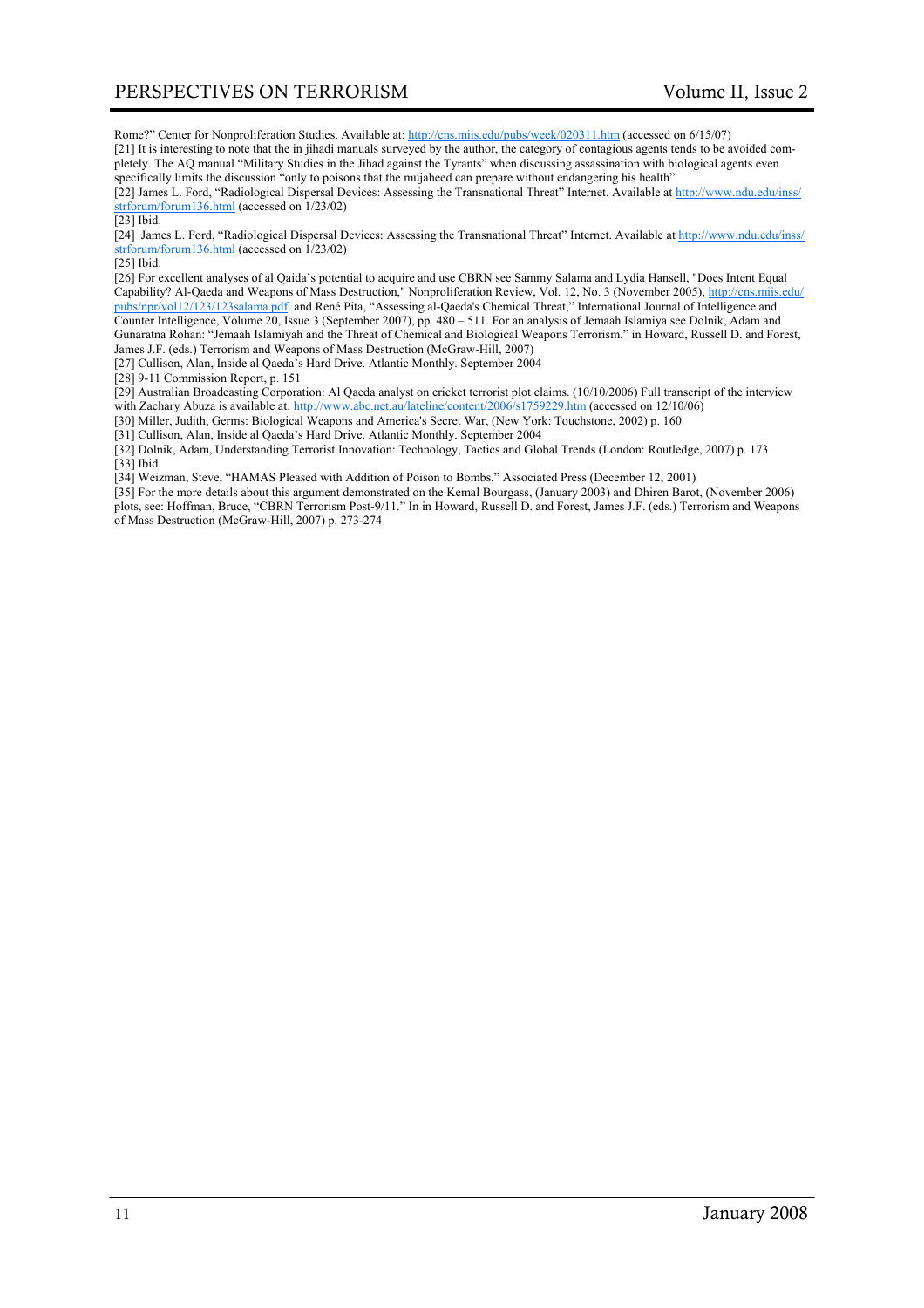Rome?" Center for Nonproliferation Studies. Available at: http://cns.miis.edu/pubs/week/020311.htm (accessed on 6/15/07)

[21] It is interesting to note that the in jihadi manuals surveyed by the author, the category of contagious agents tends to be avoided completely. The AQ manual "Military Studies in the Jihad against the Tyrants" when discussing assassination with biological agents even specifically limits the discussion "only to poisons that the mujaheed can prepare without endangering his health"

[22] James L. Ford, "Radiological Dispersal Devices: Assessing the Transnational Threat" Internet. Available at http://www.ndu.edu/inss/strforum/forum136.html (accessed on 1/23/02)

[23] Ibid.

[24] James L. Ford, "Radiological Dispersal Devices: Assessing the Transnational Threat" Internet. Available at http://www.ndu.edu/inss/strforum/forum136.html (accessed on 1/23/02)

[25] Ibid.

[26] For excellent analyses of al Qaida's potential to acquire and use CBRN see Sammy Salama and Lydia Hansell, "Does Intent Equal Capability? Al-Qaeda and Weapons of Mass Destruction," Nonproliferation Review, Vol. 12, No. 3 (November 2005), http://cns.miis.edu/pubs/npr/vol12/123/123salama.pdf. and René Pita, "Assessing al-Qaeda's Chemical Threat," International Journal of Intelligence and Counter Intelligence, Volume 20, Issue 3 (September 2007), pp. 480 – 511. For an analysis of Jemaah Islamiya see Dolnik, Adam and Gunaratna Rohan: "Jemaah Islamiyah and the Threat of Chemical and Biological Weapons Terrorism." in Howard, Russell D. and Forest, James J.F. (eds.) Terrorism and Weapons of Mass Destruction (McGraw-Hill, 2007)

[27] Cullison, Alan, Inside al Qaeda's Hard Drive. Atlantic Monthly. September 2004

[28] 9-11 Commission Report, p. 151

[29] Australian Broadcasting Corporation: Al Qaeda analyst on cricket terrorist plot claims. (10/10/2006) Full transcript of the interview with Zachary Abuza is available at: http://www.abc.net.au/lateline/content/2006/s1759229.htm (accessed on 12/10/06)

[30] Miller, Judith, Germs: Biological Weapons and America's Secret War, (New York: Touchstone, 2002) p. 160

[31] Cullison, Alan, Inside al Qaeda's Hard Drive. Atlantic Monthly. September 2004

[32] Dolnik, Adam, Understanding Terrorist Innovation: Technology, Tactics and Global Trends (London: Routledge, 2007) p. 173

[33] Ibid.

[34] Weizman, Steve, "HAMAS Pleased with Addition of Poison to Bombs," Associated Press (December 12, 2001)

[35] For the more details about this argument demonstrated on the Kemal Bourgass, (January 2003) and Dhiren Barot, (November 2006) plots, see: Hoffman, Bruce, "CBRN Terrorism Post-9/11." In in Howard, Russell D. and Forest, James J.F. (eds.) Terrorism and Weapons of Mass Destruction (McGraw-Hill, 2007) p. 273-274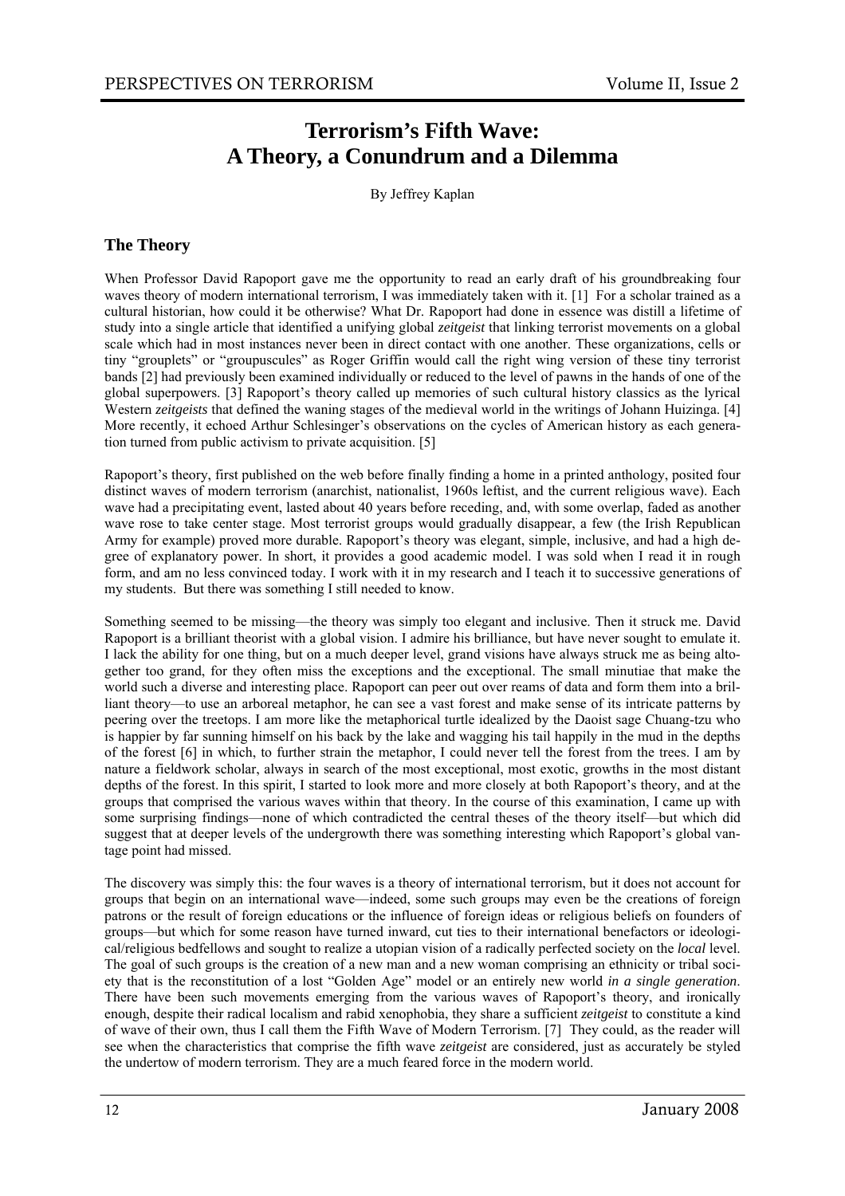# Terrorism's Fifth Wave: A Theory, a Conundrum and a Dilemma

By Jeffrey Kaplan

## The Theory

When Professor David Rapoport gave me the opportunity to read an early draft of his groundbreaking four waves theory of modern international terrorism, I was immediately taken with it. [1] For a scholar trained as a cultural historian, how could it be otherwise? What Dr. Rapoport had done in essence was distill a lifetime of study into a single article that identified a unifying global *zeitgeist* that linking terrorist movements on a global scale which had in most instances never been in direct contact with one another. These organizations, cells or tiny "grouplets" or "groupuscules" as Roger Griffin would call the right wing version of these tiny terrorist bands [2] had previously been examined individually or reduced to the level of pawns in the hands of one of the global superpowers. [3] Rapoport's theory called up memories of such cultural history classics as the lyrical Western *zeitgeists* that defined the waning stages of the medieval world in the writings of Johann Huizinga. [4] More recently, it echoed Arthur Schlesinger's observations on the cycles of American history as each generation turned from public activism to private acquisition. [5]

Rapoport's theory, first published on the web before finally finding a home in a printed anthology, posited four distinct waves of modern terrorism (anarchist, nationalist, 1960s leftist, and the current religious wave). Each wave had a precipitating event, lasted about 40 years before receding, and, with some overlap, faded as another wave rose to take center stage. Most terrorist groups would gradually disappear, a few (the Irish Republican Army for example) proved more durable. Rapoport's theory was elegant, simple, inclusive, and had a high degree of explanatory power. In short, it provides a good academic model. I was sold when I read it in rough form, and am no less convinced today. I work with it in my research and I teach it to successive generations of my students. But there was something I still needed to know.

Something seemed to be missing—the theory was simply too elegant and inclusive. Then it struck me. David Rapoport is a brilliant theorist with a global vision. I admire his brilliance, but have never sought to emulate it. I lack the ability for one thing, but on a much deeper level, grand visions have always struck me as being altogether too grand, for they often miss the exceptions and the exceptional. The small minutiae that make the world such a diverse and interesting place. Rapoport can peer out over reams of data and form them into a brilliant theory—to use an arboreal metaphor, he can see a vast forest and make sense of its intricate patterns by peering over the treetops. I am more like the metaphorical turtle idealized by the Daoist sage Chuang-tzu who is happier by far sunning himself on his back by the lake and wagging his tail happily in the mud in the depths of the forest [6] in which, to further strain the metaphor, I could never tell the forest from the trees. I am by nature a fieldwork scholar, always in search of the most exceptional, most exotic, growths in the most distant depths of the forest. In this spirit, I started to look more and more closely at both Rapoport's theory, and at the groups that comprised the various waves within that theory. In the course of this examination, I came up with some surprising findings—none of which contradicted the central theses of the theory itself—but which did suggest that at deeper levels of the undergrowth there was something interesting which Rapoport's global vantage point had missed.

The discovery was simply this: the four waves is a theory of international terrorism, but it does not account for groups that begin on an international wave—indeed, some such groups may even be the creations of foreign patrons or the result of foreign educations or the influence of foreign ideas or religious beliefs on founders of groups—but which for some reason have turned inward, cut ties to their international benefactors or ideological/religious bedfellows and sought to realize a utopian vision of a radically perfected society on the *local* level. The goal of such groups is the creation of a new man and a new woman comprising an ethnicity or tribal society that is the reconstitution of a lost "Golden Age" model or an entirely new world *in a single generation*. There have been such movements emerging from the various waves of Rapoport's theory, and ironically enough, despite their radical localism and rabid xenophobia, they share a sufficient *zeitgeist* to constitute a kind of wave of their own, thus I call them the Fifth Wave of Modern Terrorism. [7] They could, as the reader will see when the characteristics that comprise the fifth wave *zeitgeist* are considered, just as accurately be styled the undertow of modern terrorism. They are a much feared force in the modern world.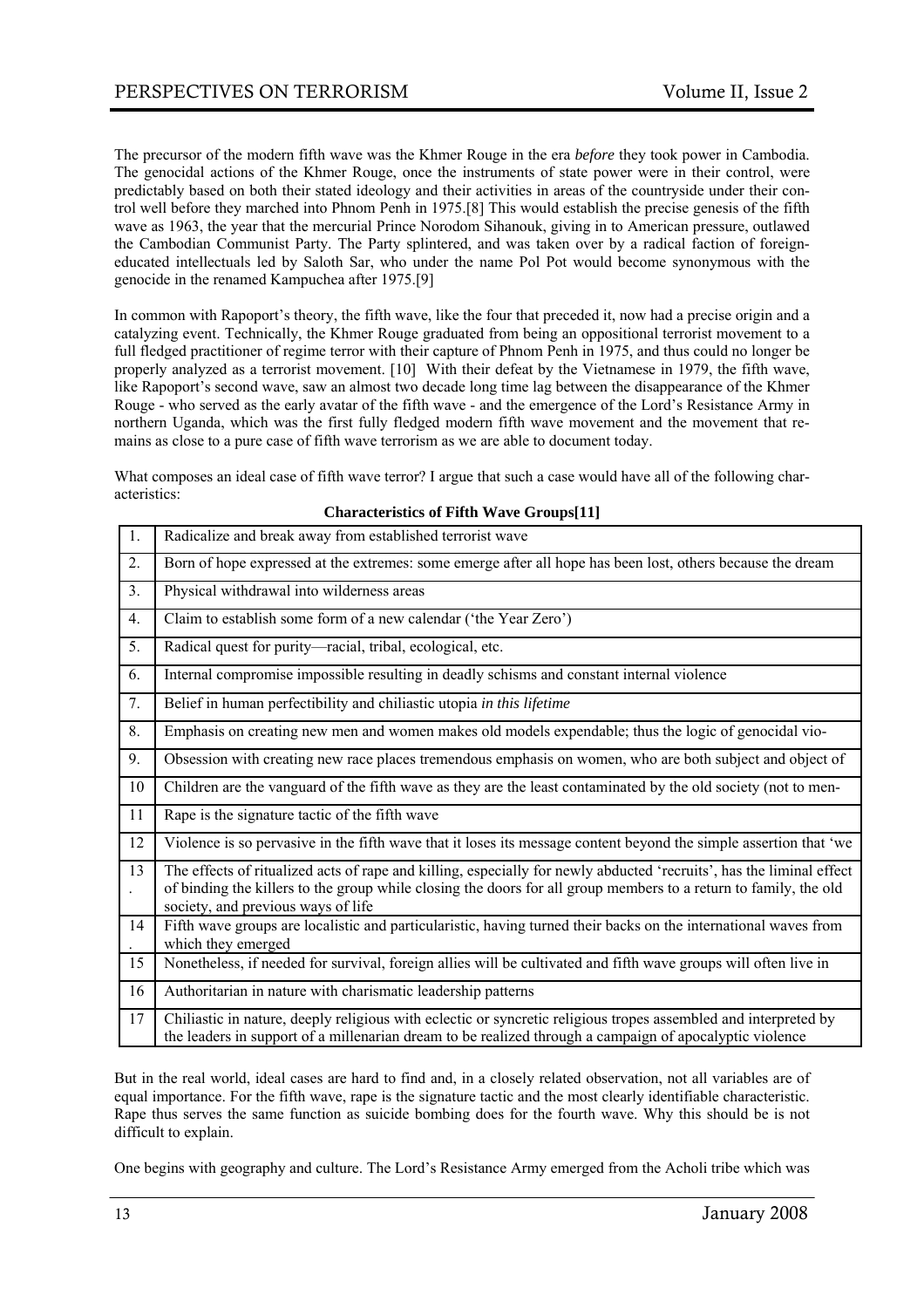The precursor of the modern fifth wave was the Khmer Rouge in the era *before* they took power in Cambodia. The genocidal actions of the Khmer Rouge, once the instruments of state power were in their control, were predictably based on both their stated ideology and their activities in areas of the countryside under their control well before they marched into Phnom Penh in 1975.[8] This would establish the precise genesis of the fifth wave as 1963, the year that the mercurial Prince Norodom Sihanouk, giving in to American pressure, outlawed the Cambodian Communist Party. The Party splintered, and was taken over by a radical faction of foreign-educated intellectuals led by Saloth Sar, who under the name Pol Pot would become synonymous with the genocide in the renamed Kampuchea after 1975.[9]

In common with Rapoport's theory, the fifth wave, like the four that preceded it, now had a precise origin and a catalyzing event. Technically, the Khmer Rouge graduated from being an oppositional terrorist movement to a full fledged practitioner of regime terror with their capture of Phnom Penh in 1975, and thus could no longer be properly analyzed as a terrorist movement. [10] With their defeat by the Vietnamese in 1979, the fifth wave, like Rapoport's second wave, saw an almost two decade long time lag between the disappearance of the Khmer Rouge - who served as the early avatar of the fifth wave - and the emergence of the Lord's Resistance Army in northern Uganda, which was the first fully fledged modern fifth wave movement and the movement that remains as close to a pure case of fifth wave terrorism as we are able to document today.

What composes an ideal case of fifth wave terror? I argue that such a case would have all of the following characteristics:

**Characteristics of Fifth Wave Groups[11]**

| | |
|---|---|
| 1. | Radicalize and break away from established terrorist wave |
| 2. | Born of hope expressed at the extremes: some emerge after all hope has been lost, others because the dream |
| 3. | Physical withdrawal into wilderness areas |
| 4. | Claim to establish some form of a new calendar ('the Year Zero') |
| 5. | Radical quest for purity—racial, tribal, ecological, etc. |
| 6. | Internal compromise impossible resulting in deadly schisms and constant internal violence |
| 7. | Belief in human perfectibility and chiliastic utopia *in this lifetime* |
| 8. | Emphasis on creating new men and women makes old models expendable; thus the logic of genocidal vio- |
| 9. | Obsession with creating new race places tremendous emphasis on women, who are both subject and object of |
| 10 | Children are the vanguard of the fifth wave as they are the least contaminated by the old society (not to men- |
| 11 | Rape is the signature tactic of the fifth wave |
| 12 | Violence is so pervasive in the fifth wave that it loses its message content beyond the simple assertion that 'we |
| 13. | The effects of ritualized acts of rape and killing, especially for newly abducted 'recruits', has the liminal effect of binding the killers to the group while closing the doors for all group members to a return to family, the old society, and previous ways of life |
| 14. | Fifth wave groups are localistic and particularistic, having turned their backs on the international waves from which they emerged |
| 15 | Nonetheless, if needed for survival, foreign allies will be cultivated and fifth wave groups will often live in |
| 16 | Authoritarian in nature with charismatic leadership patterns |
| 17 | Chiliastic in nature, deeply religious with eclectic or syncretic religious tropes assembled and interpreted by the leaders in support of a millenarian dream to be realized through a campaign of apocalyptic violence |

But in the real world, ideal cases are hard to find and, in a closely related observation, not all variables are of equal importance. For the fifth wave, rape is the signature tactic and the most clearly identifiable characteristic. Rape thus serves the same function as suicide bombing does for the fourth wave. Why this should be is not difficult to explain.

One begins with geography and culture. The Lord's Resistance Army emerged from the Acholi tribe which was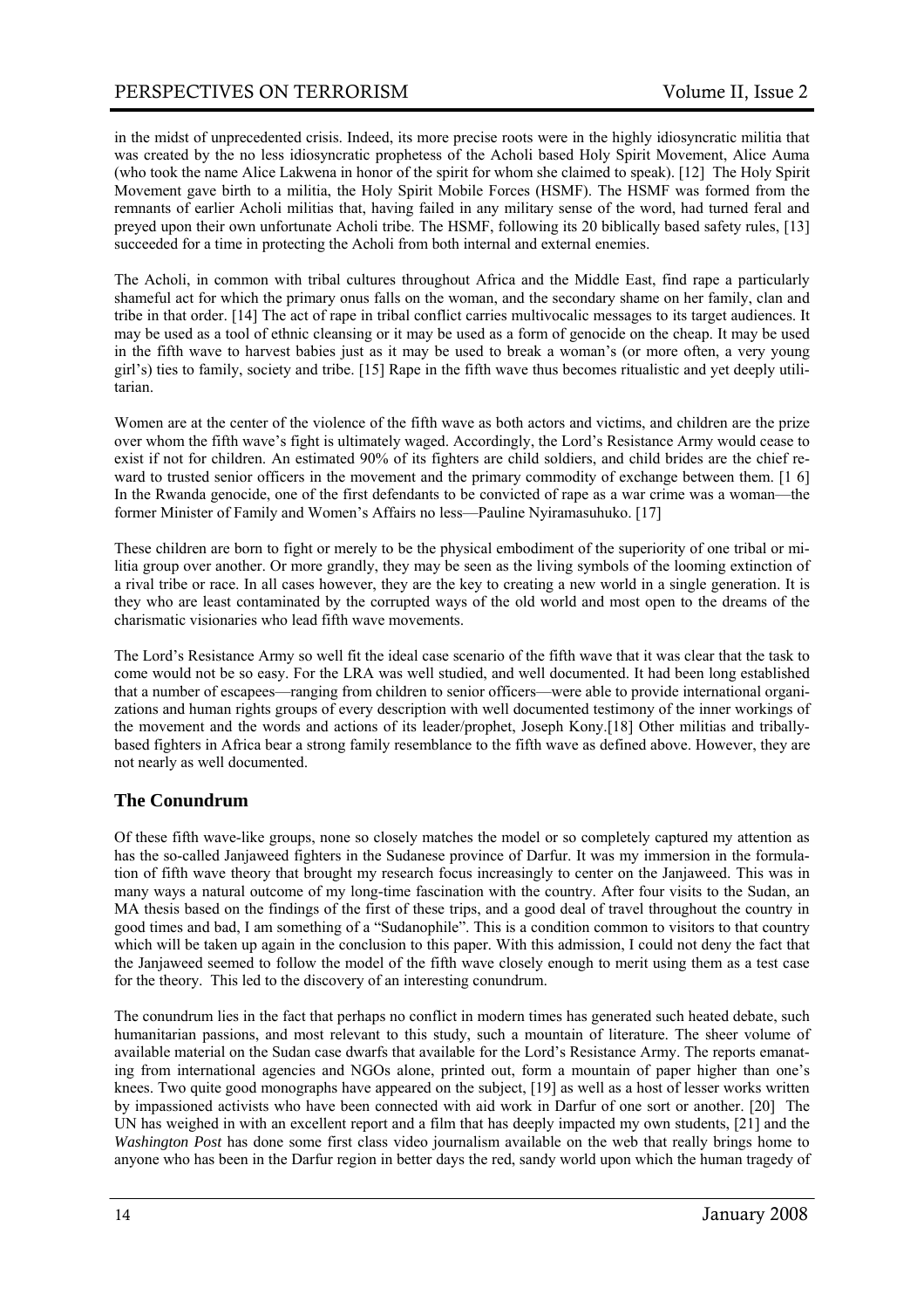in the midst of unprecedented crisis. Indeed, its more precise roots were in the highly idiosyncratic militia that was created by the no less idiosyncratic prophetess of the Acholi based Holy Spirit Movement, Alice Auma (who took the name Alice Lakwena in honor of the spirit for whom she claimed to speak). [12] The Holy Spirit Movement gave birth to a militia, the Holy Spirit Mobile Forces (HSMF). The HSMF was formed from the remnants of earlier Acholi militias that, having failed in any military sense of the word, had turned feral and preyed upon their own unfortunate Acholi tribe. The HSMF, following its 20 biblically based safety rules, [13] succeeded for a time in protecting the Acholi from both internal and external enemies.

The Acholi, in common with tribal cultures throughout Africa and the Middle East, find rape a particularly shameful act for which the primary onus falls on the woman, and the secondary shame on her family, clan and tribe in that order. [14] The act of rape in tribal conflict carries multivocalic messages to its target audiences. It may be used as a tool of ethnic cleansing or it may be used as a form of genocide on the cheap. It may be used in the fifth wave to harvest babies just as it may be used to break a woman's (or more often, a very young girl's) ties to family, society and tribe. [15] Rape in the fifth wave thus becomes ritualistic and yet deeply utilitarian.

Women are at the center of the violence of the fifth wave as both actors and victims, and children are the prize over whom the fifth wave's fight is ultimately waged. Accordingly, the Lord's Resistance Army would cease to exist if not for children. An estimated 90% of its fighters are child soldiers, and child brides are the chief reward to trusted senior officers in the movement and the primary commodity of exchange between them. [16] In the Rwanda genocide, one of the first defendants to be convicted of rape as a war crime was a woman—the former Minister of Family and Women's Affairs no less—Pauline Nyiramasuhuko. [17]

These children are born to fight or merely to be the physical embodiment of the superiority of one tribal or militia group over another. Or more grandly, they may be seen as the living symbols of the looming extinction of a rival tribe or race. In all cases however, they are the key to creating a new world in a single generation. It is they who are least contaminated by the corrupted ways of the old world and most open to the dreams of the charismatic visionaries who lead fifth wave movements.

The Lord's Resistance Army so well fit the ideal case scenario of the fifth wave that it was clear that the task to come would not be so easy. For the LRA was well studied, and well documented. It had been long established that a number of escapees—ranging from children to senior officers—were able to provide international organizations and human rights groups of every description with well documented testimony of the inner workings of the movement and the words and actions of its leader/prophet, Joseph Kony.[18] Other militias and tribally-based fighters in Africa bear a strong family resemblance to the fifth wave as defined above. However, they are not nearly as well documented.

## The Conundrum

Of these fifth wave-like groups, none so closely matches the model or so completely captured my attention as has the so-called Janjaweed fighters in the Sudanese province of Darfur. It was my immersion in the formulation of fifth wave theory that brought my research focus increasingly to center on the Janjaweed. This was in many ways a natural outcome of my long-time fascination with the country. After four visits to the Sudan, an MA thesis based on the findings of the first of these trips, and a good deal of travel throughout the country in good times and bad, I am something of a "Sudanophile". This is a condition common to visitors to that country which will be taken up again in the conclusion to this paper. With this admission, I could not deny the fact that the Janjaweed seemed to follow the model of the fifth wave closely enough to merit using them as a test case for the theory. This led to the discovery of an interesting conundrum.

The conundrum lies in the fact that perhaps no conflict in modern times has generated such heated debate, such humanitarian passions, and most relevant to this study, such a mountain of literature. The sheer volume of available material on the Sudan case dwarfs that available for the Lord's Resistance Army. The reports emanating from international agencies and NGOs alone, printed out, form a mountain of paper higher than one's knees. Two quite good monographs have appeared on the subject, [19] as well as a host of lesser works written by impassioned activists who have been connected with aid work in Darfur of one sort or another. [20] The UN has weighed in with an excellent report and a film that has deeply impacted my own students, [21] and the *Washington Post* has done some first class video journalism available on the web that really brings home to anyone who has been in the Darfur region in better days the red, sandy world upon which the human tragedy of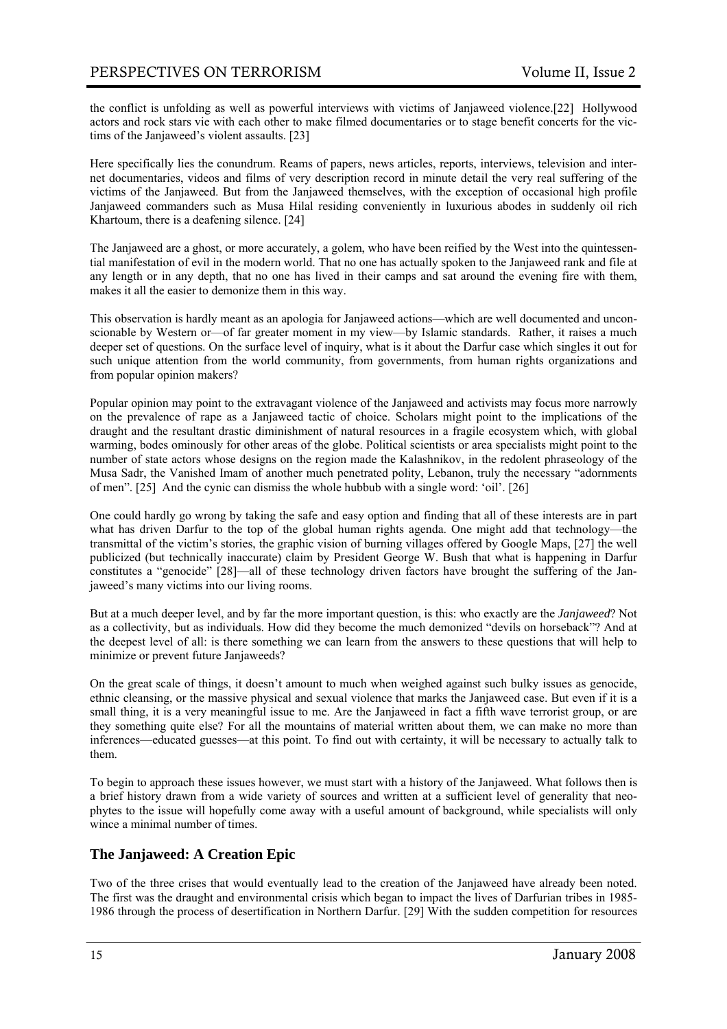the conflict is unfolding as well as powerful interviews with victims of Janjaweed violence.[22] Hollywood actors and rock stars vie with each other to make filmed documentaries or to stage benefit concerts for the victims of the Janjaweed's violent assaults. [23]

Here specifically lies the conundrum. Reams of papers, news articles, reports, interviews, television and internet documentaries, videos and films of very description record in minute detail the very real suffering of the victims of the Janjaweed. But from the Janjaweed themselves, with the exception of occasional high profile Janjaweed commanders such as Musa Hilal residing conveniently in luxurious abodes in suddenly oil rich Khartoum, there is a deafening silence. [24]

The Janjaweed are a ghost, or more accurately, a golem, who have been reified by the West into the quintessential manifestation of evil in the modern world. That no one has actually spoken to the Janjaweed rank and file at any length or in any depth, that no one has lived in their camps and sat around the evening fire with them, makes it all the easier to demonize them in this way.

This observation is hardly meant as an apologia for Janjaweed actions—which are well documented and unconscionable by Western or—of far greater moment in my view—by Islamic standards. Rather, it raises a much deeper set of questions. On the surface level of inquiry, what is it about the Darfur case which singles it out for such unique attention from the world community, from governments, from human rights organizations and from popular opinion makers?

Popular opinion may point to the extravagant violence of the Janjaweed and activists may focus more narrowly on the prevalence of rape as a Janjaweed tactic of choice. Scholars might point to the implications of the draught and the resultant drastic diminishment of natural resources in a fragile ecosystem which, with global warming, bodes ominously for other areas of the globe. Political scientists or area specialists might point to the number of state actors whose designs on the region made the Kalashnikov, in the redolent phraseology of the Musa Sadr, the Vanished Imam of another much penetrated polity, Lebanon, truly the necessary "adornments of men". [25] And the cynic can dismiss the whole hubbub with a single word: 'oil'. [26]

One could hardly go wrong by taking the safe and easy option and finding that all of these interests are in part what has driven Darfur to the top of the global human rights agenda. One might add that technology—the transmittal of the victim's stories, the graphic vision of burning villages offered by Google Maps, [27] the well publicized (but technically inaccurate) claim by President George W. Bush that what is happening in Darfur constitutes a "genocide" [28]—all of these technology driven factors have brought the suffering of the Janjaweed's many victims into our living rooms.

But at a much deeper level, and by far the more important question, is this: who exactly are the *Janjaweed*? Not as a collectivity, but as individuals. How did they become the much demonized "devils on horseback"? And at the deepest level of all: is there something we can learn from the answers to these questions that will help to minimize or prevent future Janjaweeds?

On the great scale of things, it doesn't amount to much when weighed against such bulky issues as genocide, ethnic cleansing, or the massive physical and sexual violence that marks the Janjaweed case. But even if it is a small thing, it is a very meaningful issue to me. Are the Janjaweed in fact a fifth wave terrorist group, or are they something quite else? For all the mountains of material written about them, we can make no more than inferences—educated guesses—at this point. To find out with certainty, it will be necessary to actually talk to them.

To begin to approach these issues however, we must start with a history of the Janjaweed. What follows then is a brief history drawn from a wide variety of sources and written at a sufficient level of generality that neophytes to the issue will hopefully come away with a useful amount of background, while specialists will only wince a minimal number of times.

## The Janjaweed: A Creation Epic

Two of the three crises that would eventually lead to the creation of the Janjaweed have already been noted. The first was the draught and environmental crisis which began to impact the lives of Darfurian tribes in 1985-1986 through the process of desertification in Northern Darfur. [29] With the sudden competition for resources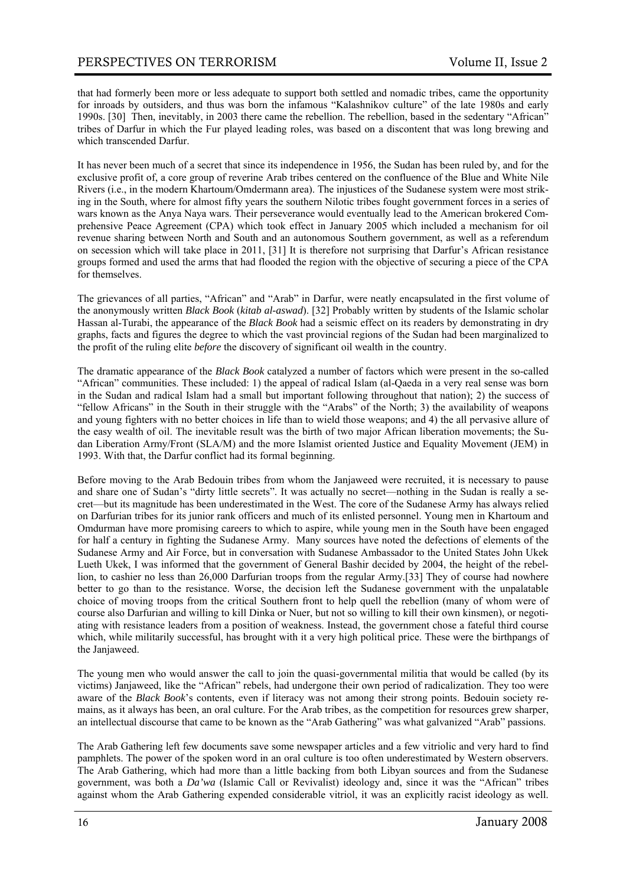that had formerly been more or less adequate to support both settled and nomadic tribes, came the opportunity for inroads by outsiders, and thus was born the infamous "Kalashnikov culture" of the late 1980s and early 1990s. [30] Then, inevitably, in 2003 there came the rebellion. The rebellion, based in the sedentary "African" tribes of Darfur in which the Fur played leading roles, was based on a discontent that was long brewing and which transcended Darfur.

It has never been much of a secret that since its independence in 1956, the Sudan has been ruled by, and for the exclusive profit of, a core group of reverine Arab tribes centered on the confluence of the Blue and White Nile Rivers (i.e., in the modern Khartoum/Omdermann area). The injustices of the Sudanese system were most striking in the South, where for almost fifty years the southern Nilotic tribes fought government forces in a series of wars known as the Anya Naya wars. Their perseverance would eventually lead to the American brokered Comprehensive Peace Agreement (CPA) which took effect in January 2005 which included a mechanism for oil revenue sharing between North and South and an autonomous Southern government, as well as a referendum on secession which will take place in 2011, [31] It is therefore not surprising that Darfur's African resistance groups formed and used the arms that had flooded the region with the objective of securing a piece of the CPA for themselves.

The grievances of all parties, "African" and "Arab" in Darfur, were neatly encapsulated in the first volume of the anonymously written *Black Book* (*kitab al-aswad*). [32] Probably written by students of the Islamic scholar Hassan al-Turabi, the appearance of the *Black Book* had a seismic effect on its readers by demonstrating in dry graphs, facts and figures the degree to which the vast provincial regions of the Sudan had been marginalized to the profit of the ruling elite *before* the discovery of significant oil wealth in the country.

The dramatic appearance of the *Black Book* catalyzed a number of factors which were present in the so-called "African" communities. These included: 1) the appeal of radical Islam (al-Qaeda in a very real sense was born in the Sudan and radical Islam had a small but important following throughout that nation); 2) the success of "fellow Africans" in the South in their struggle with the "Arabs" of the North; 3) the availability of weapons and young fighters with no better choices in life than to wield those weapons; and 4) the all pervasive allure of the easy wealth of oil. The inevitable result was the birth of two major African liberation movements; the Sudan Liberation Army/Front (SLA/M) and the more Islamist oriented Justice and Equality Movement (JEM) in 1993. With that, the Darfur conflict had its formal beginning.

Before moving to the Arab Bedouin tribes from whom the Janjaweed were recruited, it is necessary to pause and share one of Sudan's "dirty little secrets". It was actually no secret—nothing in the Sudan is really a secret—but its magnitude has been underestimated in the West. The core of the Sudanese Army has always relied on Darfurian tribes for its junior rank officers and much of its enlisted personnel. Young men in Khartoum and Omdurman have more promising careers to which to aspire, while young men in the South have been engaged for half a century in fighting the Sudanese Army. Many sources have noted the defections of elements of the Sudanese Army and Air Force, but in conversation with Sudanese Ambassador to the United States John Ukek Lueth Ukek, I was informed that the government of General Bashir decided by 2004, the height of the rebellion, to cashier no less than 26,000 Darfurian troops from the regular Army.[33] They of course had nowhere better to go than to the resistance. Worse, the decision left the Sudanese government with the unpalatable choice of moving troops from the critical Southern front to help quell the rebellion (many of whom were of course also Darfurian and willing to kill Dinka or Nuer, but not so willing to kill their own kinsmen), or negotiating with resistance leaders from a position of weakness. Instead, the government chose a fateful third course which, while militarily successful, has brought with it a very high political price. These were the birthpangs of the Janjaweed.

The young men who would answer the call to join the quasi-governmental militia that would be called (by its victims) Janjaweed, like the "African" rebels, had undergone their own period of radicalization. They too were aware of the *Black Book*'s contents, even if literacy was not among their strong points. Bedouin society remains, as it always has been, an oral culture. For the Arab tribes, as the competition for resources grew sharper, an intellectual discourse that came to be known as the "Arab Gathering" was what galvanized "Arab" passions.

The Arab Gathering left few documents save some newspaper articles and a few vitriolic and very hard to find pamphlets. The power of the spoken word in an oral culture is too often underestimated by Western observers. The Arab Gathering, which had more than a little backing from both Libyan sources and from the Sudanese government, was both a *Da'wa* (Islamic Call or Revivalist) ideology and, since it was the "African" tribes against whom the Arab Gathering expended considerable vitriol, it was an explicitly racist ideology as well.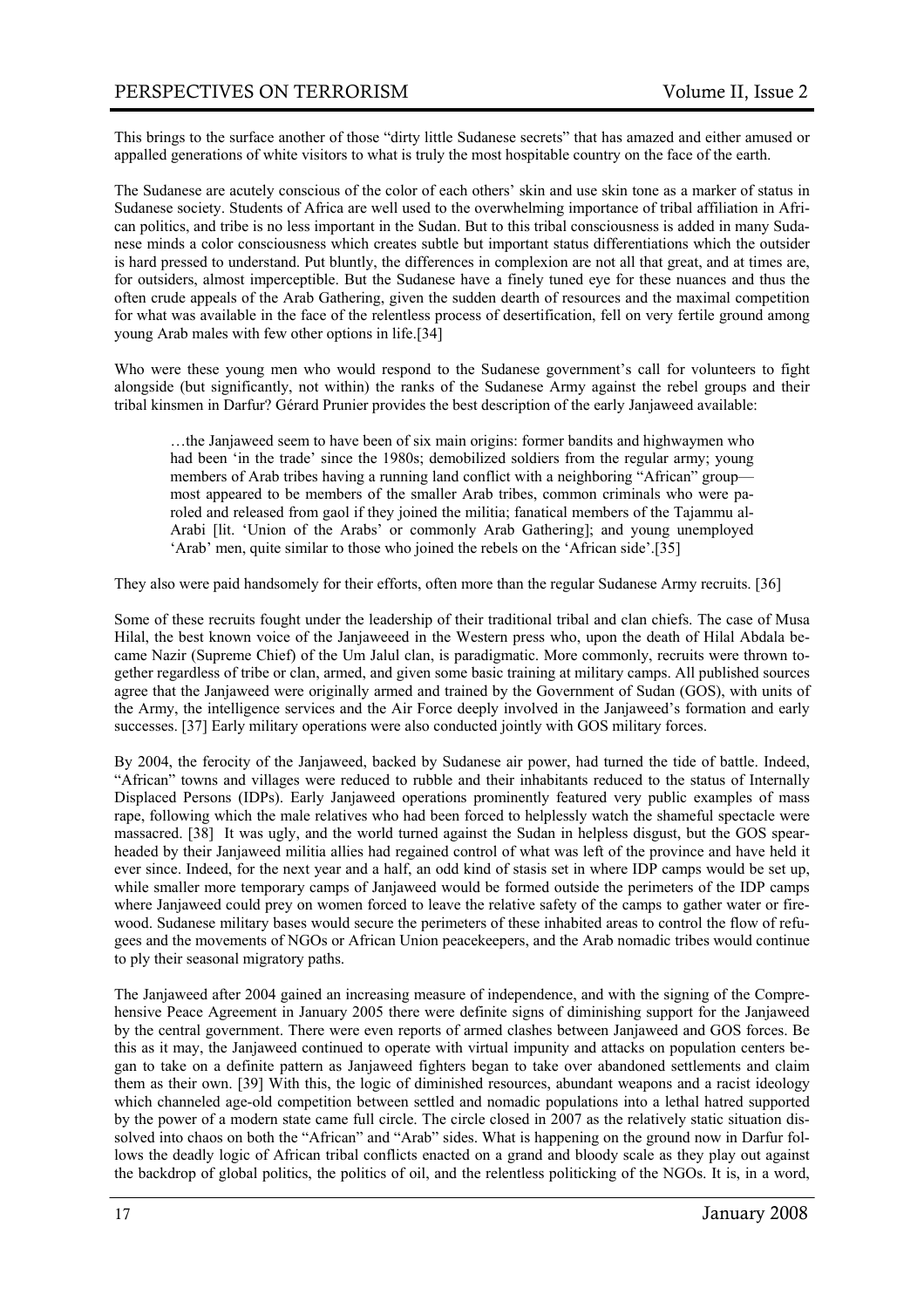This brings to the surface another of those "dirty little Sudanese secrets" that has amazed and either amused or appalled generations of white visitors to what is truly the most hospitable country on the face of the earth.

The Sudanese are acutely conscious of the color of each others' skin and use skin tone as a marker of status in Sudanese society. Students of Africa are well used to the overwhelming importance of tribal affiliation in African politics, and tribe is no less important in the Sudan. But to this tribal consciousness is added in many Sudanese minds a color consciousness which creates subtle but important status differentiations which the outsider is hard pressed to understand. Put bluntly, the differences in complexion are not all that great, and at times are, for outsiders, almost imperceptible. But the Sudanese have a finely tuned eye for these nuances and thus the often crude appeals of the Arab Gathering, given the sudden dearth of resources and the maximal competition for what was available in the face of the relentless process of desertification, fell on very fertile ground among young Arab males with few other options in life.[34]

Who were these young men who would respond to the Sudanese government's call for volunteers to fight alongside (but significantly, not within) the ranks of the Sudanese Army against the rebel groups and their tribal kinsmen in Darfur? Gérard Prunier provides the best description of the early Janjaweed available:

> …the Janjaweed seem to have been of six main origins: former bandits and highwaymen who had been 'in the trade' since the 1980s; demobilized soldiers from the regular army; young members of Arab tribes having a running land conflict with a neighboring "African" group—most appeared to be members of the smaller Arab tribes, common criminals who were paroled and released from gaol if they joined the militia; fanatical members of the Tajammu al-Arabi [lit. 'Union of the Arabs' or commonly Arab Gathering]; and young unemployed 'Arab' men, quite similar to those who joined the rebels on the 'African side'.[35]

They also were paid handsomely for their efforts, often more than the regular Sudanese Army recruits. [36]

Some of these recruits fought under the leadership of their traditional tribal and clan chiefs. The case of Musa Hilal, the best known voice of the Janjaweeed in the Western press who, upon the death of Hilal Abdala became Nazir (Supreme Chief) of the Um Jalul clan, is paradigmatic. More commonly, recruits were thrown together regardless of tribe or clan, armed, and given some basic training at military camps. All published sources agree that the Janjaweed were originally armed and trained by the Government of Sudan (GOS), with units of the Army, the intelligence services and the Air Force deeply involved in the Janjaweed's formation and early successes. [37] Early military operations were also conducted jointly with GOS military forces.

By 2004, the ferocity of the Janjaweed, backed by Sudanese air power, had turned the tide of battle. Indeed, "African" towns and villages were reduced to rubble and their inhabitants reduced to the status of Internally Displaced Persons (IDPs). Early Janjaweed operations prominently featured very public examples of mass rape, following which the male relatives who had been forced to helplessly watch the shameful spectacle were massacred. [38] It was ugly, and the world turned against the Sudan in helpless disgust, but the GOS spearheaded by their Janjaweed militia allies had regained control of what was left of the province and have held it ever since. Indeed, for the next year and a half, an odd kind of stasis set in where IDP camps would be set up, while smaller more temporary camps of Janjaweed would be formed outside the perimeters of the IDP camps where Janjaweed could prey on women forced to leave the relative safety of the camps to gather water or firewood. Sudanese military bases would secure the perimeters of these inhabited areas to control the flow of refugees and the movements of NGOs or African Union peacekeepers, and the Arab nomadic tribes would continue to ply their seasonal migratory paths.

The Janjaweed after 2004 gained an increasing measure of independence, and with the signing of the Comprehensive Peace Agreement in January 2005 there were definite signs of diminishing support for the Janjaweed by the central government. There were even reports of armed clashes between Janjaweed and GOS forces. Be this as it may, the Janjaweed continued to operate with virtual impunity and attacks on population centers began to take on a definite pattern as Janjaweed fighters began to take over abandoned settlements and claim them as their own. [39] With this, the logic of diminished resources, abundant weapons and a racist ideology which channeled age-old competition between settled and nomadic populations into a lethal hatred supported by the power of a modern state came full circle. The circle closed in 2007 as the relatively static situation dissolved into chaos on both the "African" and "Arab" sides. What is happening on the ground now in Darfur follows the deadly logic of African tribal conflicts enacted on a grand and bloody scale as they play out against the backdrop of global politics, the politics of oil, and the relentless politicking of the NGOs. It is, in a word,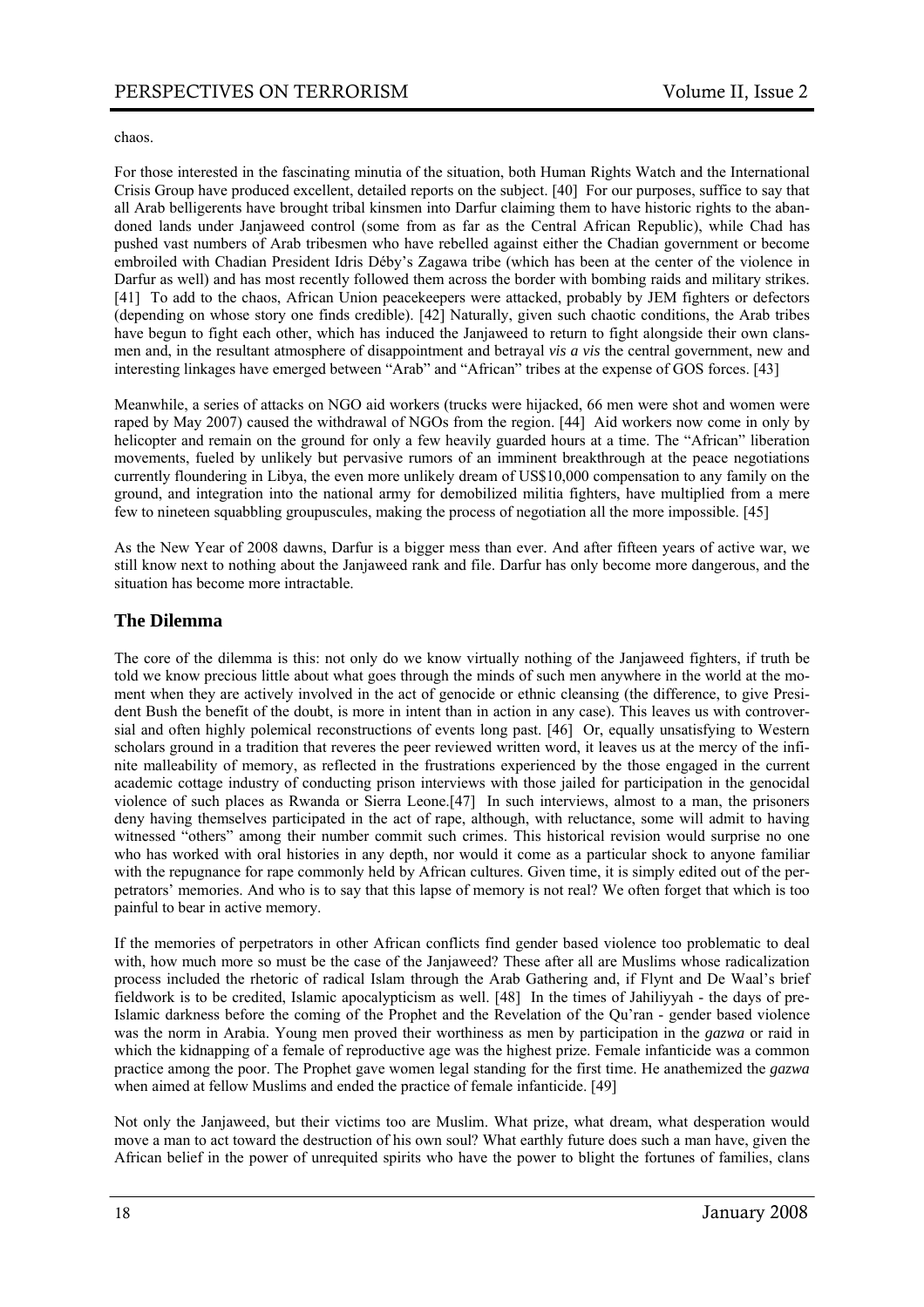chaos.

For those interested in the fascinating minutia of the situation, both Human Rights Watch and the International Crisis Group have produced excellent, detailed reports on the subject. [40] For our purposes, suffice to say that all Arab belligerents have brought tribal kinsmen into Darfur claiming them to have historic rights to the abandoned lands under Janjaweed control (some from as far as the Central African Republic), while Chad has pushed vast numbers of Arab tribesmen who have rebelled against either the Chadian government or become embroiled with Chadian President Idris Déby's Zagawa tribe (which has been at the center of the violence in Darfur as well) and has most recently followed them across the border with bombing raids and military strikes. [41] To add to the chaos, African Union peacekeepers were attacked, probably by JEM fighters or defectors (depending on whose story one finds credible). [42] Naturally, given such chaotic conditions, the Arab tribes have begun to fight each other, which has induced the Janjaweed to return to fight alongside their own clansmen and, in the resultant atmosphere of disappointment and betrayal *vis a vis* the central government, new and interesting linkages have emerged between "Arab" and "African" tribes at the expense of GOS forces. [43]

Meanwhile, a series of attacks on NGO aid workers (trucks were hijacked, 66 men were shot and women were raped by May 2007) caused the withdrawal of NGOs from the region. [44] Aid workers now come in only by helicopter and remain on the ground for only a few heavily guarded hours at a time. The "African" liberation movements, fueled by unlikely but pervasive rumors of an imminent breakthrough at the peace negotiations currently floundering in Libya, the even more unlikely dream of US$10,000 compensation to any family on the ground, and integration into the national army for demobilized militia fighters, have multiplied from a mere few to nineteen squabbling groupuscules, making the process of negotiation all the more impossible. [45]

As the New Year of 2008 dawns, Darfur is a bigger mess than ever. And after fifteen years of active war, we still know next to nothing about the Janjaweed rank and file. Darfur has only become more dangerous, and the situation has become more intractable.

## The Dilemma

The core of the dilemma is this: not only do we know virtually nothing of the Janjaweed fighters, if truth be told we know precious little about what goes through the minds of such men anywhere in the world at the moment when they are actively involved in the act of genocide or ethnic cleansing (the difference, to give President Bush the benefit of the doubt, is more in intent than in action in any case). This leaves us with controversial and often highly polemical reconstructions of events long past. [46] Or, equally unsatisfying to Western scholars ground in a tradition that reveres the peer reviewed written word, it leaves us at the mercy of the infinite malleability of memory, as reflected in the frustrations experienced by the those engaged in the current academic cottage industry of conducting prison interviews with those jailed for participation in the genocidal violence of such places as Rwanda or Sierra Leone.[47] In such interviews, almost to a man, the prisoners deny having themselves participated in the act of rape, although, with reluctance, some will admit to having witnessed "others" among their number commit such crimes. This historical revision would surprise no one who has worked with oral histories in any depth, nor would it come as a particular shock to anyone familiar with the repugnance for rape commonly held by African cultures. Given time, it is simply edited out of the perpetrators' memories. And who is to say that this lapse of memory is not real? We often forget that which is too painful to bear in active memory.

If the memories of perpetrators in other African conflicts find gender based violence too problematic to deal with, how much more so must be the case of the Janjaweed? These after all are Muslims whose radicalization process included the rhetoric of radical Islam through the Arab Gathering and, if Flynt and De Waal's brief fieldwork is to be credited, Islamic apocalypticism as well. [48] In the times of Jahiliyyah - the days of pre-Islamic darkness before the coming of the Prophet and the Revelation of the Qu'ran - gender based violence was the norm in Arabia. Young men proved their worthiness as men by participation in the *gazwa* or raid in which the kidnapping of a female of reproductive age was the highest prize. Female infanticide was a common practice among the poor. The Prophet gave women legal standing for the first time. He anathemized the *gazwa* when aimed at fellow Muslims and ended the practice of female infanticide. [49]

Not only the Janjaweed, but their victims too are Muslim. What prize, what dream, what desperation would move a man to act toward the destruction of his own soul? What earthly future does such a man have, given the African belief in the power of unrequited spirits who have the power to blight the fortunes of families, clans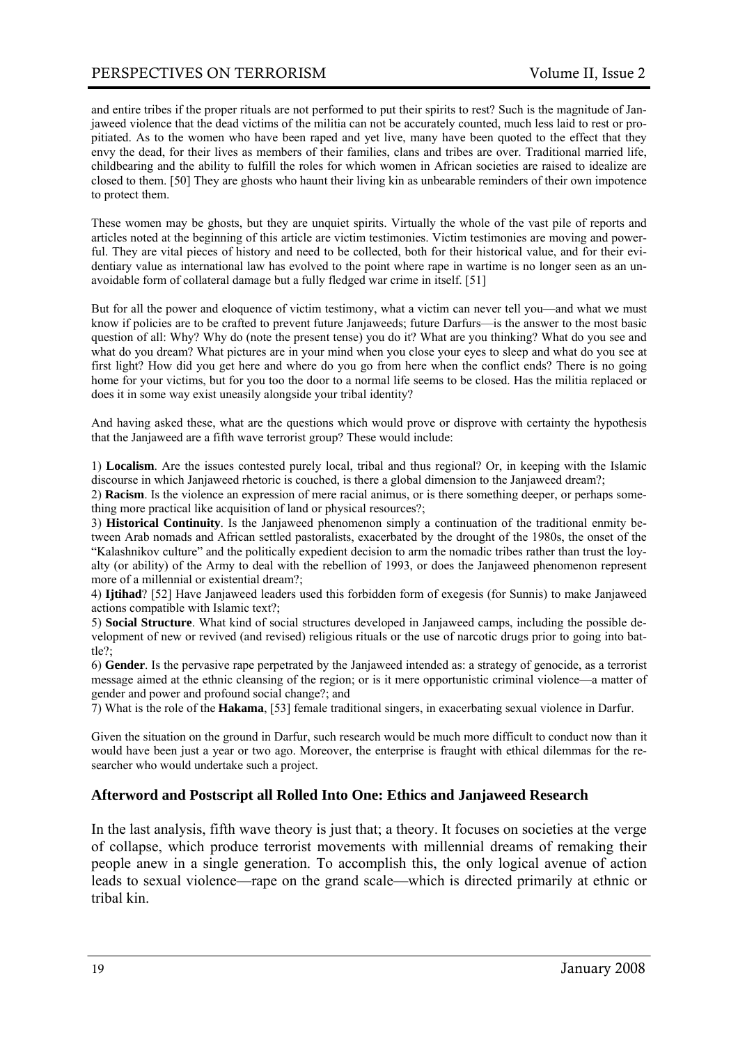and entire tribes if the proper rituals are not performed to put their spirits to rest? Such is the magnitude of Janjaweed violence that the dead victims of the militia can not be accurately counted, much less laid to rest or propitiated. As to the women who have been raped and yet live, many have been quoted to the effect that they envy the dead, for their lives as members of their families, clans and tribes are over. Traditional married life, childbearing and the ability to fulfill the roles for which women in African societies are raised to idealize are closed to them. [50] They are ghosts who haunt their living kin as unbearable reminders of their own impotence to protect them.

These women may be ghosts, but they are unquiet spirits. Virtually the whole of the vast pile of reports and articles noted at the beginning of this article are victim testimonies. Victim testimonies are moving and powerful. They are vital pieces of history and need to be collected, both for their historical value, and for their evidentiary value as international law has evolved to the point where rape in wartime is no longer seen as an unavoidable form of collateral damage but a fully fledged war crime in itself. [51]

But for all the power and eloquence of victim testimony, what a victim can never tell you—and what we must know if policies are to be crafted to prevent future Janjaweeds; future Darfurs—is the answer to the most basic question of all: Why? Why do (note the present tense) you do it? What are you thinking? What do you see and what do you dream? What pictures are in your mind when you close your eyes to sleep and what do you see at first light? How did you get here and where do you go from here when the conflict ends? There is no going home for your victims, but for you too the door to a normal life seems to be closed. Has the militia replaced or does it in some way exist uneasily alongside your tribal identity?

And having asked these, what are the questions which would prove or disprove with certainty the hypothesis that the Janjaweed are a fifth wave terrorist group? These would include:

1) **Localism**. Are the issues contested purely local, tribal and thus regional? Or, in keeping with the Islamic discourse in which Janjaweed rhetoric is couched, is there a global dimension to the Janjaweed dream?;
2) **Racism**. Is the violence an expression of mere racial animus, or is there something deeper, or perhaps something more practical like acquisition of land or physical resources?;
3) **Historical Continuity**. Is the Janjaweed phenomenon simply a continuation of the traditional enmity between Arab nomads and African settled pastoralists, exacerbated by the drought of the 1980s, the onset of the "Kalashnikov culture" and the politically expedient decision to arm the nomadic tribes rather than trust the loyalty (or ability) of the Army to deal with the rebellion of 1993, or does the Janjaweed phenomenon represent more of a millennial or existential dream?;
4) **Ijtihad**? [52] Have Janjaweed leaders used this forbidden form of exegesis (for Sunnis) to make Janjaweed actions compatible with Islamic text?;
5) **Social Structure**. What kind of social structures developed in Janjaweed camps, including the possible development of new or revived (and revised) religious rituals or the use of narcotic drugs prior to going into battle?;
6) **Gender**. Is the pervasive rape perpetrated by the Janjaweed intended as: a strategy of genocide, as a terrorist message aimed at the ethnic cleansing of the region; or is it mere opportunistic criminal violence—a matter of gender and power and profound social change?; and
7) What is the role of the **Hakama**, [53] female traditional singers, in exacerbating sexual violence in Darfur.

Given the situation on the ground in Darfur, such research would be much more difficult to conduct now than it would have been just a year or two ago. Moreover, the enterprise is fraught with ethical dilemmas for the researcher who would undertake such a project.

## Afterword and Postscript all Rolled Into One: Ethics and Janjaweed Research

In the last analysis, fifth wave theory is just that; a theory. It focuses on societies at the verge of collapse, which produce terrorist movements with millennial dreams of remaking their people anew in a single generation. To accomplish this, the only logical avenue of action leads to sexual violence—rape on the grand scale—which is directed primarily at ethnic or tribal kin.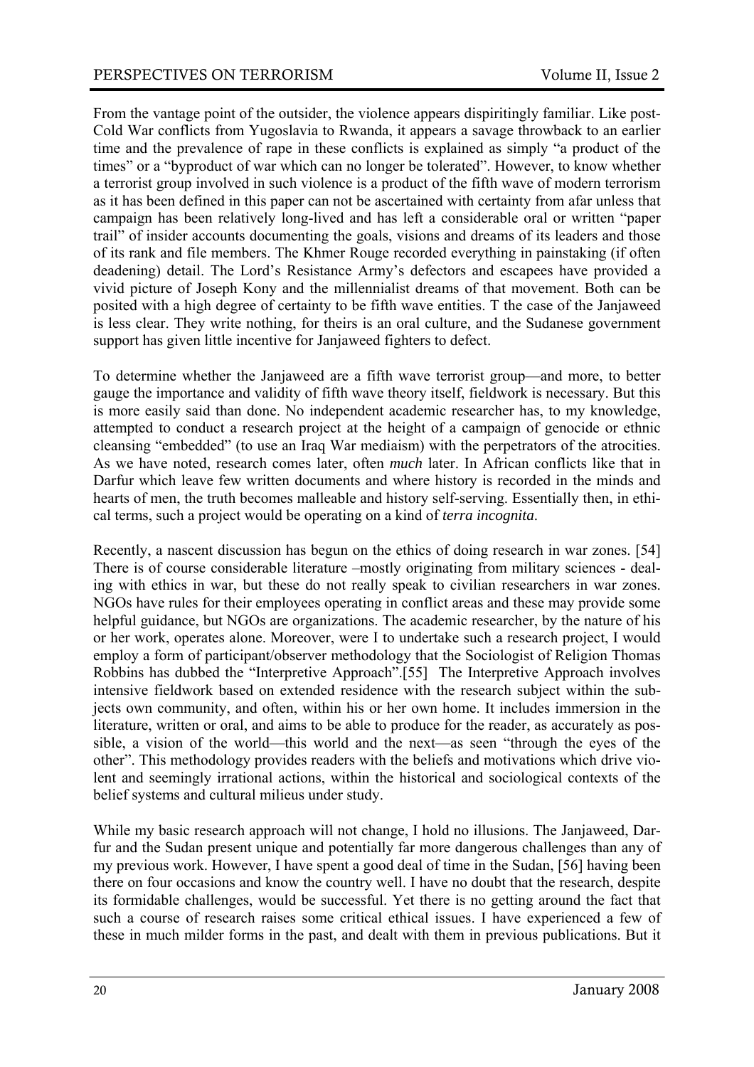From the vantage point of the outsider, the violence appears dispiritingly familiar. Like post-Cold War conflicts from Yugoslavia to Rwanda, it appears a savage throwback to an earlier time and the prevalence of rape in these conflicts is explained as simply "a product of the times" or a "byproduct of war which can no longer be tolerated". However, to know whether a terrorist group involved in such violence is a product of the fifth wave of modern terrorism as it has been defined in this paper can not be ascertained with certainty from afar unless that campaign has been relatively long-lived and has left a considerable oral or written "paper trail" of insider accounts documenting the goals, visions and dreams of its leaders and those of its rank and file members. The Khmer Rouge recorded everything in painstaking (if often deadening) detail. The Lord's Resistance Army's defectors and escapees have provided a vivid picture of Joseph Kony and the millennialist dreams of that movement. Both can be posited with a high degree of certainty to be fifth wave entities. T the case of the Janjaweed is less clear. They write nothing, for theirs is an oral culture, and the Sudanese government support has given little incentive for Janjaweed fighters to defect.

To determine whether the Janjaweed are a fifth wave terrorist group—and more, to better gauge the importance and validity of fifth wave theory itself, fieldwork is necessary. But this is more easily said than done. No independent academic researcher has, to my knowledge, attempted to conduct a research project at the height of a campaign of genocide or ethnic cleansing "embedded" (to use an Iraq War mediaism) with the perpetrators of the atrocities. As we have noted, research comes later, often *much* later. In African conflicts like that in Darfur which leave few written documents and where history is recorded in the minds and hearts of men, the truth becomes malleable and history self-serving. Essentially then, in ethical terms, such a project would be operating on a kind of *terra incognita*.

Recently, a nascent discussion has begun on the ethics of doing research in war zones. [54] There is of course considerable literature –mostly originating from military sciences - dealing with ethics in war, but these do not really speak to civilian researchers in war zones. NGOs have rules for their employees operating in conflict areas and these may provide some helpful guidance, but NGOs are organizations. The academic researcher, by the nature of his or her work, operates alone. Moreover, were I to undertake such a research project, I would employ a form of participant/observer methodology that the Sociologist of Religion Thomas Robbins has dubbed the "Interpretive Approach".[55] The Interpretive Approach involves intensive fieldwork based on extended residence with the research subject within the subjects own community, and often, within his or her own home. It includes immersion in the literature, written or oral, and aims to be able to produce for the reader, as accurately as possible, a vision of the world—this world and the next—as seen "through the eyes of the other". This methodology provides readers with the beliefs and motivations which drive violent and seemingly irrational actions, within the historical and sociological contexts of the belief systems and cultural milieus under study.

While my basic research approach will not change, I hold no illusions. The Janjaweed, Darfur and the Sudan present unique and potentially far more dangerous challenges than any of my previous work. However, I have spent a good deal of time in the Sudan, [56] having been there on four occasions and know the country well. I have no doubt that the research, despite its formidable challenges, would be successful. Yet there is no getting around the fact that such a course of research raises some critical ethical issues. I have experienced a few of these in much milder forms in the past, and dealt with them in previous publications. But it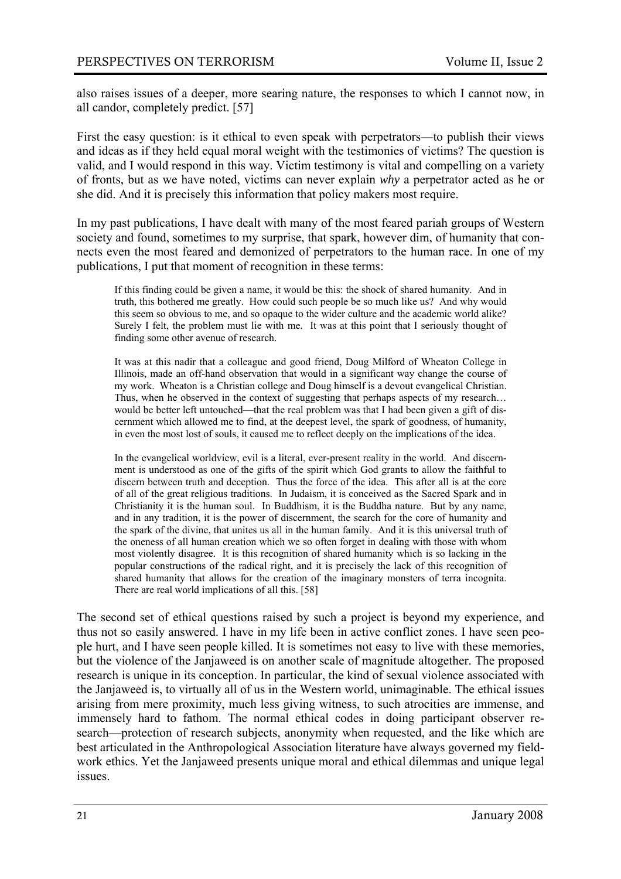also raises issues of a deeper, more searing nature, the responses to which I cannot now, in all candor, completely predict. [57]

First the easy question: is it ethical to even speak with perpetrators—to publish their views and ideas as if they held equal moral weight with the testimonies of victims? The question is valid, and I would respond in this way. Victim testimony is vital and compelling on a variety of fronts, but as we have noted, victims can never explain *why* a perpetrator acted as he or she did. And it is precisely this information that policy makers most require.

In my past publications, I have dealt with many of the most feared pariah groups of Western society and found, sometimes to my surprise, that spark, however dim, of humanity that connects even the most feared and demonized of perpetrators to the human race. In one of my publications, I put that moment of recognition in these terms:

> If this finding could be given a name, it would be this: the shock of shared humanity. And in truth, this bothered me greatly. How could such people be so much like us? And why would this seem so obvious to me, and so opaque to the wider culture and the academic world alike? Surely I felt, the problem must lie with me. It was at this point that I seriously thought of finding some other avenue of research.
>
> It was at this nadir that a colleague and good friend, Doug Milford of Wheaton College in Illinois, made an off-hand observation that would in a significant way change the course of my work. Wheaton is a Christian college and Doug himself is a devout evangelical Christian. Thus, when he observed in the context of suggesting that perhaps aspects of my research… would be better left untouched—that the real problem was that I had been given a gift of discernment which allowed me to find, at the deepest level, the spark of goodness, of humanity, in even the most lost of souls, it caused me to reflect deeply on the implications of the idea.
>
> In the evangelical worldview, evil is a literal, ever-present reality in the world. And discernment is understood as one of the gifts of the spirit which God grants to allow the faithful to discern between truth and deception. Thus the force of the idea. This after all is at the core of all of the great religious traditions. In Judaism, it is conceived as the Sacred Spark and in Christianity it is the human soul. In Buddhism, it is the Buddha nature. But by any name, and in any tradition, it is the power of discernment, the search for the core of humanity and the spark of the divine, that unites us all in the human family. And it is this universal truth of the oneness of all human creation which we so often forget in dealing with those with whom most violently disagree. It is this recognition of shared humanity which is so lacking in the popular constructions of the radical right, and it is precisely the lack of this recognition of shared humanity that allows for the creation of the imaginary monsters of terra incognita. There are real world implications of all this. [58]

The second set of ethical questions raised by such a project is beyond my experience, and thus not so easily answered. I have in my life been in active conflict zones. I have seen people hurt, and I have seen people killed. It is sometimes not easy to live with these memories, but the violence of the Janjaweed is on another scale of magnitude altogether. The proposed research is unique in its conception. In particular, the kind of sexual violence associated with the Janjaweed is, to virtually all of us in the Western world, unimaginable. The ethical issues arising from mere proximity, much less giving witness, to such atrocities are immense, and immensely hard to fathom. The normal ethical codes in doing participant observer research—protection of research subjects, anonymity when requested, and the like which are best articulated in the Anthropological Association literature have always governed my fieldwork ethics. Yet the Janjaweed presents unique moral and ethical dilemmas and unique legal issues.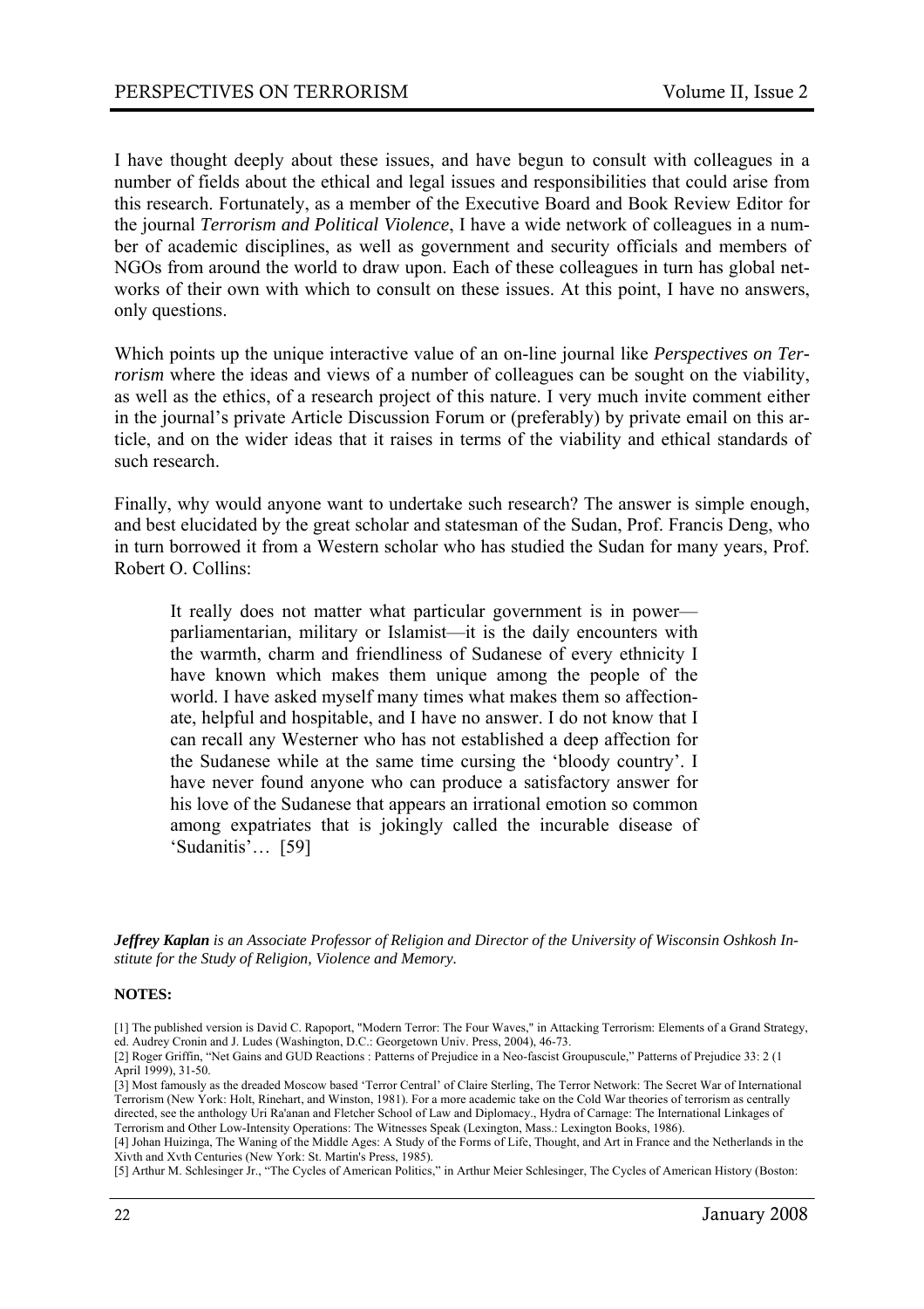I have thought deeply about these issues, and have begun to consult with colleagues in a number of fields about the ethical and legal issues and responsibilities that could arise from this research. Fortunately, as a member of the Executive Board and Book Review Editor for the journal *Terrorism and Political Violence*, I have a wide network of colleagues in a number of academic disciplines, as well as government and security officials and members of NGOs from around the world to draw upon. Each of these colleagues in turn has global networks of their own with which to consult on these issues. At this point, I have no answers, only questions.

Which points up the unique interactive value of an on-line journal like *Perspectives on Terrorism* where the ideas and views of a number of colleagues can be sought on the viability, as well as the ethics, of a research project of this nature. I very much invite comment either in the journal's private Article Discussion Forum or (preferably) by private email on this article, and on the wider ideas that it raises in terms of the viability and ethical standards of such research.

Finally, why would anyone want to undertake such research? The answer is simple enough, and best elucidated by the great scholar and statesman of the Sudan, Prof. Francis Deng, who in turn borrowed it from a Western scholar who has studied the Sudan for many years, Prof. Robert O. Collins:

> It really does not matter what particular government is in power—parliamentarian, military or Islamist—it is the daily encounters with the warmth, charm and friendliness of Sudanese of every ethnicity I have known which makes them unique among the people of the world. I have asked myself many times what makes them so affectionate, helpful and hospitable, and I have no answer. I do not know that I can recall any Westerner who has not established a deep affection for the Sudanese while at the same time cursing the 'bloody country'. I have never found anyone who can produce a satisfactory answer for his love of the Sudanese that appears an irrational emotion so common among expatriates that is jokingly called the incurable disease of 'Sudanitis'… [59]

***Jeffrey Kaplan** is an Associate Professor of Religion and Director of the University of Wisconsin Oshkosh Institute for the Study of Religion, Violence and Memory.*

**NOTES:**

[1] The published version is David C. Rapoport, "Modern Terror: The Four Waves," in Attacking Terrorism: Elements of a Grand Strategy, ed. Audrey Cronin and J. Ludes (Washington, D.C.: Georgetown Univ. Press, 2004), 46-73.

[2] Roger Griffin, "Net Gains and GUD Reactions : Patterns of Prejudice in a Neo-fascist Groupuscule," Patterns of Prejudice 33: 2 (1 April 1999), 31-50.

[3] Most famously as the dreaded Moscow based 'Terror Central' of Claire Sterling, The Terror Network: The Secret War of International Terrorism (New York: Holt, Rinehart, and Winston, 1981). For a more academic take on the Cold War theories of terrorism as centrally directed, see the anthology Uri Ra'anan and Fletcher School of Law and Diplomacy., Hydra of Carnage: The International Linkages of Terrorism and Other Low-Intensity Operations: The Witnesses Speak (Lexington, Mass.: Lexington Books, 1986).

[4] Johan Huizinga, The Waning of the Middle Ages: A Study of the Forms of Life, Thought, and Art in France and the Netherlands in the Xivth and Xvth Centuries (New York: St. Martin's Press, 1985).

[5] Arthur M. Schlesinger Jr., "The Cycles of American Politics," in Arthur Meier Schlesinger, The Cycles of American History (Boston: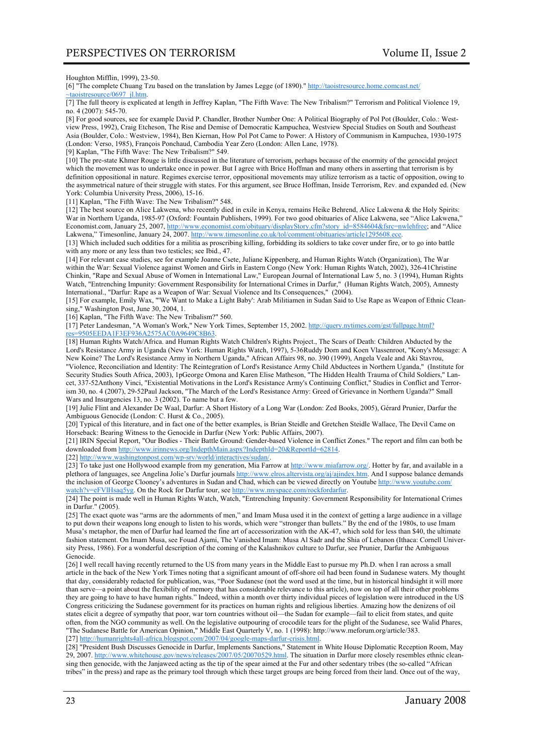Houghton Mifflin, 1999), 23-50.

[6] "The complete Chuang Tzu based on the translation by James Legge (of 1890)." http://taoistresource.home.comcast.net/~taoistresource/0697_jl.htm.

[7] The full theory is explicated at length in Jeffrey Kaplan, "The Fifth Wave: The New Tribalism?" Terrorism and Political Violence 19, no. 4 (2007): 545-70.

[8] For good sources, see for example David P. Chandler, Brother Number One: A Political Biography of Pol Pot (Boulder, Colo.: Westview Press, 1992), Craig Etcheson, The Rise and Demise of Democratic Kampuchea, Westview Special Studies on South and Southeast Asia (Boulder, Colo.: Westview, 1984), Ben Kiernan, How Pol Pot Came to Power: A History of Communism in Kampuchea, 1930-1975 (London: Verso, 1985), François Ponchaud, Cambodia Year Zero (London: Allen Lane, 1978).

[9] Kaplan, "The Fifth Wave: The New Tribalism?" 549.

[10] The pre-state Khmer Rouge is little discussed in the literature of terrorism, perhaps because of the enormity of the genocidal project which the movement was to undertake once in power. But I agree with Brice Hoffman and many others in asserting that terrorism is by definition oppositional in nature. Regimes exercise terror, oppositional movements may utilize terrorism as a tactic of opposition, owing to the asymmetrical nature of their struggle with states. For this argument, see Bruce Hoffman, Inside Terrorism, Rev. and expanded ed. (New York: Columbia University Press, 2006), 15-16.

[11] Kaplan, "The Fifth Wave: The New Tribalism?" 548.

[12] The best source on Alice Lakwena, who recently died in exile in Kenya, remains Heike Behrend, Alice Lakwena & the Holy Spirits: War in Northern Uganda, 1985-97 (Oxford: Fountain Publishers, 1999). For two good obituaries of Alice Lakwena, see "Alice Lakwena," Economist.com, January 25, 2007, http://www.economist.com/obituary/displayStory.cfm?story_id=8584604&fsrc=nwlehfree; and "Alice Lakwena," Timesonline, January 24, 2007. http://www.timesonline.co.uk/tol/comment/obituaries/article1295608.ece.

[13] Which included such oddities for a militia as proscribing killing, forbidding its soldiers to take cover under fire, or to go into battle with any more or any less than two testicles; see Ibid., 47.

[14] For relevant case studies, see for example Joanne Csete, Juliane Kippenberg, and Human Rights Watch (Organization), The War within the War: Sexual Violence against Women and Girls in Eastern Congo (New York: Human Rights Watch, 2002), 326-41Christine Chinkin, "Rape and Sexual Abuse of Women in International Law," European Journal of International Law 5, no. 3 (1994), Human Rights Watch, "Entrenching Impunity: Government Responsibility for International Crimes in Darfur," (Human Rights Watch, 2005), Amnesty International., "Darfur: Rape as a Weapon of War: Sexual Violence and Its Consequences," (2004).

[15] For example, Emily Wax, "'We Want to Make a Light Baby': Arab Militiamen in Sudan Said to Use Rape as Weapon of Ethnic Cleansing," Washington Post, June 30, 2004, 1.

[16] Kaplan, "The Fifth Wave: The New Tribalism?" 560.

[17] Peter Landesman, "A Woman's Work," New York Times, September 15, 2002. http://query.nytimes.com/gst/fullpage.html?res=9505EEDA1F3EF936A2575AC0A9649C8B63.

[18] Human Rights Watch/Africa. and Human Rights Watch Children's Rights Project., The Scars of Death: Children Abducted by the Lord's Resistance Army in Uganda (New York: Human Rights Watch, 1997), 5-36Ruddy Dorn and Koen Vlassenroot, "Kony's Message: A New Koine? The Lord's Resistance Army in Northern Uganda," African Affairs 98, no. 390 (1999), Angela Veale and Aki Stavrou, "Violence, Reconciliation and Identity: The Reintegration of Lord's Resistance Army Child Abductees in Northern Uganda," (Institute for Security Studies South Africa, 2003), 1pGeorge Omona and Karen Elise Matheson, "The Hidden Health Trauma of Child Soldiers," Lancet, 337-52Anthony Vinci, "Existential Motivations in the Lord's Resistance Army's Continuing Conflict," Studies in Conflict and Terrorism 30, no. 4 (2007), 29-52Paul Jackson, "The March of the Lord's Resistance Army: Greed of Grievance in Northern Uganda?" Small Wars and Insurgencies 13, no. 3 (2002). To name but a few.

[19] Julie Flint and Alexander De Waal, Darfur: A Short History of a Long War (London: Zed Books, 2005), Gérard Prunier, Darfur the Ambiguous Genocide (London: C. Hurst & Co., 2005).

[20] Typical of this literature, and in fact one of the better examples, is Brian Steidle and Gretchen Steidle Wallace, The Devil Came on Horseback: Bearing Witness to the Genocide in Darfur (New York: Public Affairs, 2007).

[21] IRIN Special Report, "Our Bodies - Their Battle Ground: Gender-based Violence in Conflict Zones." The report and film can both be downloaded from http://www.irinnews.org/IndepthMain.aspx?IndepthId=20&ReportId=62814.

[22] http://www.washingtonpost.com/wp-srv/world/interactives/sudan/.

[23] To take just one Hollywood example from my generation, Mia Farrow at http://www.miafarrow.org/. Hotter by far, and available in a plethora of languages, see Angelina Jolie's Darfur journals http://www.elros.altervista.org/aj/ajindex.htm. And I suppose balance demands the inclusion of George Clooney's adventures in Sudan and Chad, which can be viewed directly on Youtube http://www.youtube.com/watch?v=eFVlHsaq5yg. On the Rock for Darfur tour, see http://www.myspace.com/rockfordarfur.

[24] The point is made well in Human Rights Watch, Watch, "Entrenching Impunity: Government Responsibility for International Crimes in Darfur." (2005).

[25] The exact quote was "arms are the adornments of men," and Imam Musa used it in the context of getting a large audience in a village to put down their weapons long enough to listen to his words, which were "stronger than bullets." By the end of the 1980s, to use Imam Musa's metaphor, the men of Darfur had learned the fine art of accessorization with the AK-47, which sold for less than $40, the ultimate fashion statement. On Imam Musa, see Fouad Ajami, The Vanished Imam: Musa Al Sadr and the Shia of Lebanon (Ithaca: Cornell University Press, 1986). For a wonderful description of the coming of the Kalashnikov culture to Darfur, see Prunier, Darfur the Ambiguous Genocide.

[26] I well recall having recently returned to the US from many years in the Middle East to pursue my Ph.D. when I ran across a small article in the back of the New York Times noting that a significant amount of off-shore oil had been found in Sudanese waters. My thought that day, considerably redacted for publication, was, "Poor Sudanese (not the word used at the time, but in historical hindsight it will more than serve—a point about the flexibility of memory that has considerable relevance to this article), now on top of all their other problems they are going to have to have human rights." Indeed, within a month over thirty individual pieces of legislation were introduced in the US Congress criticizing the Sudanese government for its practices on human rights and religious liberties. Amazing how the denizens of oil states elicit a degree of sympathy that poor, war torn countries without oil—the Sudan for example—fail to elicit from states, and quite often, from the NGO community as well. On the legislative outpouring of crocodile tears for the plight of the Sudanese, see Walid Phares, "The Sudanese Battle for American Opinion," Middle East Quarterly V, no. 1 (1998): http://www.meforum.org/article/383.

[27] http://humanrights4all-africa.blogspot.com/2007/04/google-maps-darfur-crisis.html.

[28] "President Bush Discusses Genocide in Darfur, Implements Sanctions," Statement in White House Diplomatic Reception Room, May 29, 2007. http://www.whitehouse.gov/news/releases/2007/05/20070529.html. The situation in Darfur more closely resembles ethnic cleansing then genocide, with the Janjaweed acting as the tip of the spear aimed at the Fur and other sedentary tribes (the so-called "African tribes" in the press) and rape as the primary tool through which these target groups are being forced from their land. Once out of the way,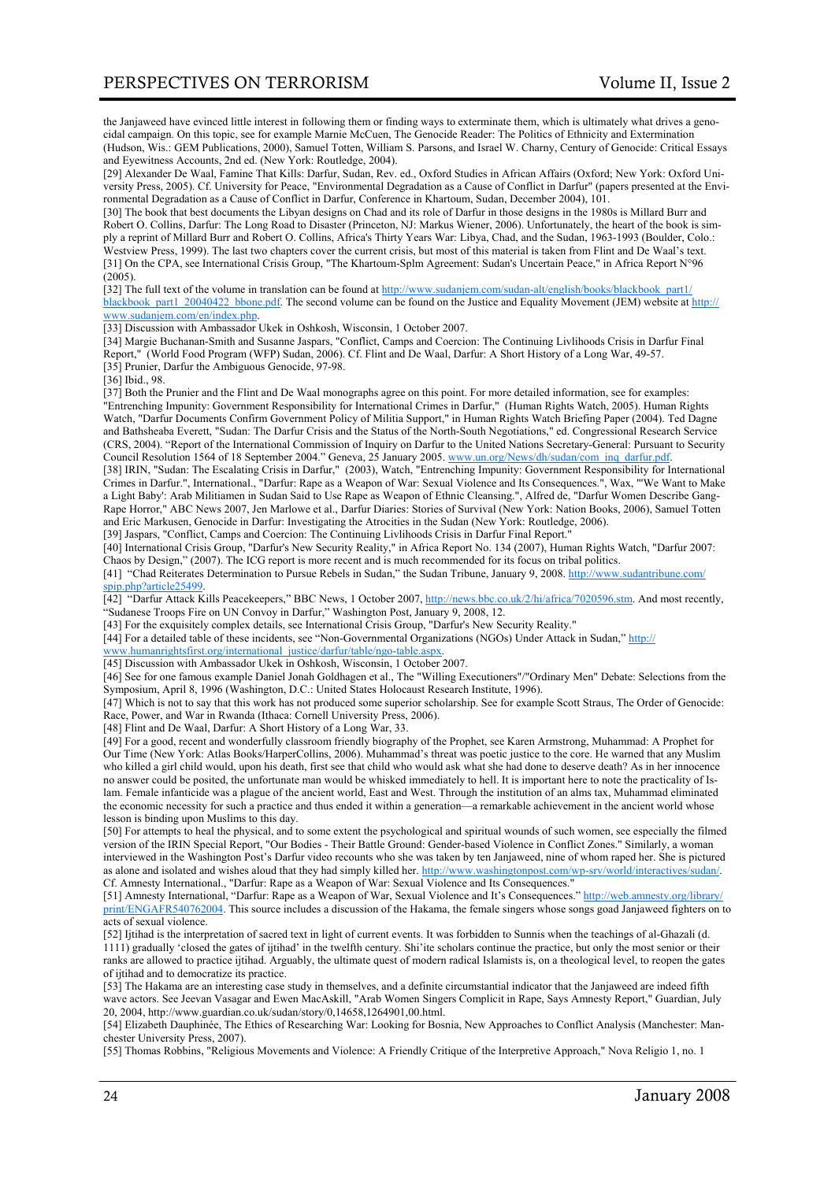the Janjaweed have evinced little interest in following them or finding ways to exterminate them, which is ultimately what drives a genocidal campaign. On this topic, see for example Marnie McCuen, The Genocide Reader: The Politics of Ethnicity and Extermination (Hudson, Wis.: GEM Publications, 2000), Samuel Totten, William S. Parsons, and Israel W. Charny, Century of Genocide: Critical Essays and Eyewitness Accounts, 2nd ed. (New York: Routledge, 2004).

[29] Alexander De Waal, Famine That Kills: Darfur, Sudan, Rev. ed., Oxford Studies in African Affairs (Oxford; New York: Oxford University Press, 2005). Cf. University for Peace, "Environmental Degradation as a Cause of Conflict in Darfur" (papers presented at the Environmental Degradation as a Cause of Conflict in Darfur, Conference in Khartoum, Sudan, December 2004), 101.

[30] The book that best documents the Libyan designs on Chad and its role of Darfur in those designs in the 1980s is Millard Burr and Robert O. Collins, Darfur: The Long Road to Disaster (Princeton, NJ: Markus Wiener, 2006). Unfortunately, the heart of the book is simply a reprint of Millard Burr and Robert O. Collins, Africa's Thirty Years War: Libya, Chad, and the Sudan, 1963-1993 (Boulder, Colo.: Westview Press, 1999). The last two chapters cover the current crisis, but most of this material is taken from Flint and De Waal's text.

[31] On the CPA, see International Crisis Group, "The Khartoum-Splm Agreement: Sudan's Uncertain Peace," in Africa Report N°96 (2005).

[32] The full text of the volume in translation can be found at http://www.sudanjem.com/sudan-alt/english/books/blackbook_part1/blackbook_part1_20040422_bbone.pdf. The second volume can be found on the Justice and Equality Movement (JEM) website at http://www.sudanjem.com/en/index.php.

[33] Discussion with Ambassador Ukek in Oshkosh, Wisconsin, 1 October 2007.

[34] Margie Buchanan-Smith and Susanne Jaspars, "Conflict, Camps and Coercion: The Continuing Livlihoods Crisis in Darfur Final Report," (World Food Program (WFP) Sudan, 2006). Cf. Flint and De Waal, Darfur: A Short History of a Long War, 49-57.

[35] Prunier, Darfur the Ambiguous Genocide, 97-98.

[36] Ibid., 98.

[37] Both the Prunier and the Flint and De Waal monographs agree on this point. For more detailed information, see for examples: "Entrenching Impunity: Government Responsibility for International Crimes in Darfur," (Human Rights Watch, 2005). Human Rights Watch, "Darfur Documents Confirm Government Policy of Militia Support," in Human Rights Watch Briefing Paper (2004). Ted Dagne and Bathsheaba Everett, "Sudan: The Darfur Crisis and the Status of the North-South Negotiations," ed. Congressional Research Service (CRS, 2004). "Report of the International Commission of Inquiry on Darfur to the United Nations Secretary-General: Pursuant to Security Council Resolution 1564 of 18 September 2004." Geneva, 25 January 2005. www.un.org/News/dh/sudan/com_inq_darfur.pdf.

[38] IRIN, "Sudan: The Escalating Crisis in Darfur," (2003), Watch, "Entrenching Impunity: Government Responsibility for International Crimes in Darfur.", International., "Darfur: Rape as a Weapon of War: Sexual Violence and Its Consequences.", Wax, "'We Want to Make a Light Baby': Arab Militiamen in Sudan Said to Use Rape as Weapon of Ethnic Cleansing.", Alfred de, "Darfur Women Describe Gang-Rape Horror," ABC News 2007, Jen Marlowe et al., Darfur Diaries: Stories of Survival (New York: Nation Books, 2006), Samuel Totten and Eric Markusen, Genocide in Darfur: Investigating the Atrocities in the Sudan (New York: Routledge, 2006).

[39] Jaspars, "Conflict, Camps and Coercion: The Continuing Livlihoods Crisis in Darfur Final Report."

[40] International Crisis Group, "Darfur's New Security Reality," in Africa Report No. 134 (2007), Human Rights Watch, "Darfur 2007: Chaos by Design," (2007). The ICG report is more recent and is much recommended for its focus on tribal politics.

[41] "Chad Reiterates Determination to Pursue Rebels in Sudan," the Sudan Tribune, January 9, 2008. http://www.sudantribune.com/spip.php?article25499.

[42] "Darfur Attack Kills Peacekeepers," BBC News, 1 October 2007, http://news.bbc.co.uk/2/hi/africa/7020596.stm. And most recently, "Sudanese Troops Fire on UN Convoy in Darfur," Washington Post, January 9, 2008, 12.

[43] For the exquisitely complex details, see International Crisis Group, "Darfur's New Security Reality."

[44] For a detailed table of these incidents, see "Non-Governmental Organizations (NGOs) Under Attack in Sudan," http://www.humanrightsfirst.org/international_justice/darfur/table/ngo-table.aspx.

[45] Discussion with Ambassador Ukek in Oshkosh, Wisconsin, 1 October 2007.

[46] See for one famous example Daniel Jonah Goldhagen et al., The "Willing Executioners"/"Ordinary Men" Debate: Selections from the Symposium, April 8, 1996 (Washington, D.C.: United States Holocaust Research Institute, 1996).

[47] Which is not to say that this work has not produced some superior scholarship. See for example Scott Straus, The Order of Genocide: Race, Power, and War in Rwanda (Ithaca: Cornell University Press, 2006).

[48] Flint and De Waal, Darfur: A Short History of a Long War, 33.

[49] For a good, recent and wonderfully classroom friendly biography of the Prophet, see Karen Armstrong, Muhammad: A Prophet for Our Time (New York: Atlas Books/HarperCollins, 2006). Muhammad's threat was poetic justice to the core. He warned that any Muslim who killed a girl child would, upon his death, first see that child who would ask what she had done to deserve death? As in her innocence no answer could be posited, the unfortunate man would be whisked immediately to hell. It is important here to note the practicality of Islam. Female infanticide was a plague of the ancient world, East and West. Through the institution of an alms tax, Muhammad eliminated the economic necessity for such a practice and thus ended it within a generation—a remarkable achievement in the ancient world whose lesson is binding upon Muslims to this day.

[50] For attempts to heal the physical, and to some extent the psychological and spiritual wounds of such women, see especially the filmed version of the IRIN Special Report, "Our Bodies - Their Battle Ground: Gender-based Violence in Conflict Zones." Similarly, a woman interviewed in the Washington Post's Darfur video recounts who she was taken by ten Janjaweed, nine of whom raped her. She is pictured as alone and isolated and wishes aloud that they had simply killed her. http://www.washingtonpost.com/wp-srv/world/interactives/sudan/. Cf. Amnesty International., "Darfur: Rape as a Weapon of War: Sexual Violence and Its Consequences."

[51] Amnesty International, "Darfur: Rape as a Weapon of War, Sexual Violence and It's Consequences." http://web.amnesty.org/library/print/ENGAFR540762004. This source includes a discussion of the Hakama, the female singers whose songs goad Janjaweed fighters on to acts of sexual violence.

[52] Ijtihad is the interpretation of sacred text in light of current events. It was forbidden to Sunnis when the teachings of al-Ghazali (d. 1111) gradually 'closed the gates of ijtihad' in the twelfth century. Shi'ite scholars continue the practice, but only the most senior or their ranks are allowed to practice ijtihad. Arguably, the ultimate quest of modern radical Islamists is, on a theological level, to reopen the gates of ijtihad and to democratize its practice.

[53] The Hakama are an interesting case study in themselves, and a definite circumstantial indicator that the Janjaweed are indeed fifth wave actors. See Jeevan Vasagar and Ewen MacAskill, "Arab Women Singers Complicit in Rape, Says Amnesty Report," Guardian, July 20, 2004, http://www.guardian.co.uk/sudan/story/0,14658,1264901,00.html.

[54] Elizabeth Dauphinée, The Ethics of Researching War: Looking for Bosnia, New Approaches to Conflict Analysis (Manchester: Manchester University Press, 2007).

[55] Thomas Robbins, "Religious Movements and Violence: A Friendly Critique of the Interpretive Approach," Nova Religio 1, no. 1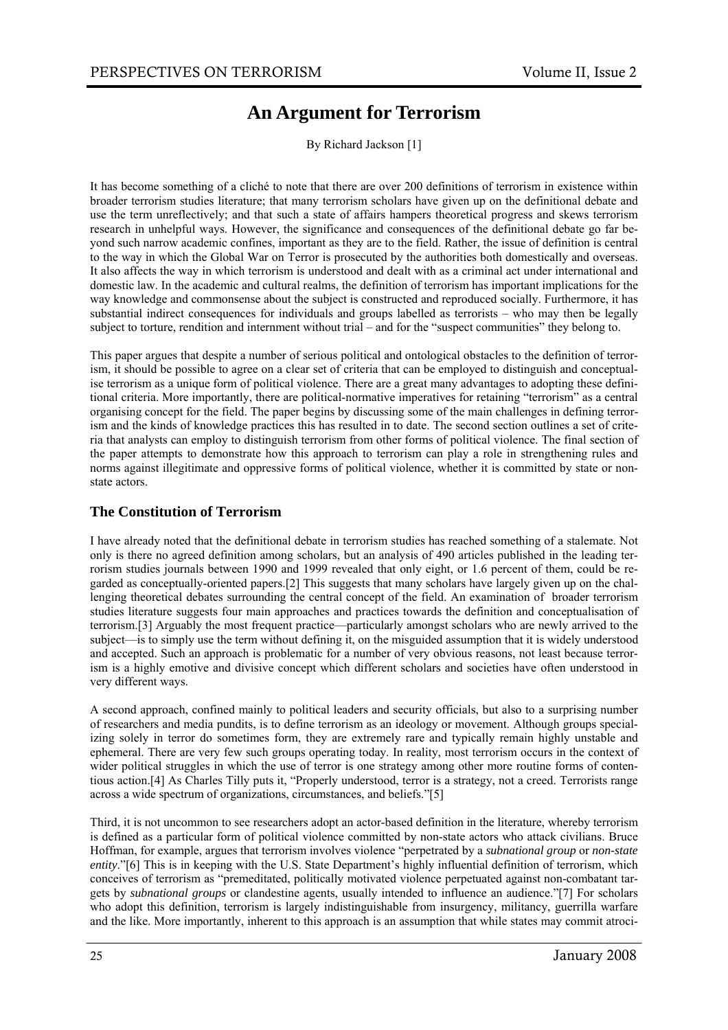# An Argument for Terrorism

By Richard Jackson [1]

It has become something of a cliché to note that there are over 200 definitions of terrorism in existence within broader terrorism studies literature; that many terrorism scholars have given up on the definitional debate and use the term unreflectively; and that such a state of affairs hampers theoretical progress and skews terrorism research in unhelpful ways. However, the significance and consequences of the definitional debate go far beyond such narrow academic confines, important as they are to the field. Rather, the issue of definition is central to the way in which the Global War on Terror is prosecuted by the authorities both domestically and overseas. It also affects the way in which terrorism is understood and dealt with as a criminal act under international and domestic law. In the academic and cultural realms, the definition of terrorism has important implications for the way knowledge and commonsense about the subject is constructed and reproduced socially. Furthermore, it has substantial indirect consequences for individuals and groups labelled as terrorists – who may then be legally subject to torture, rendition and internment without trial – and for the "suspect communities" they belong to.

This paper argues that despite a number of serious political and ontological obstacles to the definition of terrorism, it should be possible to agree on a clear set of criteria that can be employed to distinguish and conceptualise terrorism as a unique form of political violence. There are a great many advantages to adopting these definitional criteria. More importantly, there are political-normative imperatives for retaining "terrorism" as a central organising concept for the field. The paper begins by discussing some of the main challenges in defining terrorism and the kinds of knowledge practices this has resulted in to date. The second section outlines a set of criteria that analysts can employ to distinguish terrorism from other forms of political violence. The final section of the paper attempts to demonstrate how this approach to terrorism can play a role in strengthening rules and norms against illegitimate and oppressive forms of political violence, whether it is committed by state or non-state actors.

## The Constitution of Terrorism

I have already noted that the definitional debate in terrorism studies has reached something of a stalemate. Not only is there no agreed definition among scholars, but an analysis of 490 articles published in the leading terrorism studies journals between 1990 and 1999 revealed that only eight, or 1.6 percent of them, could be regarded as conceptually-oriented papers.[2] This suggests that many scholars have largely given up on the challenging theoretical debates surrounding the central concept of the field. An examination of broader terrorism studies literature suggests four main approaches and practices towards the definition and conceptualisation of terrorism.[3] Arguably the most frequent practice—particularly amongst scholars who are newly arrived to the subject—is to simply use the term without defining it, on the misguided assumption that it is widely understood and accepted. Such an approach is problematic for a number of very obvious reasons, not least because terrorism is a highly emotive and divisive concept which different scholars and societies have often understood in very different ways.

A second approach, confined mainly to political leaders and security officials, but also to a surprising number of researchers and media pundits, is to define terrorism as an ideology or movement. Although groups specializing solely in terror do sometimes form, they are extremely rare and typically remain highly unstable and ephemeral. There are very few such groups operating today. In reality, most terrorism occurs in the context of wider political struggles in which the use of terror is one strategy among other more routine forms of contentious action.[4] As Charles Tilly puts it, "Properly understood, terror is a strategy, not a creed. Terrorists range across a wide spectrum of organizations, circumstances, and beliefs."[5]

Third, it is not uncommon to see researchers adopt an actor-based definition in the literature, whereby terrorism is defined as a particular form of political violence committed by non-state actors who attack civilians. Bruce Hoffman, for example, argues that terrorism involves violence "perpetrated by a *subnational group* or *non-state entity*."[6] This is in keeping with the U.S. State Department's highly influential definition of terrorism, which conceives of terrorism as "premeditated, politically motivated violence perpetuated against non-combatant targets by *subnational groups* or clandestine agents, usually intended to influence an audience."[7] For scholars who adopt this definition, terrorism is largely indistinguishable from insurgency, militancy, guerrilla warfare and the like. More importantly, inherent to this approach is an assumption that while states may commit atroci-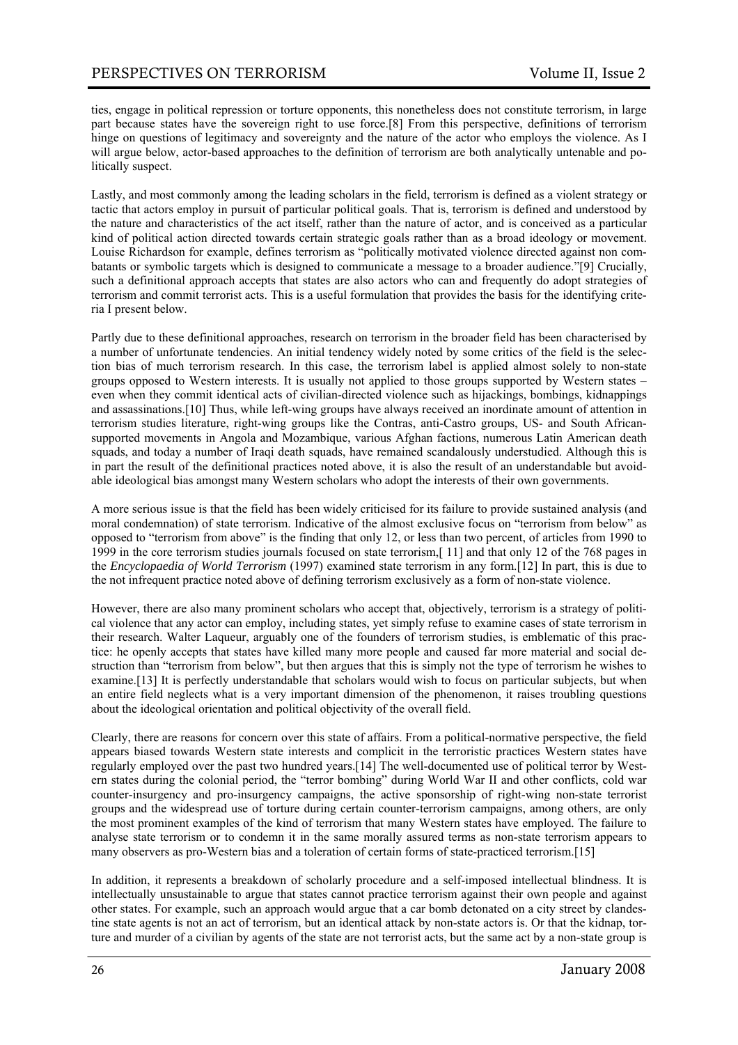ties, engage in political repression or torture opponents, this nonetheless does not constitute terrorism, in large part because states have the sovereign right to use force.[8] From this perspective, definitions of terrorism hinge on questions of legitimacy and sovereignty and the nature of the actor who employs the violence. As I will argue below, actor-based approaches to the definition of terrorism are both analytically untenable and politically suspect.

Lastly, and most commonly among the leading scholars in the field, terrorism is defined as a violent strategy or tactic that actors employ in pursuit of particular political goals. That is, terrorism is defined and understood by the nature and characteristics of the act itself, rather than the nature of actor, and is conceived as a particular kind of political action directed towards certain strategic goals rather than as a broad ideology or movement. Louise Richardson for example, defines terrorism as "politically motivated violence directed against non combatants or symbolic targets which is designed to communicate a message to a broader audience."[9] Crucially, such a definitional approach accepts that states are also actors who can and frequently do adopt strategies of terrorism and commit terrorist acts. This is a useful formulation that provides the basis for the identifying criteria I present below.

Partly due to these definitional approaches, research on terrorism in the broader field has been characterised by a number of unfortunate tendencies. An initial tendency widely noted by some critics of the field is the selection bias of much terrorism research. In this case, the terrorism label is applied almost solely to non-state groups opposed to Western interests. It is usually not applied to those groups supported by Western states – even when they commit identical acts of civilian-directed violence such as hijackings, bombings, kidnappings and assassinations.[10] Thus, while left-wing groups have always received an inordinate amount of attention in terrorism studies literature, right-wing groups like the Contras, anti-Castro groups, US- and South African-supported movements in Angola and Mozambique, various Afghan factions, numerous Latin American death squads, and today a number of Iraqi death squads, have remained scandalously understudied. Although this is in part the result of the definitional practices noted above, it is also the result of an understandable but avoidable ideological bias amongst many Western scholars who adopt the interests of their own governments.

A more serious issue is that the field has been widely criticised for its failure to provide sustained analysis (and moral condemnation) of state terrorism. Indicative of the almost exclusive focus on "terrorism from below" as opposed to "terrorism from above" is the finding that only 12, or less than two percent, of articles from 1990 to 1999 in the core terrorism studies journals focused on state terrorism,[11] and that only 12 of the 768 pages in the *Encyclopaedia of World Terrorism* (1997) examined state terrorism in any form.[12] In part, this is due to the not infrequent practice noted above of defining terrorism exclusively as a form of non-state violence.

However, there are also many prominent scholars who accept that, objectively, terrorism is a strategy of political violence that any actor can employ, including states, yet simply refuse to examine cases of state terrorism in their research. Walter Laqueur, arguably one of the founders of terrorism studies, is emblematic of this practice: he openly accepts that states have killed many more people and caused far more material and social destruction than "terrorism from below", but then argues that this is simply not the type of terrorism he wishes to examine.[13] It is perfectly understandable that scholars would wish to focus on particular subjects, but when an entire field neglects what is a very important dimension of the phenomenon, it raises troubling questions about the ideological orientation and political objectivity of the overall field.

Clearly, there are reasons for concern over this state of affairs. From a political-normative perspective, the field appears biased towards Western state interests and complicit in the terroristic practices Western states have regularly employed over the past two hundred years.[14] The well-documented use of political terror by Western states during the colonial period, the "terror bombing" during World War II and other conflicts, cold war counter-insurgency and pro-insurgency campaigns, the active sponsorship of right-wing non-state terrorist groups and the widespread use of torture during certain counter-terrorism campaigns, among others, are only the most prominent examples of the kind of terrorism that many Western states have employed. The failure to analyse state terrorism or to condemn it in the same morally assured terms as non-state terrorism appears to many observers as pro-Western bias and a toleration of certain forms of state-practiced terrorism.[15]

In addition, it represents a breakdown of scholarly procedure and a self-imposed intellectual blindness. It is intellectually unsustainable to argue that states cannot practice terrorism against their own people and against other states. For example, such an approach would argue that a car bomb detonated on a city street by clandestine state agents is not an act of terrorism, but an identical attack by non-state actors is. Or that the kidnap, torture and murder of a civilian by agents of the state are not terrorist acts, but the same act by a non-state group is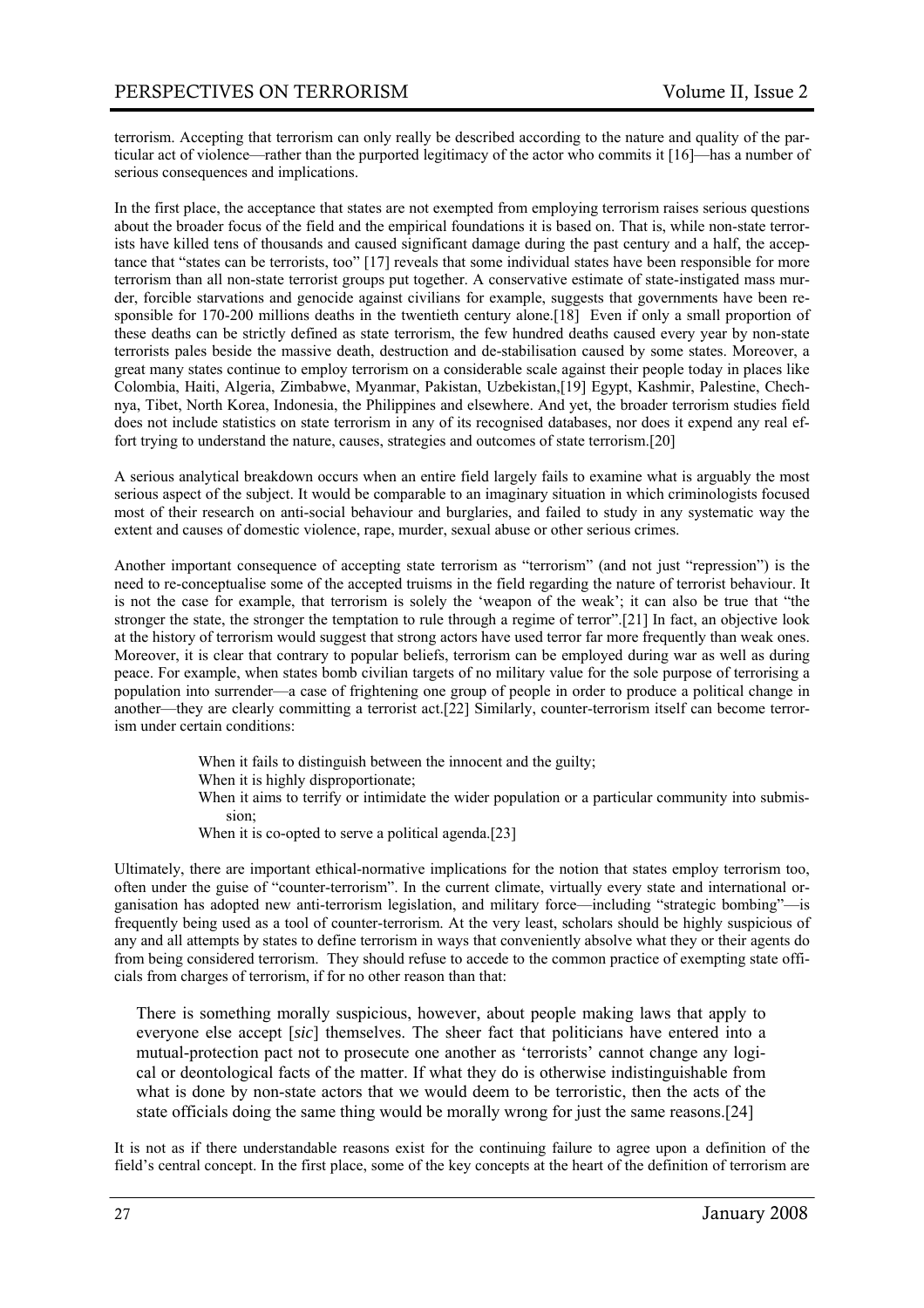terrorism. Accepting that terrorism can only really be described according to the nature and quality of the particular act of violence—rather than the purported legitimacy of the actor who commits it [16]—has a number of serious consequences and implications.

In the first place, the acceptance that states are not exempted from employing terrorism raises serious questions about the broader focus of the field and the empirical foundations it is based on. That is, while non-state terrorists have killed tens of thousands and caused significant damage during the past century and a half, the acceptance that "states can be terrorists, too" [17] reveals that some individual states have been responsible for more terrorism than all non-state terrorist groups put together. A conservative estimate of state-instigated mass murder, forcible starvations and genocide against civilians for example, suggests that governments have been responsible for 170-200 millions deaths in the twentieth century alone.[18] Even if only a small proportion of these deaths can be strictly defined as state terrorism, the few hundred deaths caused every year by non-state terrorists pales beside the massive death, destruction and de-stabilisation caused by some states. Moreover, a great many states continue to employ terrorism on a considerable scale against their people today in places like Colombia, Haiti, Algeria, Zimbabwe, Myanmar, Pakistan, Uzbekistan,[19] Egypt, Kashmir, Palestine, Chechnya, Tibet, North Korea, Indonesia, the Philippines and elsewhere. And yet, the broader terrorism studies field does not include statistics on state terrorism in any of its recognised databases, nor does it expend any real effort trying to understand the nature, causes, strategies and outcomes of state terrorism.[20]

A serious analytical breakdown occurs when an entire field largely fails to examine what is arguably the most serious aspect of the subject. It would be comparable to an imaginary situation in which criminologists focused most of their research on anti-social behaviour and burglaries, and failed to study in any systematic way the extent and causes of domestic violence, rape, murder, sexual abuse or other serious crimes.

Another important consequence of accepting state terrorism as "terrorism" (and not just "repression") is the need to re-conceptualise some of the accepted truisms in the field regarding the nature of terrorist behaviour. It is not the case for example, that terrorism is solely the 'weapon of the weak'; it can also be true that "the stronger the state, the stronger the temptation to rule through a regime of terror".[21] In fact, an objective look at the history of terrorism would suggest that strong actors have used terror far more frequently than weak ones. Moreover, it is clear that contrary to popular beliefs, terrorism can be employed during war as well as during peace. For example, when states bomb civilian targets of no military value for the sole purpose of terrorising a population into surrender—a case of frightening one group of people in order to produce a political change in another—they are clearly committing a terrorist act.[22] Similarly, counter-terrorism itself can become terrorism under certain conditions:

- When it fails to distinguish between the innocent and the guilty;
- When it is highly disproportionate;
- When it aims to terrify or intimidate the wider population or a particular community into submission;
- When it is co-opted to serve a political agenda.[23]

Ultimately, there are important ethical-normative implications for the notion that states employ terrorism too, often under the guise of "counter-terrorism". In the current climate, virtually every state and international organisation has adopted new anti-terrorism legislation, and military force—including "strategic bombing"—is frequently being used as a tool of counter-terrorism. At the very least, scholars should be highly suspicious of any and all attempts by states to define terrorism in ways that conveniently absolve what they or their agents do from being considered terrorism. They should refuse to accede to the common practice of exempting state officials from charges of terrorism, if for no other reason than that:

> There is something morally suspicious, however, about people making laws that apply to everyone else accept [*sic*] themselves. The sheer fact that politicians have entered into a mutual-protection pact not to prosecute one another as 'terrorists' cannot change any logical or deontological facts of the matter. If what they do is otherwise indistinguishable from what is done by non-state actors that we would deem to be terroristic, then the acts of the state officials doing the same thing would be morally wrong for just the same reasons.[24]

It is not as if there understandable reasons exist for the continuing failure to agree upon a definition of the field's central concept. In the first place, some of the key concepts at the heart of the definition of terrorism are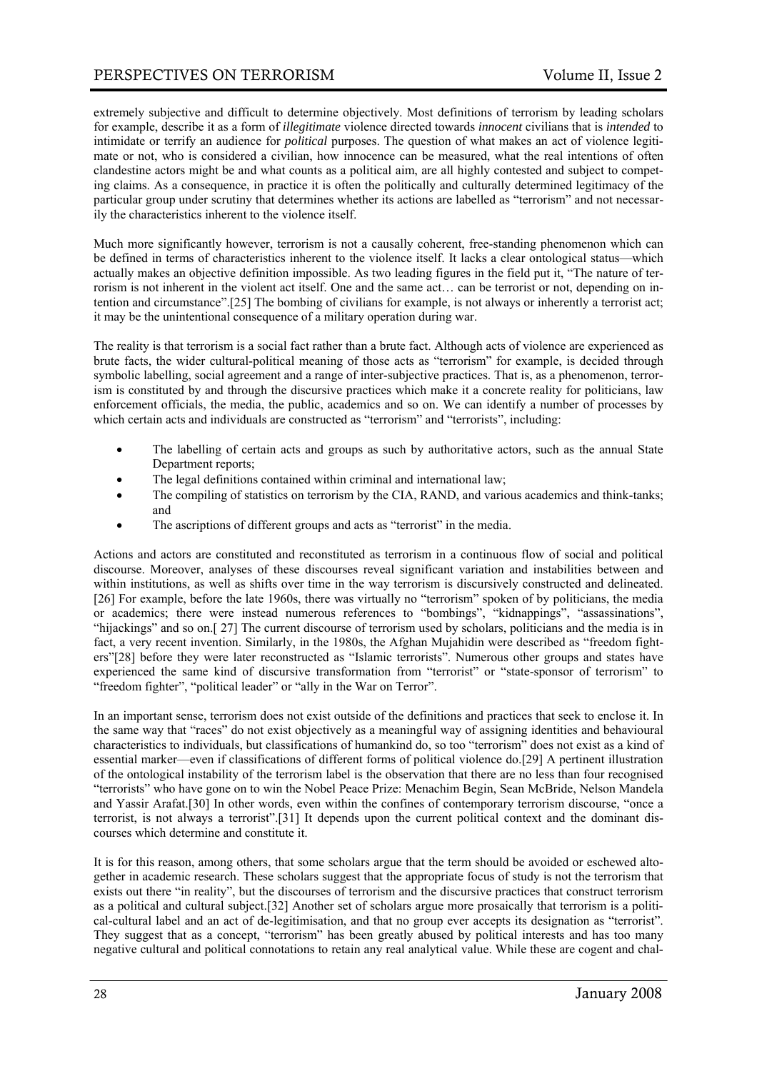extremely subjective and difficult to determine objectively. Most definitions of terrorism by leading scholars for example, describe it as a form of *illegitimate* violence directed towards *innocent* civilians that is *intended* to intimidate or terrify an audience for *political* purposes. The question of what makes an act of violence legitimate or not, who is considered a civilian, how innocence can be measured, what the real intentions of often clandestine actors might be and what counts as a political aim, are all highly contested and subject to competing claims. As a consequence, in practice it is often the politically and culturally determined legitimacy of the particular group under scrutiny that determines whether its actions are labelled as "terrorism" and not necessarily the characteristics inherent to the violence itself.

Much more significantly however, terrorism is not a causally coherent, free-standing phenomenon which can be defined in terms of characteristics inherent to the violence itself. It lacks a clear ontological status—which actually makes an objective definition impossible. As two leading figures in the field put it, "The nature of terrorism is not inherent in the violent act itself. One and the same act… can be terrorist or not, depending on intention and circumstance".[25] The bombing of civilians for example, is not always or inherently a terrorist act; it may be the unintentional consequence of a military operation during war.

The reality is that terrorism is a social fact rather than a brute fact. Although acts of violence are experienced as brute facts, the wider cultural-political meaning of those acts as "terrorism" for example, is decided through symbolic labelling, social agreement and a range of inter-subjective practices. That is, as a phenomenon, terrorism is constituted by and through the discursive practices which make it a concrete reality for politicians, law enforcement officials, the media, the public, academics and so on. We can identify a number of processes by which certain acts and individuals are constructed as "terrorism" and "terrorists", including:

- The labelling of certain acts and groups as such by authoritative actors, such as the annual State Department reports;
- The legal definitions contained within criminal and international law;
- The compiling of statistics on terrorism by the CIA, RAND, and various academics and think-tanks; and
- The ascriptions of different groups and acts as "terrorist" in the media.

Actions and actors are constituted and reconstituted as terrorism in a continuous flow of social and political discourse. Moreover, analyses of these discourses reveal significant variation and instabilities between and within institutions, as well as shifts over time in the way terrorism is discursively constructed and delineated.[26] For example, before the late 1960s, there was virtually no "terrorism" spoken of by politicians, the media or academics; there were instead numerous references to "bombings", "kidnappings", "assassinations", "hijackings" and so on.[ 27] The current discourse of terrorism used by scholars, politicians and the media is in fact, a very recent invention. Similarly, in the 1980s, the Afghan Mujahidin were described as "freedom fighters"[28] before they were later reconstructed as "Islamic terrorists". Numerous other groups and states have experienced the same kind of discursive transformation from "terrorist" or "state-sponsor of terrorism" to "freedom fighter", "political leader" or "ally in the War on Terror".

In an important sense, terrorism does not exist outside of the definitions and practices that seek to enclose it. In the same way that "races" do not exist objectively as a meaningful way of assigning identities and behavioural characteristics to individuals, but classifications of humankind do, so too "terrorism" does not exist as a kind of essential marker—even if classifications of different forms of political violence do.[29] A pertinent illustration of the ontological instability of the terrorism label is the observation that there are no less than four recognised "terrorists" who have gone on to win the Nobel Peace Prize: Menachim Begin, Sean McBride, Nelson Mandela and Yassir Arafat.[30] In other words, even within the confines of contemporary terrorism discourse, "once a terrorist, is not always a terrorist".[31] It depends upon the current political context and the dominant discourses which determine and constitute it.

It is for this reason, among others, that some scholars argue that the term should be avoided or eschewed altogether in academic research. These scholars suggest that the appropriate focus of study is not the terrorism that exists out there "in reality", but the discourses of terrorism and the discursive practices that construct terrorism as a political and cultural subject.[32] Another set of scholars argue more prosaically that terrorism is a political-cultural label and an act of de-legitimisation, and that no group ever accepts its designation as "terrorist". They suggest that as a concept, "terrorism" has been greatly abused by political interests and has too many negative cultural and political connotations to retain any real analytical value. While these are cogent and chal-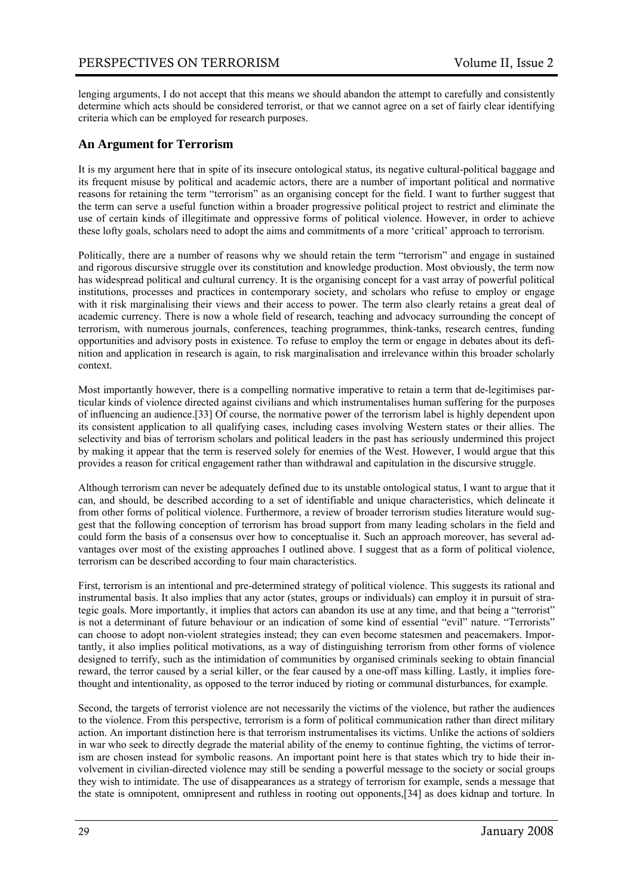lenging arguments, I do not accept that this means we should abandon the attempt to carefully and consistently determine which acts should be considered terrorist, or that we cannot agree on a set of fairly clear identifying criteria which can be employed for research purposes.

## An Argument for Terrorism

It is my argument here that in spite of its insecure ontological status, its negative cultural-political baggage and its frequent misuse by political and academic actors, there are a number of important political and normative reasons for retaining the term "terrorism" as an organising concept for the field. I want to further suggest that the term can serve a useful function within a broader progressive political project to restrict and eliminate the use of certain kinds of illegitimate and oppressive forms of political violence. However, in order to achieve these lofty goals, scholars need to adopt the aims and commitments of a more 'critical' approach to terrorism.

Politically, there are a number of reasons why we should retain the term "terrorism" and engage in sustained and rigorous discursive struggle over its constitution and knowledge production. Most obviously, the term now has widespread political and cultural currency. It is the organising concept for a vast array of powerful political institutions, processes and practices in contemporary society, and scholars who refuse to employ or engage with it risk marginalising their views and their access to power. The term also clearly retains a great deal of academic currency. There is now a whole field of research, teaching and advocacy surrounding the concept of terrorism, with numerous journals, conferences, teaching programmes, think-tanks, research centres, funding opportunities and advisory posts in existence. To refuse to employ the term or engage in debates about its definition and application in research is again, to risk marginalisation and irrelevance within this broader scholarly context.

Most importantly however, there is a compelling normative imperative to retain a term that de-legitimises particular kinds of violence directed against civilians and which instrumentalises human suffering for the purposes of influencing an audience.[33] Of course, the normative power of the terrorism label is highly dependent upon its consistent application to all qualifying cases, including cases involving Western states or their allies. The selectivity and bias of terrorism scholars and political leaders in the past has seriously undermined this project by making it appear that the term is reserved solely for enemies of the West. However, I would argue that this provides a reason for critical engagement rather than withdrawal and capitulation in the discursive struggle.

Although terrorism can never be adequately defined due to its unstable ontological status, I want to argue that it can, and should, be described according to a set of identifiable and unique characteristics, which delineate it from other forms of political violence. Furthermore, a review of broader terrorism studies literature would suggest that the following conception of terrorism has broad support from many leading scholars in the field and could form the basis of a consensus over how to conceptualise it. Such an approach moreover, has several advantages over most of the existing approaches I outlined above. I suggest that as a form of political violence, terrorism can be described according to four main characteristics.

First, terrorism is an intentional and pre-determined strategy of political violence. This suggests its rational and instrumental basis. It also implies that any actor (states, groups or individuals) can employ it in pursuit of strategic goals. More importantly, it implies that actors can abandon its use at any time, and that being a "terrorist" is not a determinant of future behaviour or an indication of some kind of essential "evil" nature. "Terrorists" can choose to adopt non-violent strategies instead; they can even become statesmen and peacemakers. Importantly, it also implies political motivations, as a way of distinguishing terrorism from other forms of violence designed to terrify, such as the intimidation of communities by organised criminals seeking to obtain financial reward, the terror caused by a serial killer, or the fear caused by a one-off mass killing. Lastly, it implies forethought and intentionality, as opposed to the terror induced by rioting or communal disturbances, for example.

Second, the targets of terrorist violence are not necessarily the victims of the violence, but rather the audiences to the violence. From this perspective, terrorism is a form of political communication rather than direct military action. An important distinction here is that terrorism instrumentalises its victims. Unlike the actions of soldiers in war who seek to directly degrade the material ability of the enemy to continue fighting, the victims of terrorism are chosen instead for symbolic reasons. An important point here is that states which try to hide their involvement in civilian-directed violence may still be sending a powerful message to the society or social groups they wish to intimidate. The use of disappearances as a strategy of terrorism for example, sends a message that the state is omnipotent, omnipresent and ruthless in rooting out opponents,[34] as does kidnap and torture. In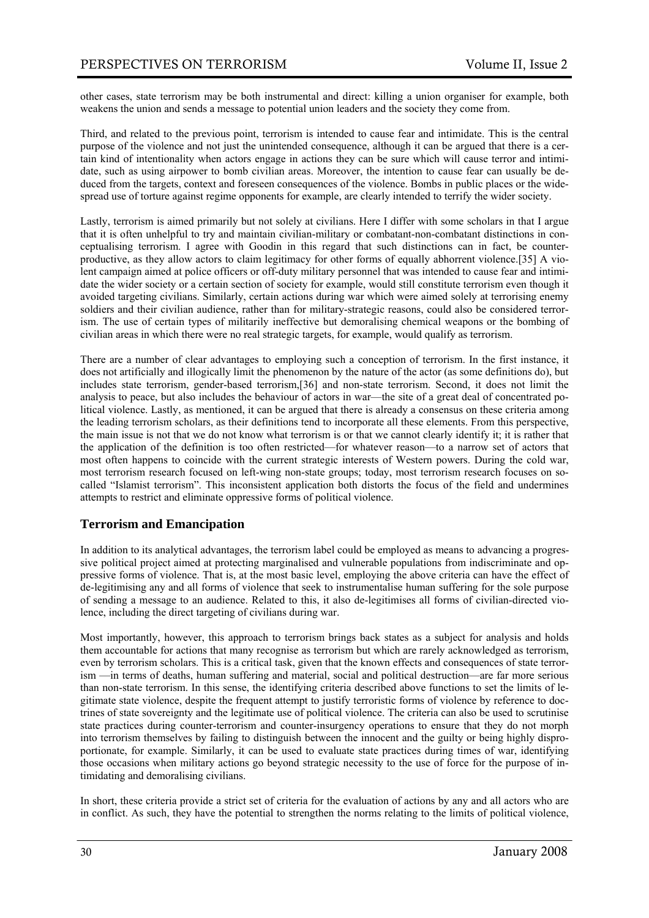other cases, state terrorism may be both instrumental and direct: killing a union organiser for example, both weakens the union and sends a message to potential union leaders and the society they come from.

Third, and related to the previous point, terrorism is intended to cause fear and intimidate. This is the central purpose of the violence and not just the unintended consequence, although it can be argued that there is a certain kind of intentionality when actors engage in actions they can be sure which will cause terror and intimidate, such as using airpower to bomb civilian areas. Moreover, the intention to cause fear can usually be deduced from the targets, context and foreseen consequences of the violence. Bombs in public places or the widespread use of torture against regime opponents for example, are clearly intended to terrify the wider society.

Lastly, terrorism is aimed primarily but not solely at civilians. Here I differ with some scholars in that I argue that it is often unhelpful to try and maintain civilian-military or combatant-non-combatant distinctions in conceptualising terrorism. I agree with Goodin in this regard that such distinctions can in fact, be counterproductive, as they allow actors to claim legitimacy for other forms of equally abhorrent violence.[35] A violent campaign aimed at police officers or off-duty military personnel that was intended to cause fear and intimidate the wider society or a certain section of society for example, would still constitute terrorism even though it avoided targeting civilians. Similarly, certain actions during war which were aimed solely at terrorising enemy soldiers and their civilian audience, rather than for military-strategic reasons, could also be considered terrorism. The use of certain types of militarily ineffective but demoralising chemical weapons or the bombing of civilian areas in which there were no real strategic targets, for example, would qualify as terrorism.

There are a number of clear advantages to employing such a conception of terrorism. In the first instance, it does not artificially and illogically limit the phenomenon by the nature of the actor (as some definitions do), but includes state terrorism, gender-based terrorism,[36] and non-state terrorism. Second, it does not limit the analysis to peace, but also includes the behaviour of actors in war—the site of a great deal of concentrated political violence. Lastly, as mentioned, it can be argued that there is already a consensus on these criteria among the leading terrorism scholars, as their definitions tend to incorporate all these elements. From this perspective, the main issue is not that we do not know what terrorism is or that we cannot clearly identify it; it is rather that the application of the definition is too often restricted—for whatever reason—to a narrow set of actors that most often happens to coincide with the current strategic interests of Western powers. During the cold war, most terrorism research focused on left-wing non-state groups; today, most terrorism research focuses on so-called "Islamist terrorism". This inconsistent application both distorts the focus of the field and undermines attempts to restrict and eliminate oppressive forms of political violence.

## Terrorism and Emancipation

In addition to its analytical advantages, the terrorism label could be employed as means to advancing a progressive political project aimed at protecting marginalised and vulnerable populations from indiscriminate and oppressive forms of violence. That is, at the most basic level, employing the above criteria can have the effect of de-legitimising any and all forms of violence that seek to instrumentalise human suffering for the sole purpose of sending a message to an audience. Related to this, it also de-legitimises all forms of civilian-directed violence, including the direct targeting of civilians during war.

Most importantly, however, this approach to terrorism brings back states as a subject for analysis and holds them accountable for actions that many recognise as terrorism but which are rarely acknowledged as terrorism, even by terrorism scholars. This is a critical task, given that the known effects and consequences of state terrorism —in terms of deaths, human suffering and material, social and political destruction—are far more serious than non-state terrorism. In this sense, the identifying criteria described above functions to set the limits of legitimate state violence, despite the frequent attempt to justify terroristic forms of violence by reference to doctrines of state sovereignty and the legitimate use of political violence. The criteria can also be used to scrutinise state practices during counter-terrorism and counter-insurgency operations to ensure that they do not morph into terrorism themselves by failing to distinguish between the innocent and the guilty or being highly disproportionate, for example. Similarly, it can be used to evaluate state practices during times of war, identifying those occasions when military actions go beyond strategic necessity to the use of force for the purpose of intimidating and demoralising civilians.

In short, these criteria provide a strict set of criteria for the evaluation of actions by any and all actors who are in conflict. As such, they have the potential to strengthen the norms relating to the limits of political violence,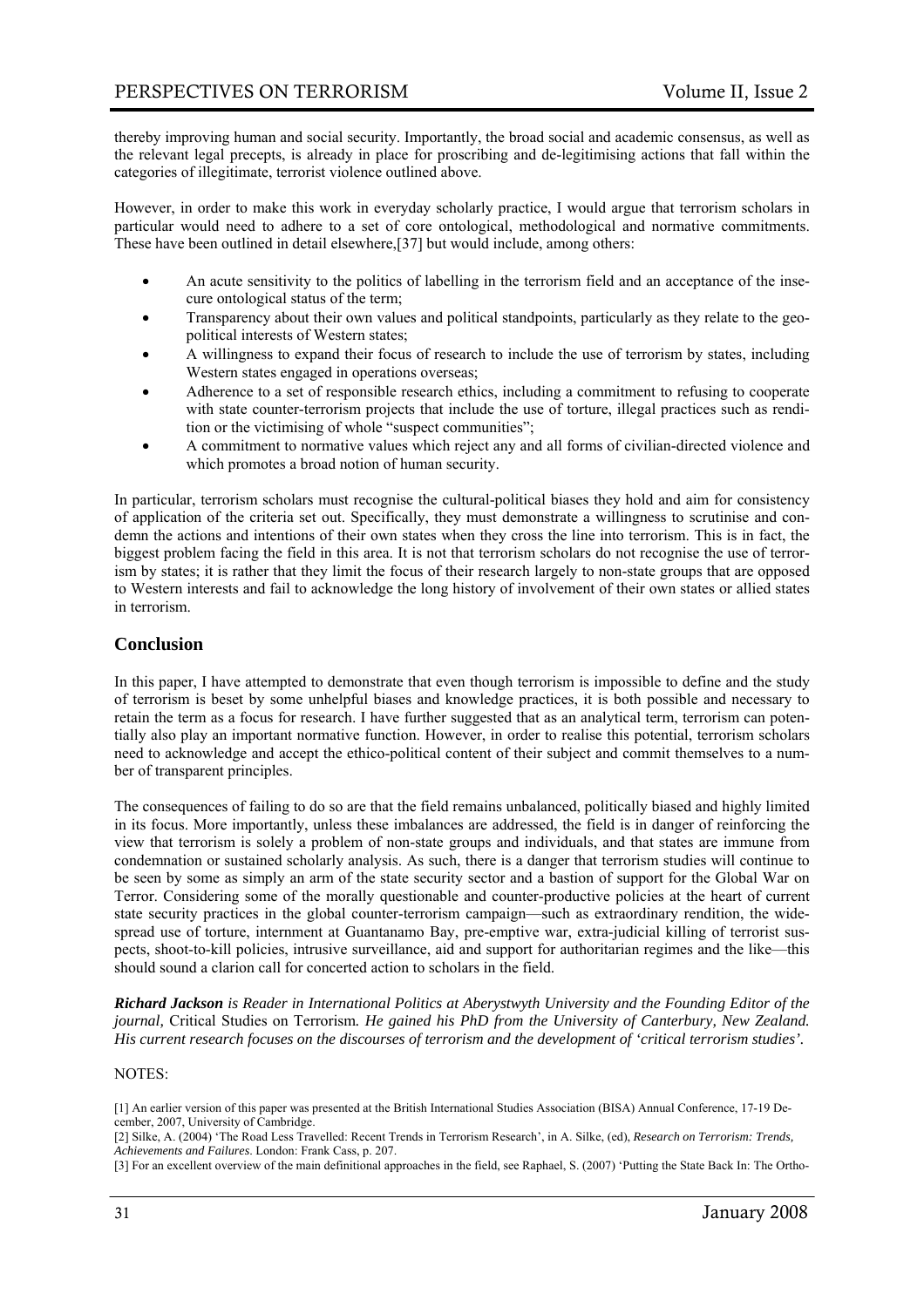thereby improving human and social security. Importantly, the broad social and academic consensus, as well as the relevant legal precepts, is already in place for proscribing and de-legitimising actions that fall within the categories of illegitimate, terrorist violence outlined above.

However, in order to make this work in everyday scholarly practice, I would argue that terrorism scholars in particular would need to adhere to a set of core ontological, methodological and normative commitments. These have been outlined in detail elsewhere,[37] but would include, among others:

- An acute sensitivity to the politics of labelling in the terrorism field and an acceptance of the insecure ontological status of the term;
- Transparency about their own values and political standpoints, particularly as they relate to the geopolitical interests of Western states;
- A willingness to expand their focus of research to include the use of terrorism by states, including Western states engaged in operations overseas;
- Adherence to a set of responsible research ethics, including a commitment to refusing to cooperate with state counter-terrorism projects that include the use of torture, illegal practices such as rendition or the victimising of whole "suspect communities";
- A commitment to normative values which reject any and all forms of civilian-directed violence and which promotes a broad notion of human security.

In particular, terrorism scholars must recognise the cultural-political biases they hold and aim for consistency of application of the criteria set out. Specifically, they must demonstrate a willingness to scrutinise and condemn the actions and intentions of their own states when they cross the line into terrorism. This is in fact, the biggest problem facing the field in this area. It is not that terrorism scholars do not recognise the use of terrorism by states; it is rather that they limit the focus of their research largely to non-state groups that are opposed to Western interests and fail to acknowledge the long history of involvement of their own states or allied states in terrorism.

## Conclusion

In this paper, I have attempted to demonstrate that even though terrorism is impossible to define and the study of terrorism is beset by some unhelpful biases and knowledge practices, it is both possible and necessary to retain the term as a focus for research. I have further suggested that as an analytical term, terrorism can potentially also play an important normative function. However, in order to realise this potential, terrorism scholars need to acknowledge and accept the ethico-political content of their subject and commit themselves to a number of transparent principles.

The consequences of failing to do so are that the field remains unbalanced, politically biased and highly limited in its focus. More importantly, unless these imbalances are addressed, the field is in danger of reinforcing the view that terrorism is solely a problem of non-state groups and individuals, and that states are immune from condemnation or sustained scholarly analysis. As such, there is a danger that terrorism studies will continue to be seen by some as simply an arm of the state security sector and a bastion of support for the Global War on Terror. Considering some of the morally questionable and counter-productive policies at the heart of current state security practices in the global counter-terrorism campaign—such as extraordinary rendition, the widespread use of torture, internment at Guantanamo Bay, pre-emptive war, extra-judicial killing of terrorist suspects, shoot-to-kill policies, intrusive surveillance, aid and support for authoritarian regimes and the like—this should sound a clarion call for concerted action to scholars in the field.

***Richard Jackson*** *is Reader in International Politics at Aberystwyth University and the Founding Editor of the journal,* Critical Studies on Terrorism*. He gained his PhD from the University of Canterbury, New Zealand. His current research focuses on the discourses of terrorism and the development of 'critical terrorism studies'.*

NOTES:

[1] An earlier version of this paper was presented at the British International Studies Association (BISA) Annual Conference, 17-19 December, 2007, University of Cambridge.

[2] Silke, A. (2004) 'The Road Less Travelled: Recent Trends in Terrorism Research', in A. Silke, (ed), *Research on Terrorism: Trends, Achievements and Failures*. London: Frank Cass, p. 207.

[3] For an excellent overview of the main definitional approaches in the field, see Raphael, S. (2007) 'Putting the State Back In: The Ortho-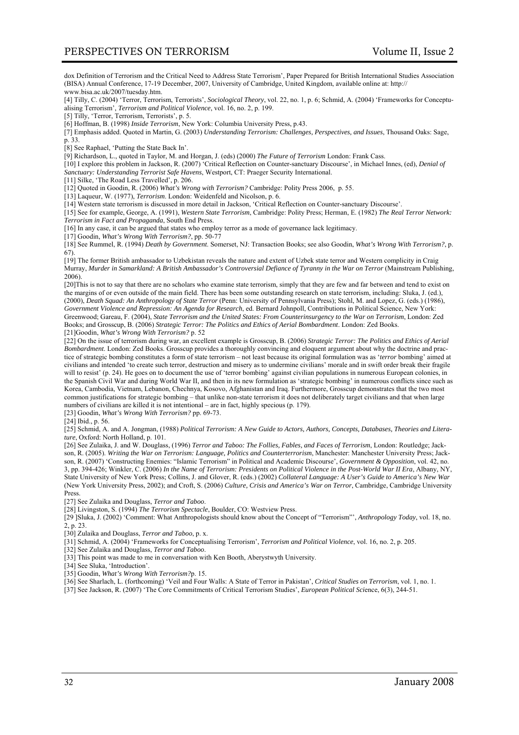dox Definition of Terrorism and the Critical Need to Address State Terrorism', Paper Prepared for British International Studies Association (BISA) Annual Conference, 17-19 December, 2007, University of Cambridge, United Kingdom, available online at: http:// www.bisa.ac.uk/2007/tuesday.htm.

[4] Tilly, C. (2004) 'Terror, Terrorism, Terrorists', *Sociological Theory*, vol. 22, no. 1, p. 6; Schmid, A. (2004) 'Frameworks for Conceptualising Terrorism', *Terrorism and Political Violence*, vol. 16, no. 2, p. 199.

[5] Tilly, 'Terror, Terrorism, Terrorists', p. 5.

[6] Hoffman, B. (1998) *Inside Terrorism*, New York: Columbia University Press, p.43.

[7] Emphasis added. Quoted in Martin, G. (2003) *Understanding Terrorism: Challenges, Perspectives, and Issues*, Thousand Oaks: Sage, p. 33.

[8] See Raphael, 'Putting the State Back In'.

[9] Richardson, L., quoted in Taylor, M. and Horgan, J. (eds) (2000) *The Future of Terrorism* London: Frank Cass.

[10] I explore this problem in Jackson, R. (2007) 'Critical Reflection on Counter-sanctuary Discourse', in Michael Innes, (ed), *Denial of Sanctuary: Understanding Terrorist Safe Havens*, Westport, CT: Praeger Security International.

[11] Silke, 'The Road Less Travelled', p. 206.

[12] Quoted in Goodin, R. (2006) *What's Wrong with Terrorism?* Cambridge: Polity Press 2006, p. 55.

[13] Laqueur, W. (1977), *Terrorism*. London: Weidenfeld and Nicolson, p. 6.

[14] Western state terrorism is discussed in more detail in Jackson, 'Critical Reflection on Counter-sanctuary Discourse'.

[15] See for example, George, A. (1991), *Western State Terrorism*, Cambridge: Polity Press; Herman, E. (1982) *The Real Terror Network: Terrorism in Fact and Propaganda*, South End Press.

[16] In any case, it can be argued that states who employ terror as a mode of governance lack legitimacy.

[17] Goodin, *What's Wrong With Terrorism?*, pp. 50-77

[18] See Rummel, R. (1994) *Death by Government*. Somerset, NJ: Transaction Books; see also Goodin, *What's Wrong With Terrorism?*, p. 67).

[19] The former British ambassador to Uzbekistan reveals the nature and extent of Uzbek state terror and Western complicity in Craig Murray, *Murder in Samarkland: A British Ambassador's Controversial Defiance of Tyranny in the War on Terror* (Mainstream Publishing, 2006).

[20]This is not to say that there are no scholars who examine state terrorism, simply that they are few and far between and tend to exist on the margins of or even outside of the main field. There has been some outstanding research on state terrorism, including: Sluka, J. (ed.), (2000), *Death Squad: An Anthropology of State Terror* (Penn: University of Pennsylvania Press); Stohl, M. and Lopez, G. (eds.) (1986), *Government Violence and Repression: An Agenda for Research*, ed. Bernard Johnpoll, Contributions in Political Science, New York: Greenwood; Gareau, F. (2004), *State Terrorism and the United States: From Counterinsurgency to the War on Terrorism*, London: Zed Books; and Grosscup, B. (2006) *Strategic Terror: The Politics and Ethics of Aerial Bombardment*. London: Zed Books.

[21]Goodin, *What's Wrong With Terrorism?* p. 52

[22] On the issue of terrorism during war, an excellent example is Grosscup, B. (2006) *Strategic Terror: The Politics and Ethics of Aerial Bombardment*. London: Zed Books. Grosscup provides a thoroughly convincing and eloquent argument about why the doctrine and practice of strategic bombing constitutes a form of state terrorism – not least because its original formulation was as '*terror* bombing' aimed at civilians and intended 'to create such terror, destruction and misery as to undermine civilians' morale and in swift order break their fragile will to resist' (p. 24). He goes on to document the use of 'terror bombing' against civilian populations in numerous European colonies, in the Spanish Civil War and during World War II, and then in its new formulation as 'strategic bombing' in numerous conflicts since such as Korea, Cambodia, Vietnam, Lebanon, Chechnya, Kosovo, Afghanistan and Iraq. Furthermore, Grosscup demonstrates that the two most common justifications for strategic bombing – that unlike non-state terrorism it does not deliberately target civilians and that when large numbers of civilians are killed it is not intentional – are in fact, highly specious (p. 179).

[23] Goodin, *What's Wrong With Terrorism?* pp. 69-73.

[24] Ibid., p. 56.

[25] Schmid, A. and A. Jongman, (1988) *Political Terrorism: A New Guide to Actors, Authors, Concepts, Databases, Theories and Literature*, Oxford: North Holland, p. 101.

[26] See Zulaika, J. and W. Douglass, (1996) *Terror and Taboo: The Follies, Fables, and Faces of Terrorism*, London: Routledge; Jackson, R. (2005). *Writing the War on Terrorism: Language, Politics and Counterterrorism*, Manchester: Manchester University Press; Jackson, R. (2007) 'Constructing Enemies: "Islamic Terrorism" in Political and Academic Discourse', *Government & Opposition*, vol. 42, no. 3, pp. 394-426; Winkler, C. (2006) *In the Name of Terrorism: Presidents on Political Violence in the Post-World War II Era*, Albany, NY, State University of New York Press; Collins, J. and Glover, R. (eds.) (2002) *Collateral Language: A User's Guide to America's New War* (New York University Press, 2002); and Croft, S. (2006) *Culture, Crisis and America's War on Terror*, Cambridge, Cambridge University Press.

[27] See Zulaika and Douglass, *Terror and Taboo*.

[28] Livingston, S. (1994) *The Terrorism Spectacle*, Boulder, CO: Westview Press.

[29 ]Sluka, J. (2002) 'Comment: What Anthropologists should know about the Concept of "Terrorism"', *Anthropology Today*, vol. 18, no. 2, p. 23.

[30] Zulaika and Douglass, *Terror and Taboo*, p. x.

[31] Schmid, A. (2004) 'Frameworks for Conceptualising Terrorism', *Terrorism and Political Violence*, vol. 16, no. 2, p. 205.

[32] See Zulaika and Douglass, *Terror and Taboo*.

[33] This point was made to me in conversation with Ken Booth, Aberystwyth University.

[34] See Sluka, 'Introduction'.

[35] Goodin, *What's Wrong With Terrorism?*p. 15.

[36] See Sharlach, L. (forthcoming) 'Veil and Four Walls: A State of Terror in Pakistan', *Critical Studies on Terrorism*, vol. 1, no. 1.

[37] See Jackson, R. (2007) 'The Core Commitments of Critical Terrorism Studies', *European Political Sci*ence, 6(3), 244-51.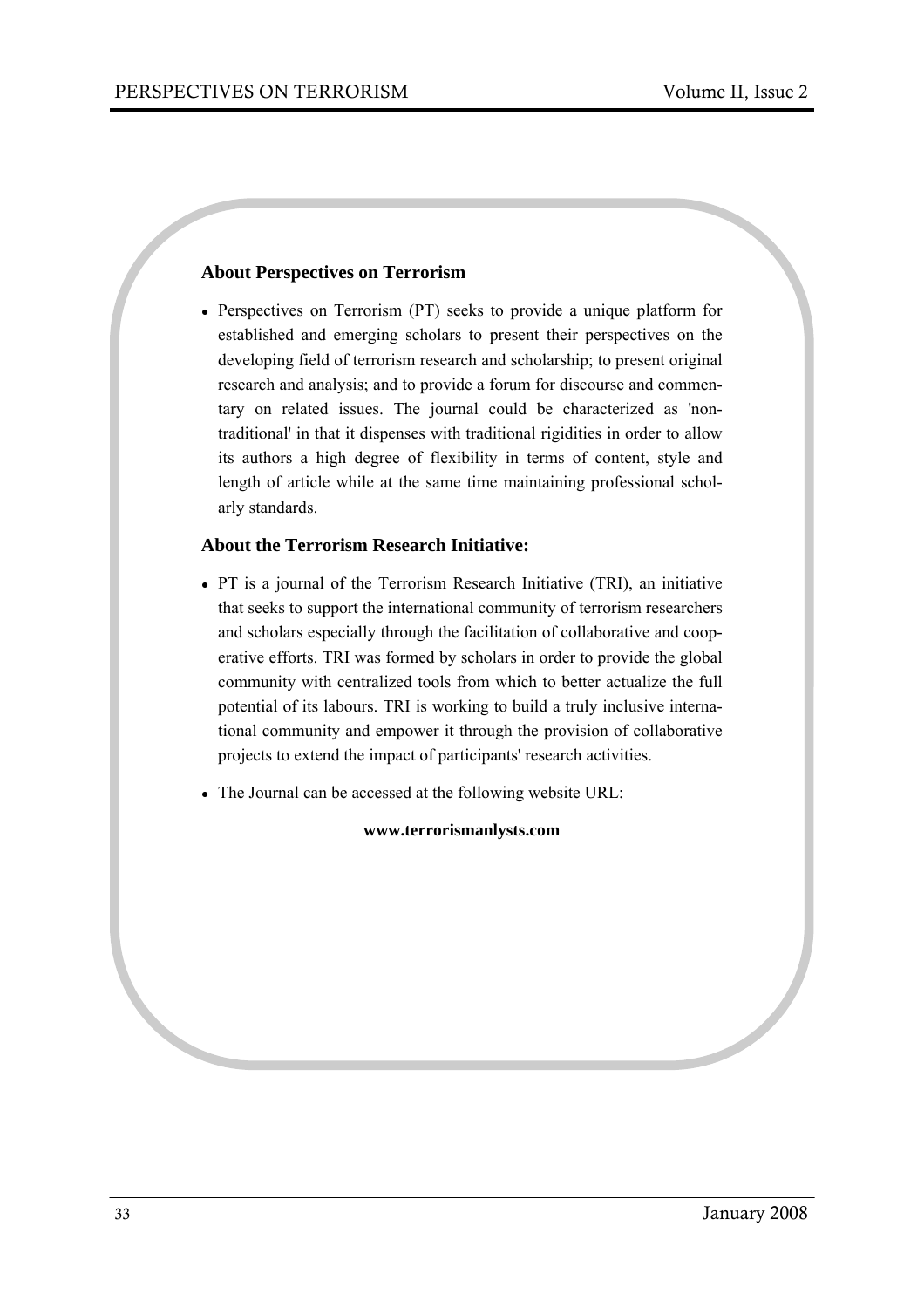### About Perspectives on Terrorism

- Perspectives on Terrorism (PT) seeks to provide a unique platform for established and emerging scholars to present their perspectives on the developing field of terrorism research and scholarship; to present original research and analysis; and to provide a forum for discourse and commentary on related issues. The journal could be characterized as 'non-traditional' in that it dispenses with traditional rigidities in order to allow its authors a high degree of flexibility in terms of content, style and length of article while at the same time maintaining professional scholarly standards.

### About the Terrorism Research Initiative:

- PT is a journal of the Terrorism Research Initiative (TRI), an initiative that seeks to support the international community of terrorism researchers and scholars especially through the facilitation of collaborative and cooperative efforts. TRI was formed by scholars in order to provide the global community with centralized tools from which to better actualize the full potential of its labours. TRI is working to build a truly inclusive international community and empower it through the provision of collaborative projects to extend the impact of participants' research activities.

- The Journal can be accessed at the following website URL:

**www.terrorismanlysts.com**